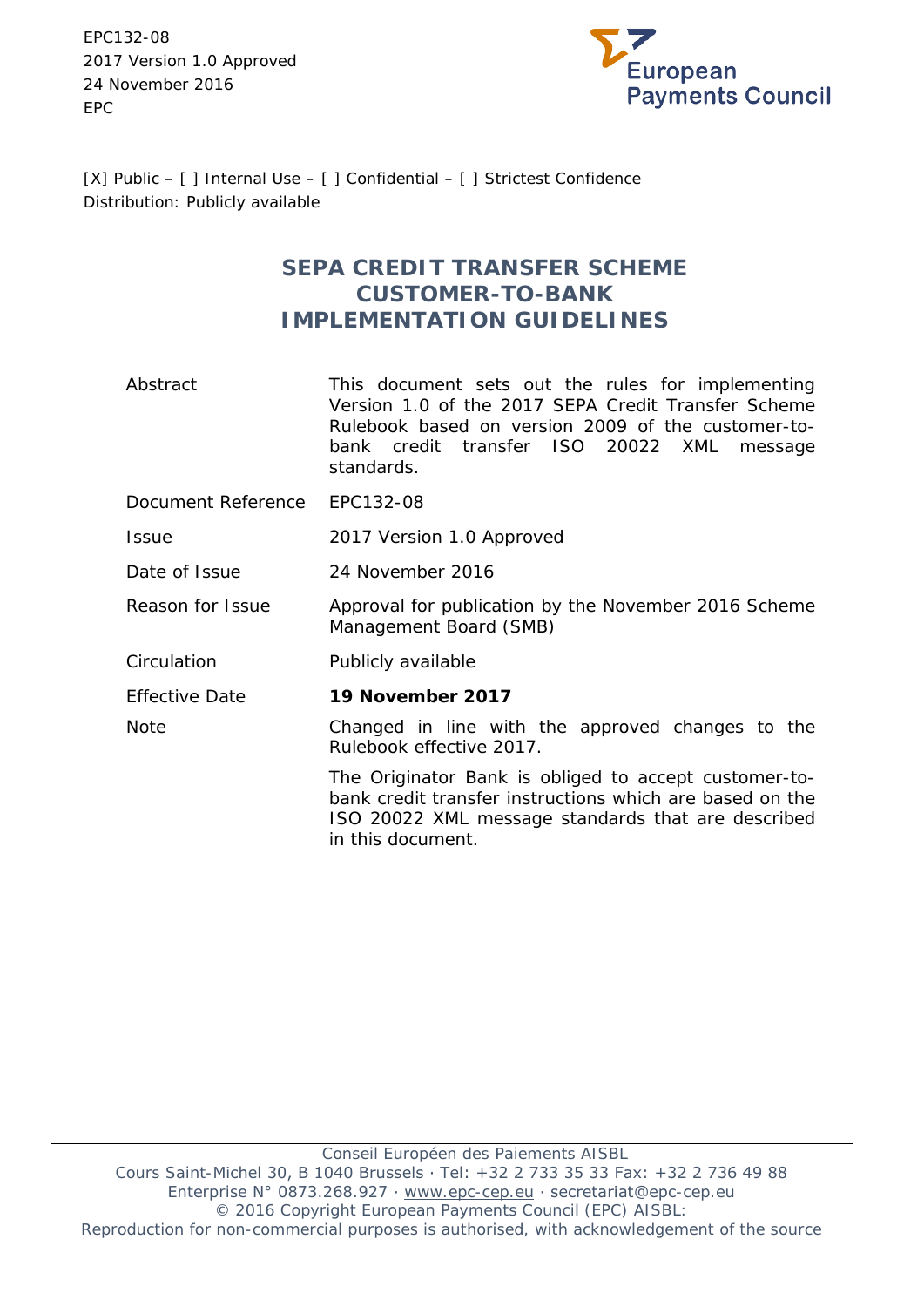EPC132-08
2017 Version 1.0 Approved
24 November 2016
EPC

[X] Public – [ ] Internal Use – [ ] Confidential – [ ] Strictest Confidence
Distribution: Publicly available

# SEPA CREDIT TRANSFER SCHEME CUSTOMER-TO-BANK IMPLEMENTATION GUIDELINES

| | |
|---|---|
| Abstract | This document sets out the rules for implementing Version 1.0 of the 2017 SEPA Credit Transfer Scheme Rulebook based on version 2009 of the customer-to-bank credit transfer ISO 20022 XML message standards. |
| Document Reference | EPC132-08 |
| Issue | 2017 Version 1.0 Approved |
| Date of Issue | 24 November 2016 |
| Reason for Issue | Approval for publication by the November 2016 Scheme Management Board (SMB) |
| Circulation | Publicly available |
| Effective Date | **19 November 2017** |
| Note | Changed in line with the approved changes to the Rulebook effective 2017.<br><br>The Originator Bank is obliged to accept customer-to-bank credit transfer instructions which are based on the ISO 20022 XML message standards that are described in this document. |

Conseil Européen des Paiements AISBL
Cours Saint-Michel 30, B 1040 Brussels · Tel: +32 2 733 35 33 Fax: +32 2 736 49 88
Enterprise N° 0873.268.927 · www.epc-cep.eu · secretariat@epc-cep.eu
© 2016 Copyright European Payments Council (EPC) AISBL:
Reproduction for non-commercial purposes is authorised, with acknowledgement of the source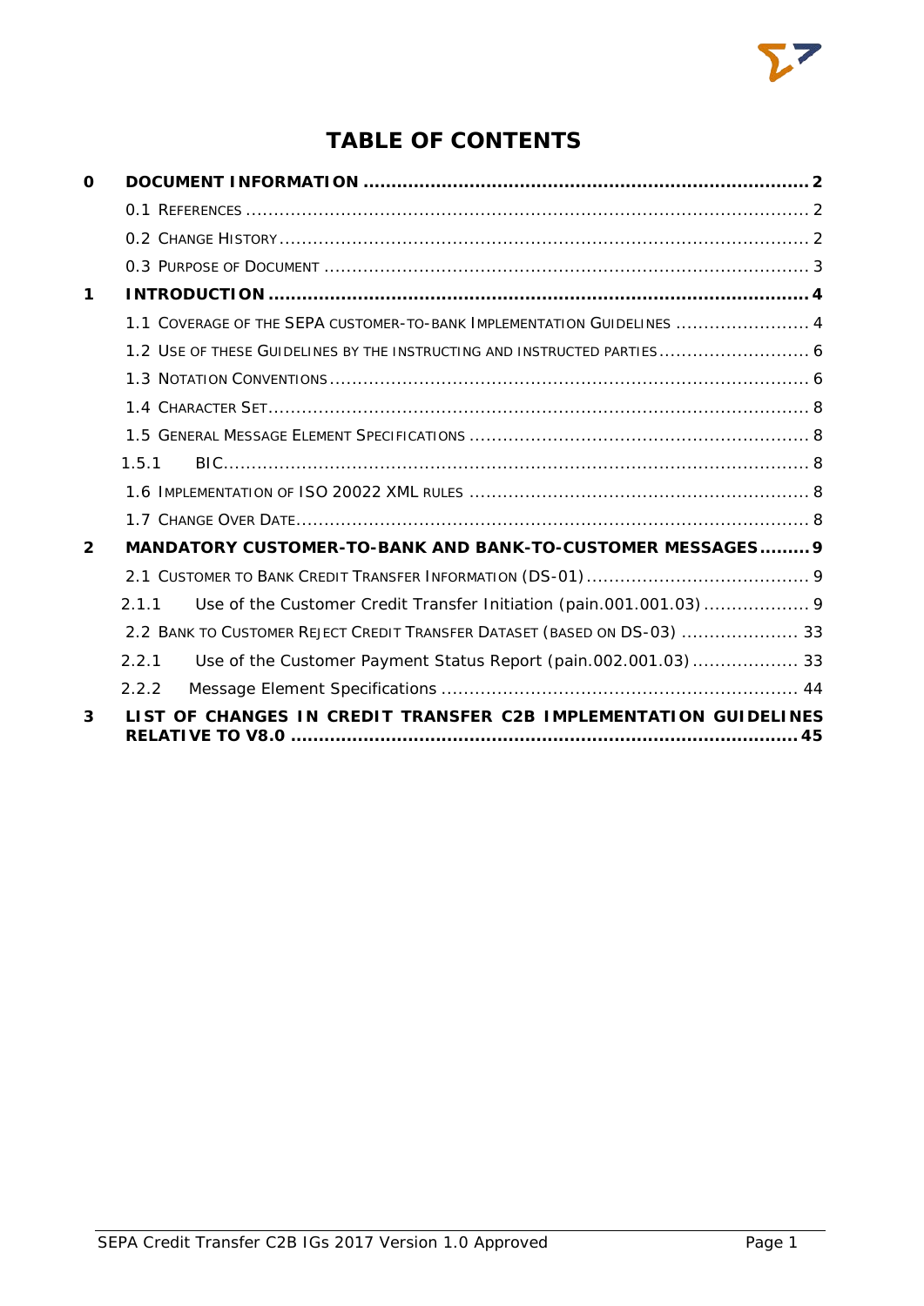# TABLE OF CONTENTS

**0 DOCUMENT INFORMATION ........................................................................ 2**

0.1 REFERENCES ........................................................................................ 2

0.2 CHANGE HISTORY ................................................................................. 2

0.3 PURPOSE OF DOCUMENT ........................................................................ 3

**1 INTRODUCTION ....................................................................................... 4**

1.1 COVERAGE OF THE SEPA CUSTOMER-TO-BANK IMPLEMENTATION GUIDELINES ........................ 4

1.2 USE OF THESE GUIDELINES BY THE INSTRUCTING AND INSTRUCTED PARTIES ........................... 6

1.3 NOTATION CONVENTIONS ......................................................................... 6

1.4 CHARACTER SET ..................................................................................... 8

1.5 GENERAL MESSAGE ELEMENT SPECIFICATIONS ............................................... 8

1.5.1 BIC ..................................................................................................... 8

1.6 IMPLEMENTATION OF ISO 20022 XML RULES ................................................ 8

1.7 CHANGE OVER DATE ................................................................................ 8

**2 MANDATORY CUSTOMER-TO-BANK AND BANK-TO-CUSTOMER MESSAGES ......... 9**

2.1 CUSTOMER TO BANK CREDIT TRANSFER INFORMATION (DS-01) ........................................ 9

2.1.1 Use of the Customer Credit Transfer Initiation (pain.001.001.03) ................... 9

2.2 BANK TO CUSTOMER REJECT CREDIT TRANSFER DATASET (BASED ON DS-03) ..................... 33

2.2.1 Use of the Customer Payment Status Report (pain.002.001.03) ................... 33

2.2.2 Message Element Specifications ................................................................ 44

**3 LIST OF CHANGES IN CREDIT TRANSFER C2B IMPLEMENTATION GUIDELINES RELATIVE TO V8.0 ........................................................................................ 45**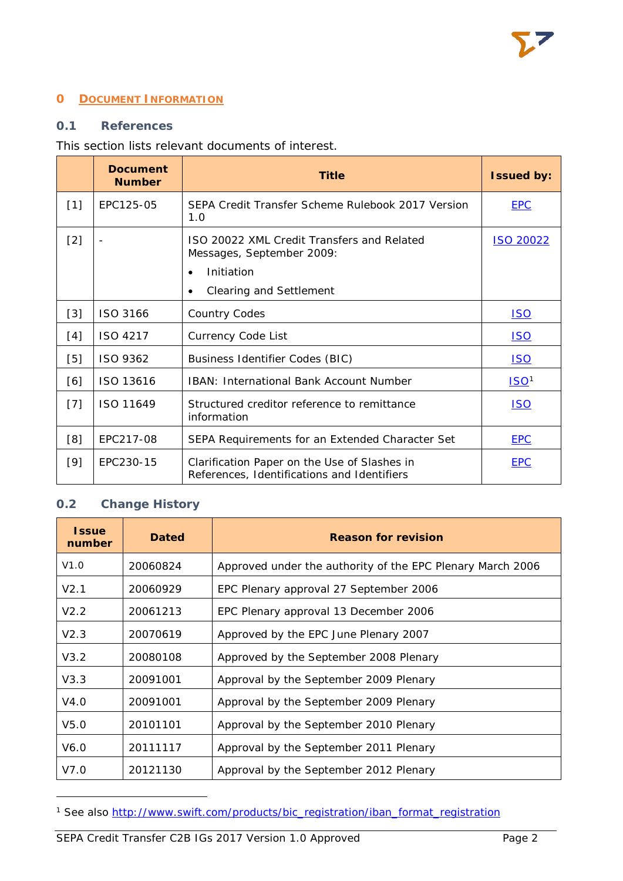# 0 Document Information

## 0.1 References

This section lists relevant documents of interest.

| | Document Number | Title | Issued by: |
|---|---|---|---|
| [1] | EPC125-05 | SEPA Credit Transfer Scheme Rulebook 2017 Version 1.0 | EPC |
| [2] | - | ISO 20022 XML Credit Transfers and Related Messages, September 2009:<br>• Initiation<br>• Clearing and Settlement | ISO 20022 |
| [3] | ISO 3166 | Country Codes | ISO |
| [4] | ISO 4217 | Currency Code List | ISO |
| [5] | ISO 9362 | Business Identifier Codes (BIC) | ISO |
| [6] | ISO 13616 | IBAN: International Bank Account Number | ISO[1] |
| [7] | ISO 11649 | Structured creditor reference to remittance information | ISO |
| [8] | EPC217-08 | SEPA Requirements for an Extended Character Set | EPC |
| [9] | EPC230-15 | Clarification Paper on the Use of Slashes in References, Identifications and Identifiers | EPC |

## 0.2 Change History

| Issue number | Dated | Reason for revision |
|---|---|---|
| V1.0 | 20060824 | Approved under the authority of the EPC Plenary March 2006 |
| V2.1 | 20060929 | EPC Plenary approval 27 September 2006 |
| V2.2 | 20061213 | EPC Plenary approval 13 December 2006 |
| V2.3 | 20070619 | Approved by the EPC June Plenary 2007 |
| V3.2 | 20080108 | Approved by the September 2008 Plenary |
| V3.3 | 20091001 | Approval by the September 2009 Plenary |
| V4.0 | 20091001 | Approval by the September 2009 Plenary |
| V5.0 | 20101101 | Approval by the September 2010 Plenary |
| V6.0 | 20111117 | Approval by the September 2011 Plenary |
| V7.0 | 20121130 | Approval by the September 2012 Plenary |

[1] See also http://www.swift.com/products/bic_registration/iban_format_registration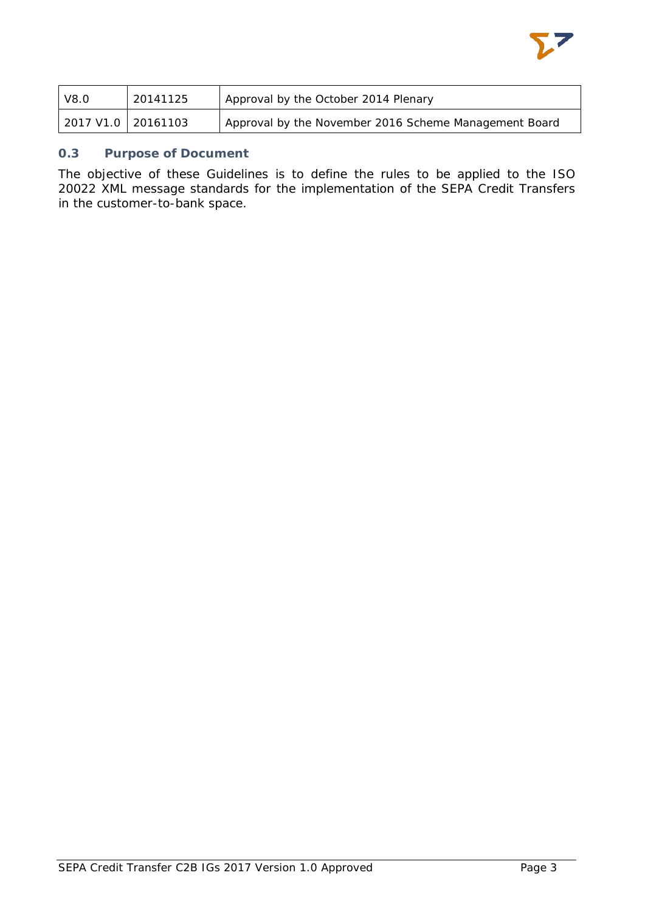| V8.0 | 20141125 | Approval by the October 2014 Plenary |
|---|---|---|
| 2017 V1.0 | 20161103 | Approval by the November 2016 Scheme Management Board |

## 0.3 Purpose of Document

The objective of these Guidelines is to define the rules to be applied to the ISO 20022 XML message standards for the implementation of the SEPA Credit Transfers in the customer-to-bank space.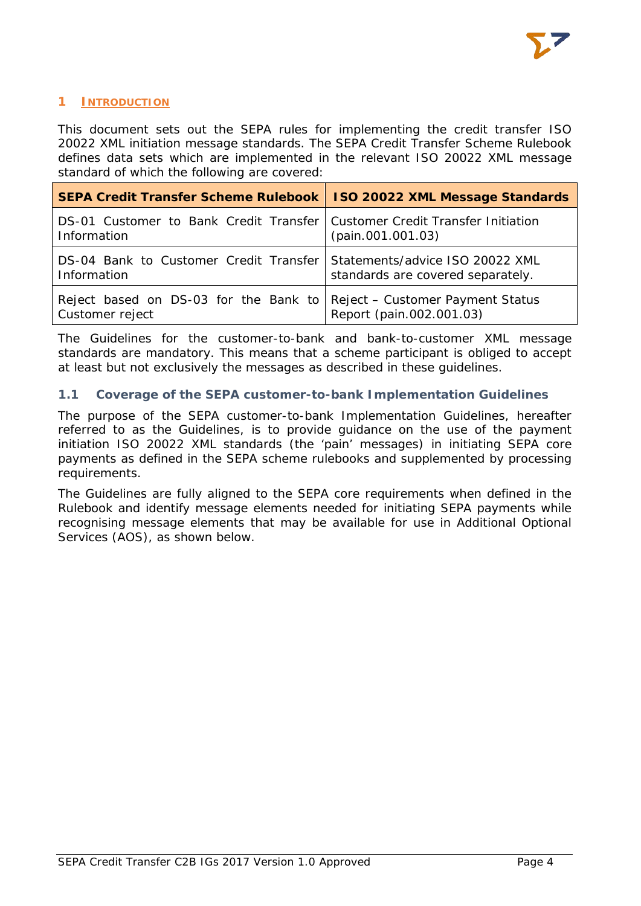# 1 INTRODUCTION

This document sets out the SEPA rules for implementing the credit transfer ISO 20022 XML initiation message standards. The SEPA Credit Transfer Scheme Rulebook defines data sets which are implemented in the relevant ISO 20022 XML message standard of which the following are covered:

| SEPA Credit Transfer Scheme Rulebook | ISO 20022 XML Message Standards |
| --- | --- |
| DS-01 Customer to Bank Credit Transfer Information | Customer Credit Transfer Initiation (pain.001.001.03) |
| DS-04 Bank to Customer Credit Transfer Information | Statements/advice ISO 20022 XML standards are covered separately. |
| Reject based on DS-03 for the Bank to Customer reject | Reject – Customer Payment Status Report (pain.002.001.03) |

The Guidelines for the customer-to-bank and bank-to-customer XML message standards are mandatory. This means that a scheme participant is obliged to accept at least but not exclusively the messages as described in these guidelines.

## 1.1 Coverage of the SEPA customer-to-bank Implementation Guidelines

The purpose of the SEPA customer-to-bank Implementation Guidelines, hereafter referred to as the Guidelines, is to provide guidance on the use of the payment initiation ISO 20022 XML standards (the 'pain' messages) in initiating SEPA core payments as defined in the SEPA scheme rulebooks and supplemented by processing requirements.

The Guidelines are fully aligned to the SEPA core requirements when defined in the Rulebook and identify message elements needed for initiating SEPA payments while recognising message elements that may be available for use in Additional Optional Services (AOS), as shown below.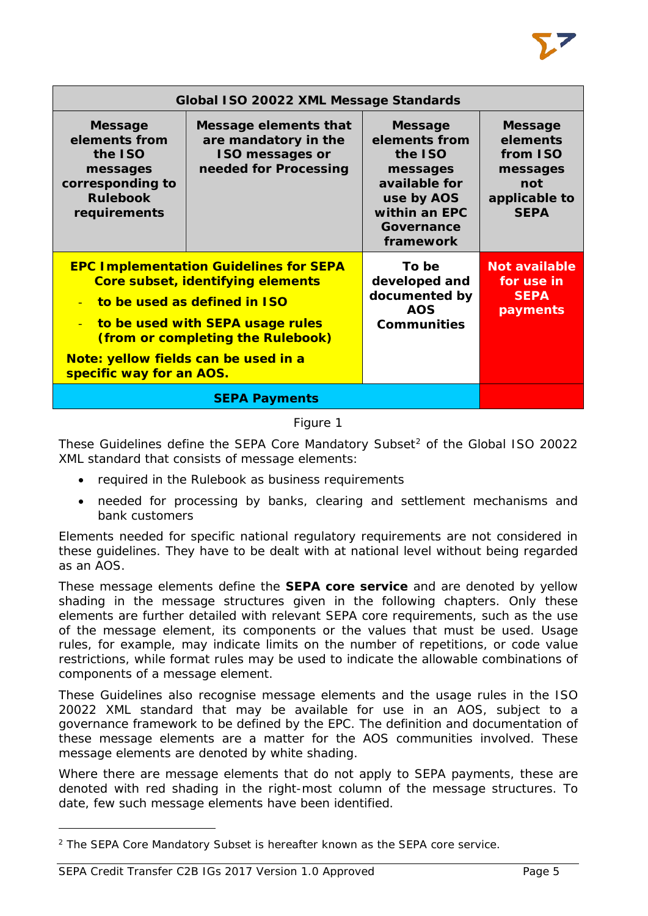| Global ISO 20022 XML Message Standards | | | |
|---|---|---|---|
| **Message elements from the ISO messages corresponding to Rulebook requirements** | **Message elements that are mandatory in the ISO messages or needed for Processing** | **Message elements from the ISO messages available for use by AOS within an EPC Governance framework** | **Message elements from ISO messages not applicable to SEPA** |
| **EPC Implementation Guidelines for SEPA Core subset, identifying elements**<br>- **to be used as defined in ISO**<br>- **to be used with SEPA usage rules (from or completing the Rulebook)**<br>**Note: yellow fields can be used in a specific way for an AOS.** | | **To be developed and documented by AOS Communities** | **Not available for use in SEPA payments** |
| **SEPA Payments** | | | |

Figure 1

These Guidelines define the SEPA Core Mandatory Subset[2] of the Global ISO 20022 XML standard that consists of message elements:

- required in the Rulebook as business requirements
- needed for processing by banks, clearing and settlement mechanisms and bank customers

Elements needed for specific national regulatory requirements are not considered in these guidelines. They have to be dealt with at national level without being regarded as an AOS.

These message elements define the **SEPA core service** and are denoted by yellow shading in the message structures given in the following chapters. Only these elements are further detailed with relevant SEPA core requirements, such as the use of the message element, its components or the values that must be used. Usage rules, for example, may indicate limits on the number of repetitions, or code value restrictions, while format rules may be used to indicate the allowable combinations of components of a message element.

These Guidelines also recognise message elements and the usage rules in the ISO 20022 XML standard that may be available for use in an AOS, subject to a governance framework to be defined by the EPC. The definition and documentation of these message elements are a matter for the AOS communities involved. These message elements are denoted by white shading.

Where there are message elements that do not apply to SEPA payments, these are denoted with red shading in the right-most column of the message structures. To date, few such message elements have been identified.

[2] The SEPA Core Mandatory Subset is hereafter known as the SEPA core service.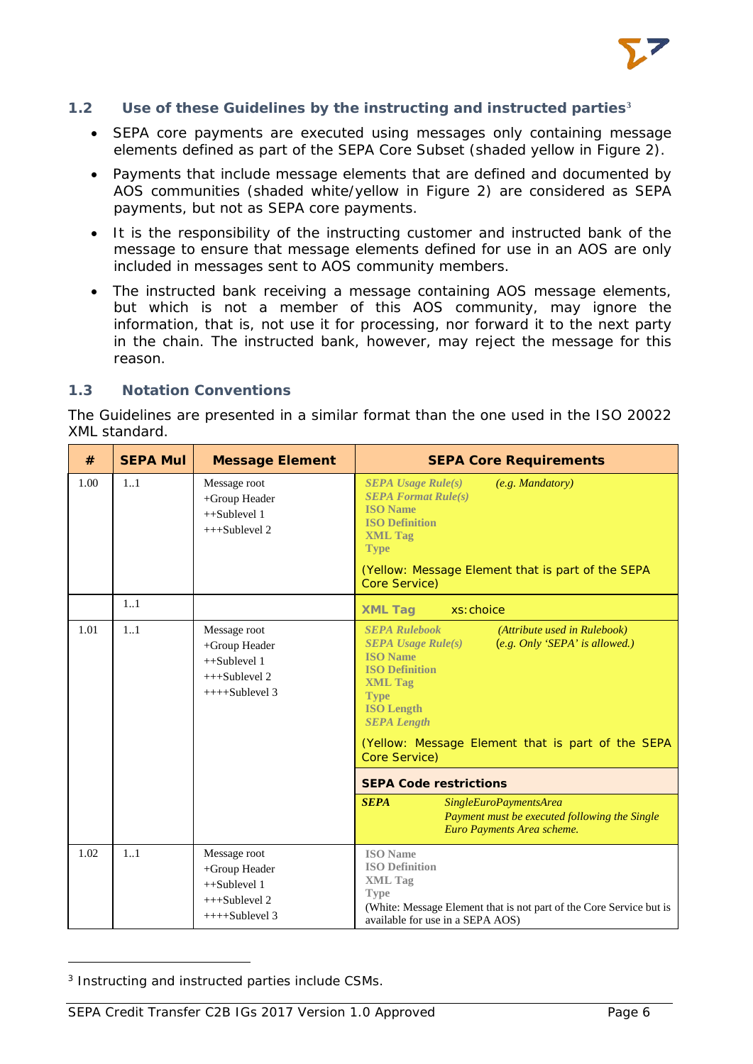## 1.2 Use of these Guidelines by the instructing and instructed parties[3]

- SEPA core payments are executed using messages only containing message elements defined as part of the SEPA Core Subset (shaded yellow in Figure 2).
- Payments that include message elements that are defined and documented by AOS communities (shaded white/yellow in Figure 2) are considered as SEPA payments, but not as SEPA core payments.
- It is the responsibility of the instructing customer and instructed bank of the message to ensure that message elements defined for use in an AOS are only included in messages sent to AOS community members.
- The instructed bank receiving a message containing AOS message elements, but which is not a member of this AOS community, may ignore the information, that is, not use it for processing, nor forward it to the next party in the chain. The instructed bank, however, may reject the message for this reason.

## 1.3 Notation Conventions

The Guidelines are presented in a similar format than the one used in the ISO 20022 XML standard.

| # | SEPA Mul | Message Element | SEPA Core Requirements |
|---|---|---|---|
| 1.00 | 1..1 | Message root<br>+Group Header<br>++Sublevel 1<br>+++Sublevel 2 | ***SEPA Usage Rule(s)*** *(e.g. Mandatory)*<br>***SEPA Format Rule(s)***<br>**ISO Name**<br>**ISO Definition**<br>**XML Tag**<br>**Type**<br>(Yellow: Message Element that is part of the SEPA Core Service) |
| | 1..1 | | **XML Tag** xs:choice |
| 1.01 | 1..1 | Message root<br>+Group Header<br>++Sublevel 1<br>+++Sublevel 2<br>++++Sublevel 3 | ***SEPA Rulebook*** *(Attribute used in Rulebook)*<br>***SEPA Usage Rule(s)*** *(e.g. Only 'SEPA' is allowed.)*<br>**ISO Name**<br>**ISO Definition**<br>**XML Tag**<br>**Type**<br>**ISO Length**<br>***SEPA Length***<br>(Yellow: Message Element that is part of the SEPA Core Service)<br>**SEPA Code restrictions**<br>***SEPA*** *SingleEuroPaymentsArea* *Payment must be executed following the Single Euro Payments Area scheme.* |
| 1.02 | 1..1 | Message root<br>+Group Header<br>++Sublevel 1<br>+++Sublevel 2<br>++++Sublevel 3 | **ISO Name**<br>**ISO Definition**<br>**XML Tag**<br>**Type**<br>(White: Message Element that is not part of the Core Service but is available for use in a SEPA AOS) |

[3] Instructing and instructed parties include CSMs.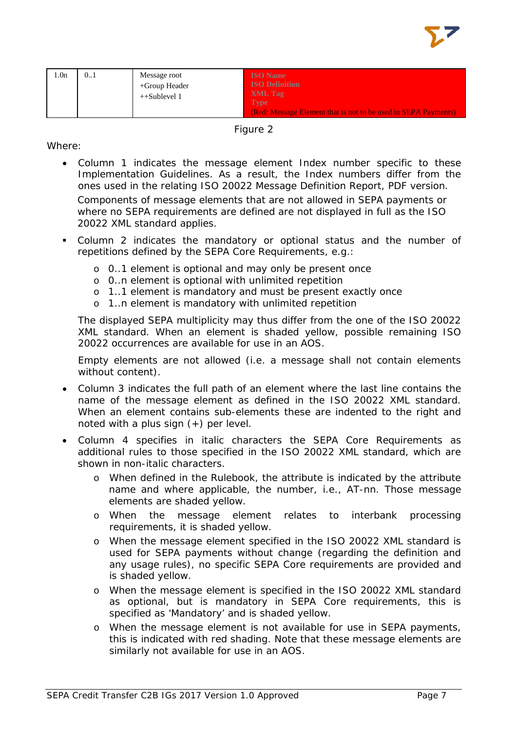| 1.0n | 0..1 | Message root<br>+Group Header<br>++Sublevel 1 | ISO Name<br>ISO Definition<br>XML Tag<br>Type<br>(Red: Message Element that is not to be used in SEPA Payments) |
|---|---|---|---|

Figure 2

Where:

- Column 1 indicates the message element Index number specific to these Implementation Guidelines. As a result, the Index numbers differ from the ones used in the relating ISO 20022 Message Definition Report, PDF version.

  Components of message elements that are not allowed in SEPA payments or where no SEPA requirements are defined are not displayed in full as the ISO 20022 XML standard applies.

- Column 2 indicates the mandatory or optional status and the number of repetitions defined by the SEPA Core Requirements, e.g.:
  - 0..1 element is optional and may only be present once
  - 0..n element is optional with unlimited repetition
  - 1..1 element is mandatory and must be present exactly once
  - 1..n element is mandatory with unlimited repetition

  The displayed SEPA multiplicity may thus differ from the one of the ISO 20022 XML standard. When an element is shaded yellow, possible remaining ISO 20022 occurrences are available for use in an AOS.

  Empty elements are not allowed (i.e. a message shall not contain elements without content).

- Column 3 indicates the full path of an element where the last line contains the name of the message element as defined in the ISO 20022 XML standard. When an element contains sub-elements these are indented to the right and noted with a plus sign (+) per level.

- Column 4 specifies in italic characters the SEPA Core Requirements as additional rules to those specified in the ISO 20022 XML standard, which are shown in non-italic characters.
  - When defined in the Rulebook, the attribute is indicated by the attribute name and where applicable, the number, i.e., AT-nn. Those message elements are shaded yellow.
  - When the message element relates to interbank processing requirements, it is shaded yellow.
  - When the message element specified in the ISO 20022 XML standard is used for SEPA payments without change (regarding the definition and any usage rules), no specific SEPA Core requirements are provided and is shaded yellow.
  - When the message element is specified in the ISO 20022 XML standard as optional, but is mandatory in SEPA Core requirements, this is specified as 'Mandatory' and is shaded yellow.
  - When the message element is not available for use in SEPA payments, this is indicated with red shading. Note that these message elements are similarly not available for use in an AOS.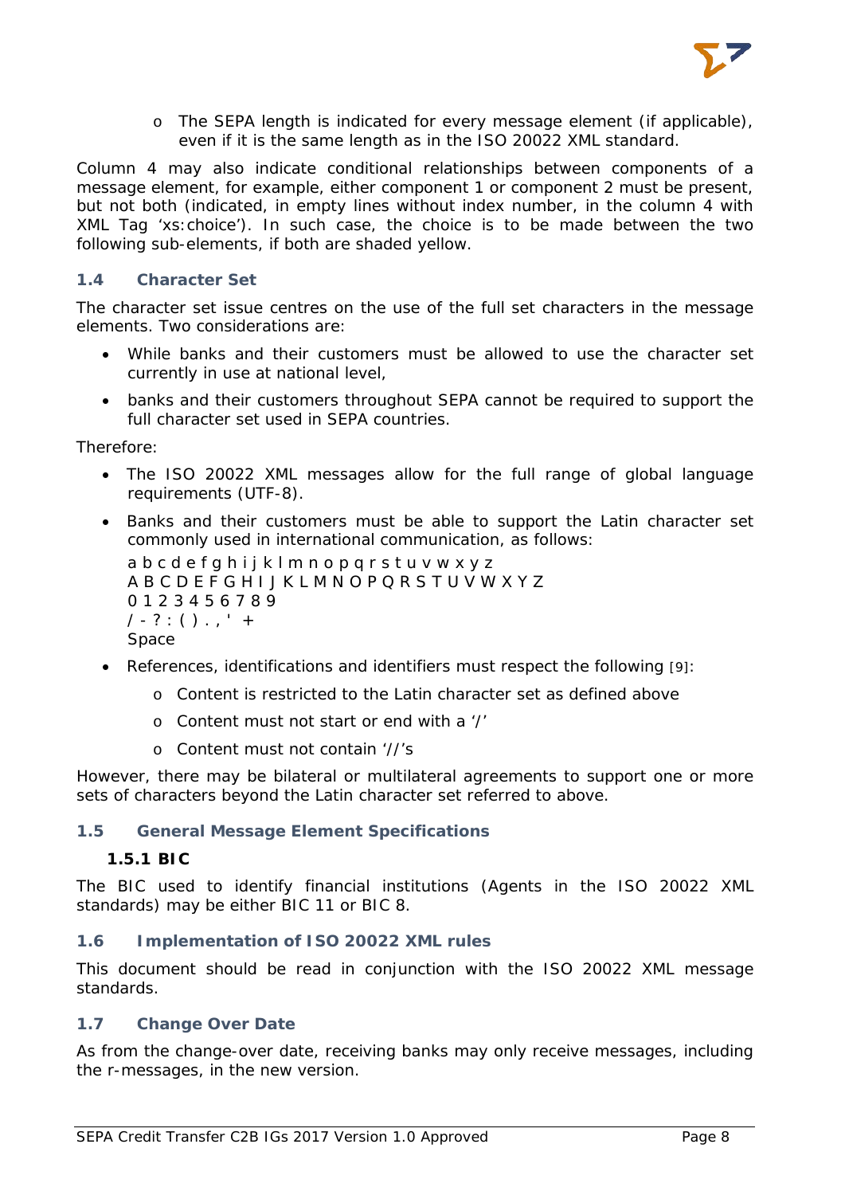- The SEPA length is indicated for every message element (if applicable), even if it is the same length as in the ISO 20022 XML standard.

Column 4 may also indicate conditional relationships between components of a message element, for example, either component 1 or component 2 must be present, but not both (indicated, in empty lines without index number, in the column 4 with XML Tag 'xs:choice'). In such case, the choice is to be made between the two following sub-elements, if both are shaded yellow.

## 1.4 Character Set

The character set issue centres on the use of the full set characters in the message elements. Two considerations are:

- While banks and their customers must be allowed to use the character set currently in use at national level,
- banks and their customers throughout SEPA cannot be required to support the full character set used in SEPA countries.

Therefore:

- The ISO 20022 XML messages allow for the full range of global language requirements (UTF-8).
- Banks and their customers must be able to support the Latin character set commonly used in international communication, as follows:
  a b c d e f g h i j k l m n o p q r s t u v w x y z
  A B C D E F G H I J K L M N O P Q R S T U V W X Y Z
  0 1 2 3 4 5 6 7 8 9
  / - ? : ( ) . , ' +
  Space
- References, identifications and identifiers must respect the following [9]:
  - Content is restricted to the Latin character set as defined above
  - Content must not start or end with a '/'
  - Content must not contain '//'s

However, there may be bilateral or multilateral agreements to support one or more sets of characters beyond the Latin character set referred to above.

## 1.5 General Message Element Specifications

### 1.5.1 BIC

The BIC used to identify financial institutions (Agents in the ISO 20022 XML standards) may be either BIC 11 or BIC 8.

## 1.6 Implementation of ISO 20022 XML rules

This document should be read in conjunction with the ISO 20022 XML message standards.

## 1.7 Change Over Date

As from the change-over date, receiving banks may only receive messages, including the r-messages, in the new version.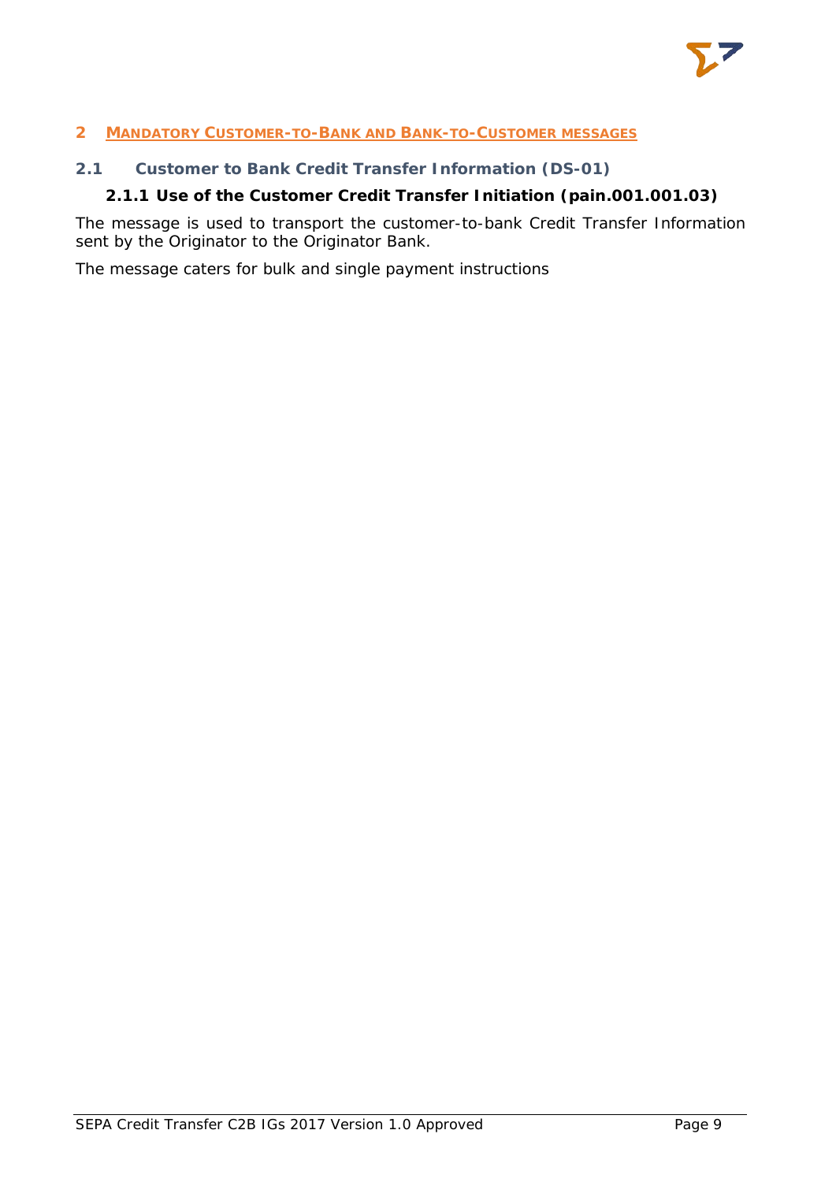# 2 MANDATORY CUSTOMER-TO-BANK AND BANK-TO-CUSTOMER MESSAGES

## 2.1 Customer to Bank Credit Transfer Information (DS-01)

### 2.1.1 Use of the Customer Credit Transfer Initiation (pain.001.001.03)

The message is used to transport the customer-to-bank Credit Transfer Information sent by the Originator to the Originator Bank.

The message caters for bulk and single payment instructions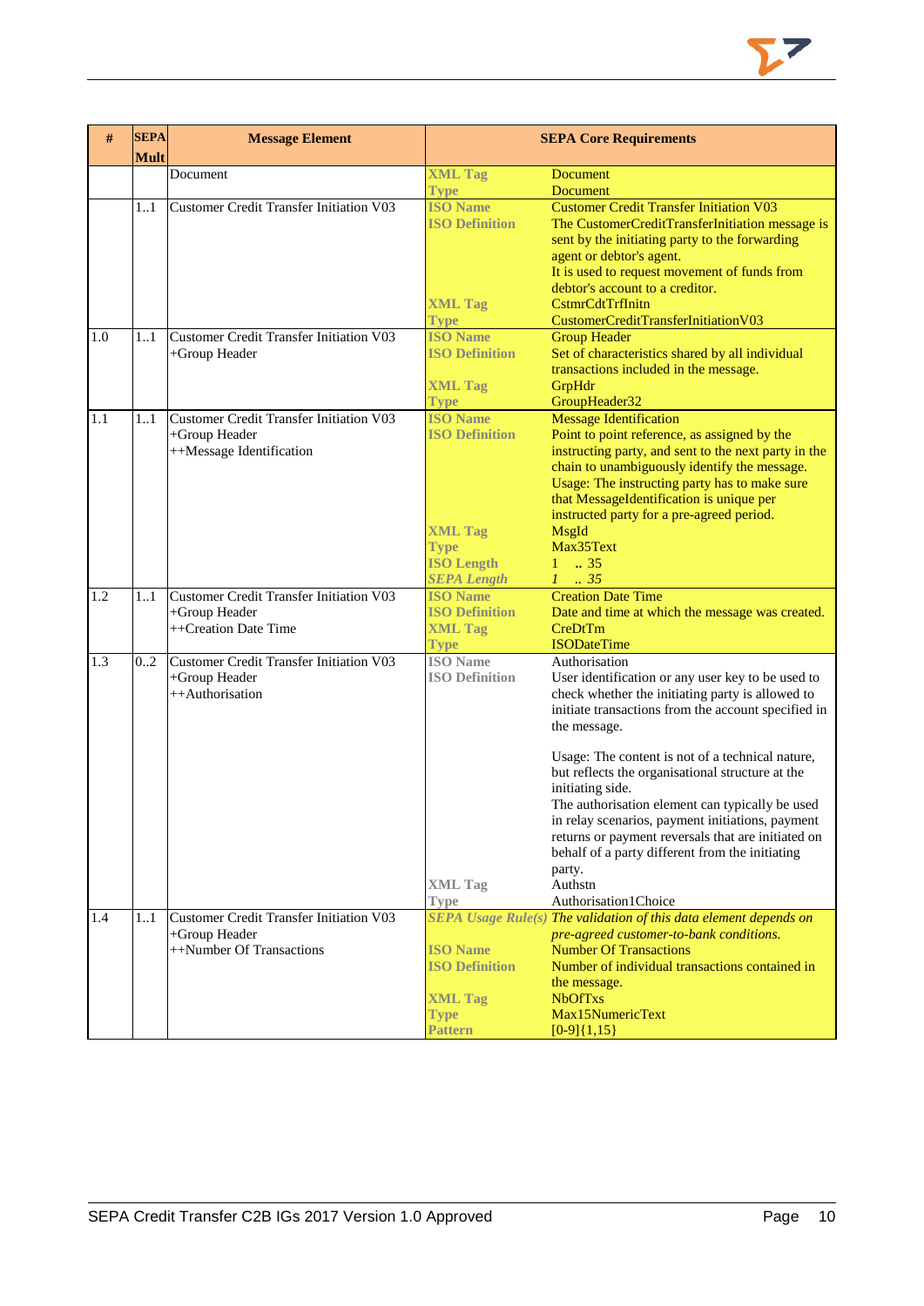| # | SEPA Mult | Message Element | SEPA Core Requirements | |
|---|---|---|---|---|
| | | Document | XML Tag<br>Type | Document<br>Document |
| | 1..1 | Customer Credit Transfer Initiation V03 | ISO Name<br>ISO Definition<br><br><br><br><br>XML Tag<br>Type | Customer Credit Transfer Initiation V03<br>The CustomerCreditTransferInitiation message is sent by the initiating party to the forwarding agent or debtor's agent.<br>It is used to request movement of funds from debtor's account to a creditor.<br>CstmrCdtTrfInitn<br>CustomerCreditTransferInitiationV03 |
| 1.0 | 1..1 | Customer Credit Transfer Initiation V03<br>+Group Header | ISO Name<br>ISO Definition<br><br>XML Tag<br>Type | Group Header<br>Set of characteristics shared by all individual transactions included in the message.<br>GrpHdr<br>GroupHeader32 |
| 1.1 | 1..1 | Customer Credit Transfer Initiation V03<br>+Group Header<br>++Message Identification | ISO Name<br>ISO Definition<br><br><br><br><br><br>XML Tag<br>Type<br>ISO Length<br>*SEPA Length* | Message Identification<br>Point to point reference, as assigned by the instructing party, and sent to the next party in the chain to unambiguously identify the message.<br>Usage: The instructing party has to make sure that MessageIdentification is unique per instructed party for a pre-agreed period.<br>MsgId<br>Max35Text<br>1 .. 35<br>*1 .. 35* |
| 1.2 | 1..1 | Customer Credit Transfer Initiation V03<br>+Group Header<br>++Creation Date Time | ISO Name<br>ISO Definition<br>XML Tag<br>Type | Creation Date Time<br>Date and time at which the message was created.<br>CreDtTm<br>ISODateTime |
| 1.3 | 0..2 | Customer Credit Transfer Initiation V03<br>+Group Header<br>++Authorisation | ISO Name<br>ISO Definition<br><br><br><br><br><br><br><br><br><br><br><br><br>XML Tag<br>Type | Authorisation<br>User identification or any user key to be used to check whether the initiating party is allowed to initiate transactions from the account specified in the message.<br><br>Usage: The content is not of a technical nature, but reflects the organisational structure at the initiating side.<br>The authorisation element can typically be used in relay scenarios, payment initiations, payment returns or payment reversals that are initiated on behalf of a party different from the initiating party.<br>Authstn<br>Authorisation1Choice |
| 1.4 | 1..1 | Customer Credit Transfer Initiation V03<br>+Group Header<br>++Number Of Transactions | *SEPA Usage Rule(s)*<br><br>ISO Name<br>ISO Definition<br><br>XML Tag<br>Type<br>Pattern | *The validation of this data element depends on pre-agreed customer-to-bank conditions.*<br>Number Of Transactions<br>Number of individual transactions contained in the message.<br>NbOfTxs<br>Max15NumericText<br>[0-9]{1,15} |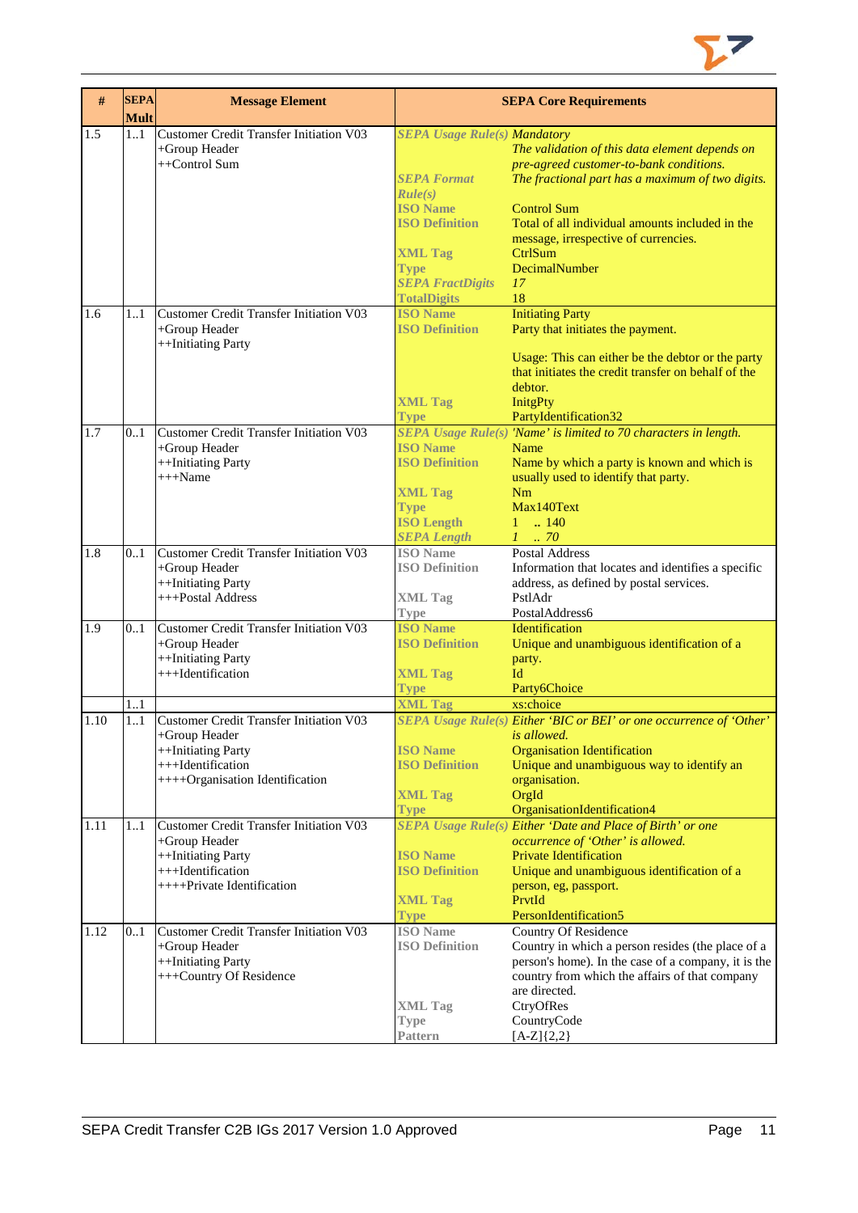| # | SEPA Mult | Message Element | SEPA Core Requirements | |
|---|---|---|---|---|
| 1.5 | 1..1 | Customer Credit Transfer Initiation V03<br>+Group Header<br>++Control Sum | *SEPA Usage Rule(s)* | *Mandatory*<br>*The validation of this data element depends on pre-agreed customer-to-bank conditions.* |
| | | | *SEPA Format Rule(s)* | *The fractional part has a maximum of two digits.* |
| | | | **ISO Name** | Control Sum |
| | | | **ISO Definition** | Total of all individual amounts included in the message, irrespective of currencies. |
| | | | **XML Tag** | CtrlSum |
| | | | **Type** | DecimalNumber |
| | | | *SEPA FractDigits* | *17* |
| | | | **TotalDigits** | 18 |
| 1.6 | 1..1 | Customer Credit Transfer Initiation V03<br>+Group Header<br>++Initiating Party | **ISO Name** | Initiating Party |
| | | | **ISO Definition** | Party that initiates the payment.<br><br>Usage: This can either be the debtor or the party that initiates the credit transfer on behalf of the debtor. |
| | | | **XML Tag** | InitgPty |
| | | | **Type** | PartyIdentification32 |
| 1.7 | 0..1 | Customer Credit Transfer Initiation V03<br>+Group Header<br>++Initiating Party<br>+++Name | *SEPA Usage Rule(s)* | *'Name' is limited to 70 characters in length.* |
| | | | **ISO Name** | Name |
| | | | **ISO Definition** | Name by which a party is known and which is usually used to identify that party. |
| | | | **XML Tag** | Nm |
| | | | **Type** | Max140Text |
| | | | **ISO Length** | 1 .. 140 |
| | | | *SEPA Length* | *1 .. 70* |
| 1.8 | 0..1 | Customer Credit Transfer Initiation V03<br>+Group Header<br>++Initiating Party<br>+++Postal Address | **ISO Name** | Postal Address |
| | | | **ISO Definition** | Information that locates and identifies a specific address, as defined by postal services. |
| | | | **XML Tag** | PstlAdr |
| | | | **Type** | PostalAddress6 |
| 1.9 | 0..1 | Customer Credit Transfer Initiation V03<br>+Group Header<br>++Initiating Party<br>+++Identification | **ISO Name** | Identification |
| | | | **ISO Definition** | Unique and unambiguous identification of a party. |
| | | | **XML Tag** | Id |
| | | | **Type** | Party6Choice |
| | 1..1 | | **XML Tag** | xs:choice |
| 1.10 | 1..1 | Customer Credit Transfer Initiation V03<br>+Group Header<br>++Initiating Party<br>+++Identification<br>++++Organisation Identification | *SEPA Usage Rule(s)* | *Either 'BIC or BEI' or one occurrence of 'Other' is allowed.* |
| | | | **ISO Name** | Organisation Identification |
| | | | **ISO Definition** | Unique and unambiguous way to identify an organisation. |
| | | | **XML Tag** | OrgId |
| | | | **Type** | OrganisationIdentification4 |
| 1.11 | 1..1 | Customer Credit Transfer Initiation V03<br>+Group Header<br>++Initiating Party<br>+++Identification<br>++++Private Identification | *SEPA Usage Rule(s)* | *Either 'Date and Place of Birth' or one occurrence of 'Other' is allowed.* |
| | | | **ISO Name** | Private Identification |
| | | | **ISO Definition** | Unique and unambiguous identification of a person, eg, passport. |
| | | | **XML Tag** | PrvtId |
| | | | **Type** | PersonIdentification5 |
| 1.12 | 0..1 | Customer Credit Transfer Initiation V03<br>+Group Header<br>++Initiating Party<br>+++Country Of Residence | **ISO Name** | Country Of Residence |
| | | | **ISO Definition** | Country in which a person resides (the place of a person's home). In the case of a company, it is the country from which the affairs of that company are directed. |
| | | | **XML Tag** | CtryOfRes |
| | | | **Type** | CountryCode |
| | | | **Pattern** | [A-Z]{2,2} |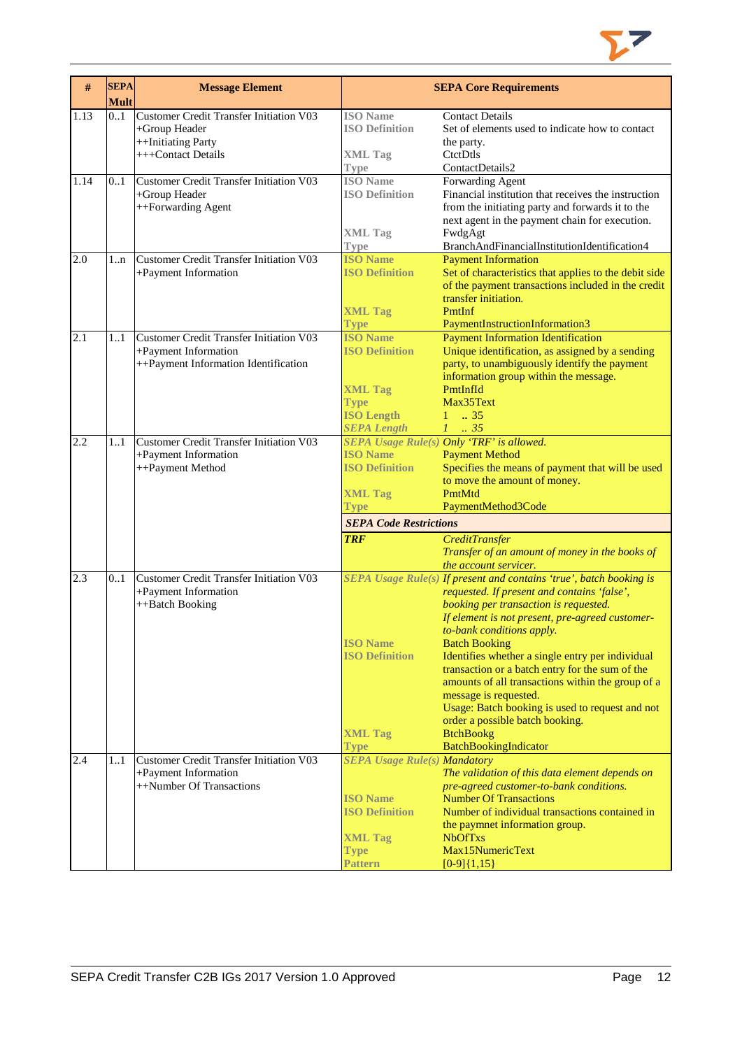| # | SEPA Mult | Message Element | SEPA Core Requirements | |
|---|---|---|---|---|
| 1.13 | 0..1 | Customer Credit Transfer Initiation V03<br>+Group Header<br>++Initiating Party<br>+++Contact Details | **ISO Name**<br>**ISO Definition**<br><br>**XML Tag**<br>**Type** | Contact Details<br>Set of elements used to indicate how to contact the party.<br>CtctDtls<br>ContactDetails2 |
| 1.14 | 0..1 | Customer Credit Transfer Initiation V03<br>+Group Header<br>++Forwarding Agent | **ISO Name**<br>**ISO Definition**<br><br><br>**XML Tag**<br>**Type** | Forwarding Agent<br>Financial institution that receives the instruction from the initiating party and forwards it to the next agent in the payment chain for execution.<br>FwdgAgt<br>BranchAndFinancialInstitutionIdentification4 |
| 2.0 | 1..n | Customer Credit Transfer Initiation V03<br>+Payment Information | **ISO Name**<br>**ISO Definition**<br><br><br>**XML Tag**<br>**Type** | Payment Information<br>Set of characteristics that applies to the debit side of the payment transactions included in the credit transfer initiation.<br>PmtInf<br>PaymentInstructionInformation3 |
| 2.1 | 1..1 | Customer Credit Transfer Initiation V03<br>+Payment Information<br>++Payment Information Identification | **ISO Name**<br>**ISO Definition**<br><br><br>**XML Tag**<br>**Type**<br>**ISO Length**<br>***SEPA Length*** | Payment Information Identification<br>Unique identification, as assigned by a sending party, to unambiguously identify the payment information group within the message.<br>PmtInfId<br>Max35Text<br>1 .. 35<br>*1 .. 35* |
| 2.2 | 1..1 | Customer Credit Transfer Initiation V03<br>+Payment Information<br>++Payment Method | ***SEPA Usage Rule(s)***<br>**ISO Name**<br>**ISO Definition**<br><br>**XML Tag**<br>**Type** | *Only 'TRF' is allowed.*<br>Payment Method<br>Specifies the means of payment that will be used to move the amount of money.<br>PmtMtd<br>PaymentMethod3Code |
| | | | ***SEPA Code Restrictions*** | |
| | | | ***TRF*** | *CreditTransfer*<br>*Transfer of an amount of money in the books of the account servicer.* |
| 2.3 | 0..1 | Customer Credit Transfer Initiation V03<br>+Payment Information<br>++Batch Booking | ***SEPA Usage Rule(s)***<br><br><br><br><br>**ISO Name**<br>**ISO Definition**<br><br><br><br><br><br>**XML Tag**<br>**Type** | *If present and contains 'true', batch booking is requested. If present and contains 'false', booking per transaction is requested.*<br>*If element is not present, pre-agreed customer-to-bank conditions apply.*<br>Batch Booking<br>Identifies whether a single entry per individual transaction or a batch entry for the sum of the amounts of all transactions within the group of a message is requested.<br>Usage: Batch booking is used to request and not order a possible batch booking.<br>BtchBookg<br>BatchBookingIndicator |
| 2.4 | 1..1 | Customer Credit Transfer Initiation V03<br>+Payment Information<br>++Number Of Transactions | ***SEPA Usage Rule(s)***<br><br><br>**ISO Name**<br>**ISO Definition**<br><br>**XML Tag**<br>**Type**<br>**Pattern** | *Mandatory*<br>*The validation of this data element depends on pre-agreed customer-to-bank conditions.*<br>Number Of Transactions<br>Number of individual transactions contained in the paymnet information group.<br>NbOfTxs<br>Max15NumericText<br>[0-9]{1,15} |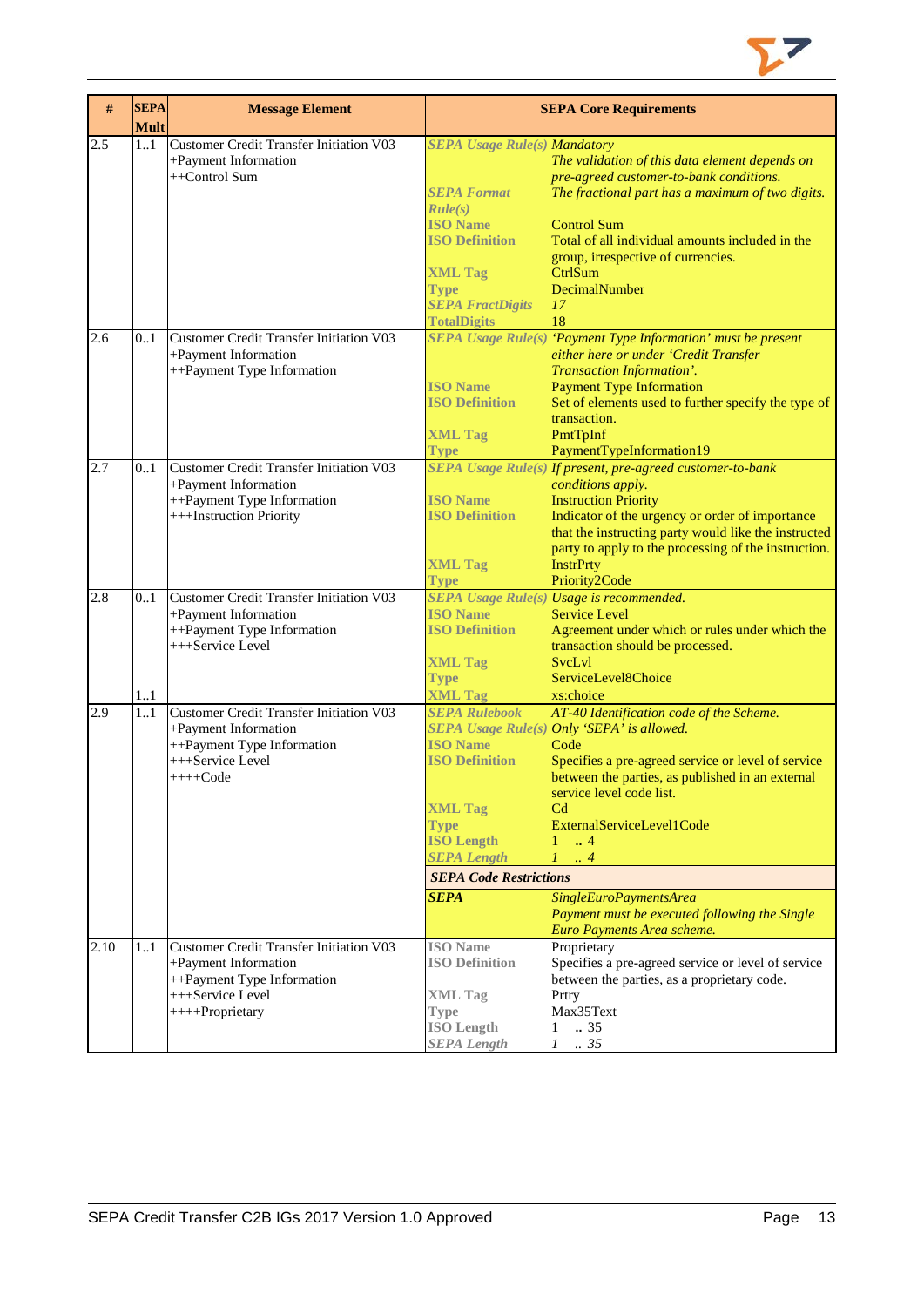| # | SEPA Mult | Message Element | SEPA Core Requirements | |
|---|---|---|---|---|
| 2.5 | 1..1 | Customer Credit Transfer Initiation V03<br>+Payment Information<br>++Control Sum | ***SEPA Usage Rule(s)*** | *Mandatory*<br>*The validation of this data element depends on pre-agreed customer-to-bank conditions.* |
| | | | ***SEPA Format Rule(s)*** | *The fractional part has a maximum of two digits.* |
| | | | **ISO Name** | Control Sum |
| | | | **ISO Definition** | Total of all individual amounts included in the group, irrespective of currencies. |
| | | | **XML Tag** | CtrlSum |
| | | | **Type** | DecimalNumber |
| | | | ***SEPA FractDigits*** | *17* |
| | | | **TotalDigits** | 18 |
| 2.6 | 0..1 | Customer Credit Transfer Initiation V03<br>+Payment Information<br>++Payment Type Information | ***SEPA Usage Rule(s)*** | *'Payment Type Information' must be present either here or under 'Credit Transfer Transaction Information'.* |
| | | | **ISO Name** | Payment Type Information |
| | | | **ISO Definition** | Set of elements used to further specify the type of transaction. |
| | | | **XML Tag** | PmtTpInf |
| | | | **Type** | PaymentTypeInformation19 |
| 2.7 | 0..1 | Customer Credit Transfer Initiation V03<br>+Payment Information<br>++Payment Type Information<br>+++Instruction Priority | ***SEPA Usage Rule(s)*** | *If present, pre-agreed customer-to-bank conditions apply.* |
| | | | **ISO Name** | Instruction Priority |
| | | | **ISO Definition** | Indicator of the urgency or order of importance that the instructing party would like the instructed party to apply to the processing of the instruction. |
| | | | **XML Tag** | InstrPrty |
| | | | **Type** | Priority2Code |
| 2.8 | 0..1 | Customer Credit Transfer Initiation V03<br>+Payment Information<br>++Payment Type Information<br>+++Service Level | ***SEPA Usage Rule(s)*** | *Usage is recommended.* |
| | | | **ISO Name** | Service Level |
| | | | **ISO Definition** | Agreement under which or rules under which the transaction should be processed. |
| | | | **XML Tag** | SvcLvl |
| | | | **Type** | ServiceLevel8Choice |
| | 1..1 | | **XML Tag** | xs:choice |
| 2.9 | 1..1 | Customer Credit Transfer Initiation V03<br>+Payment Information<br>++Payment Type Information<br>+++Service Level<br>++++Code | ***SEPA Rulebook*** | *AT-40 Identification code of the Scheme.* |
| | | | ***SEPA Usage Rule(s)*** | *Only 'SEPA' is allowed.* |
| | | | **ISO Name** | Code |
| | | | **ISO Definition** | Specifies a pre-agreed service or level of service between the parties, as published in an external service level code list. |
| | | | **XML Tag** | Cd |
| | | | **Type** | ExternalServiceLevel1Code |
| | | | **ISO Length** | 1 .. 4 |
| | | | ***SEPA Length*** | *1 .. 4* |
| | | | ***SEPA Code Restrictions*** | |
| | | | ***SEPA*** | *SingleEuroPaymentsArea*<br>*Payment must be executed following the Single Euro Payments Area scheme.* |
| 2.10 | 1..1 | Customer Credit Transfer Initiation V03<br>+Payment Information<br>++Payment Type Information<br>+++Service Level<br>++++Proprietary | **ISO Name** | Proprietary |
| | | | **ISO Definition** | Specifies a pre-agreed service or level of service between the parties, as a proprietary code. |
| | | | **XML Tag** | Prtry |
| | | | **Type** | Max35Text |
| | | | **ISO Length** | 1 .. 35 |
| | | | ***SEPA Length*** | *1 .. 35* |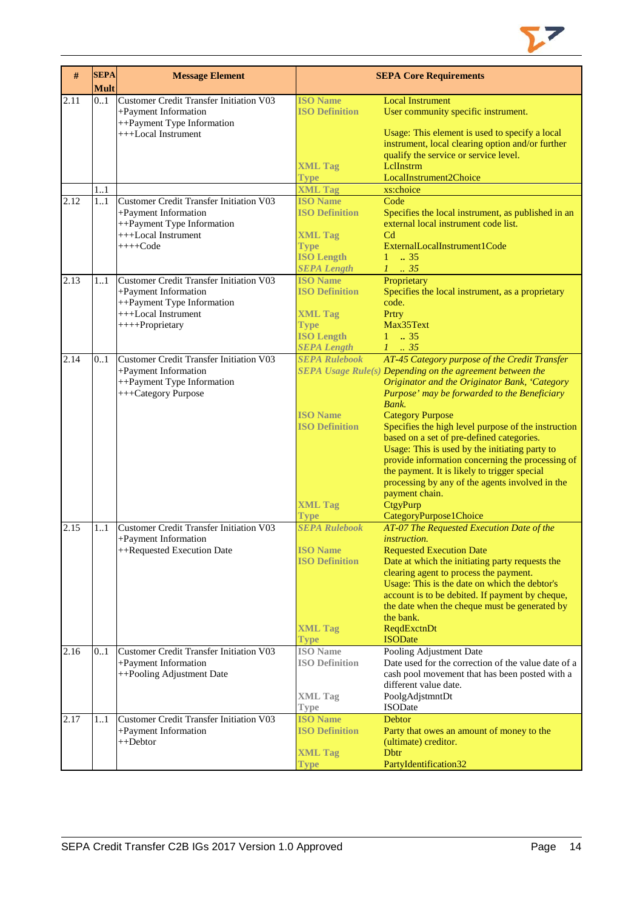| # | SEPA Mult | Message Element | SEPA Core Requirements | |
|---|---|---|---|---|
| 2.11 | 0..1 | Customer Credit Transfer Initiation V03<br>+Payment Information<br>++Payment Type Information<br>+++Local Instrument | ISO Name<br>ISO Definition<br><br><br><br>XML Tag<br>Type | Local Instrument<br>User community specific instrument.<br><br>Usage: This element is used to specify a local instrument, local clearing option and/or further qualify the service or service level.<br>LclInstrm<br>LocalInstrument2Choice |
| | 1..1 | | XML Tag | xs:choice |
| 2.12 | 1..1 | Customer Credit Transfer Initiation V03<br>+Payment Information<br>++Payment Type Information<br>+++Local Instrument<br>++++Code | ISO Name<br>ISO Definition<br><br>XML Tag<br>Type<br>ISO Length<br>*SEPA Length* | Code<br>Specifies the local instrument, as published in an external local instrument code list.<br>Cd<br>ExternalLocalInstrument1Code<br>1 .. 35<br>*1 .. 35* |
| 2.13 | 1..1 | Customer Credit Transfer Initiation V03<br>+Payment Information<br>++Payment Type Information<br>+++Local Instrument<br>++++Proprietary | ISO Name<br>ISO Definition<br><br>XML Tag<br>Type<br>ISO Length<br>*SEPA Length* | Proprietary<br>Specifies the local instrument, as a proprietary code.<br>Prtry<br>Max35Text<br>1 .. 35<br>*1 .. 35* |
| 2.14 | 0..1 | Customer Credit Transfer Initiation V03<br>+Payment Information<br>++Payment Type Information<br>+++Category Purpose | *SEPA Rulebook*<br>*SEPA Usage Rule(s)*<br><br><br><br>ISO Name<br>ISO Definition<br><br><br><br><br><br><br><br>XML Tag<br>Type | *AT-45 Category purpose of the Credit Transfer*<br>*Depending on the agreement between the Originator and the Originator Bank, 'Category Purpose' may be forwarded to the Beneficiary Bank.*<br>Category Purpose<br>Specifies the high level purpose of the instruction based on a set of pre-defined categories.<br>Usage: This is used by the initiating party to provide information concerning the processing of the payment. It is likely to trigger special processing by any of the agents involved in the payment chain.<br>CtgyPurp<br>CategoryPurpose1Choice |
| 2.15 | 1..1 | Customer Credit Transfer Initiation V03<br>+Payment Information<br>++Requested Execution Date | *SEPA Rulebook*<br><br>ISO Name<br>ISO Definition<br><br><br><br><br><br>XML Tag<br>Type | *AT-07 The Requested Execution Date of the instruction.*<br>Requested Execution Date<br>Date at which the initiating party requests the clearing agent to process the payment.<br>Usage: This is the date on which the debtor's account is to be debited. If payment by cheque, the date when the cheque must be generated by the bank.<br>ReqdExctnDt<br>ISODate |
| 2.16 | 0..1 | Customer Credit Transfer Initiation V03<br>+Payment Information<br>++Pooling Adjustment Date | ISO Name<br>ISO Definition<br><br><br>XML Tag<br>Type | Pooling Adjustment Date<br>Date used for the correction of the value date of a cash pool movement that has been posted with a different value date.<br>PoolgAdjstmntDt<br>ISODate |
| 2.17 | 1..1 | Customer Credit Transfer Initiation V03<br>+Payment Information<br>++Debtor | ISO Name<br>ISO Definition<br><br>XML Tag<br>Type | Debtor<br>Party that owes an amount of money to the (ultimate) creditor.<br>Dbtr<br>PartyIdentification32 |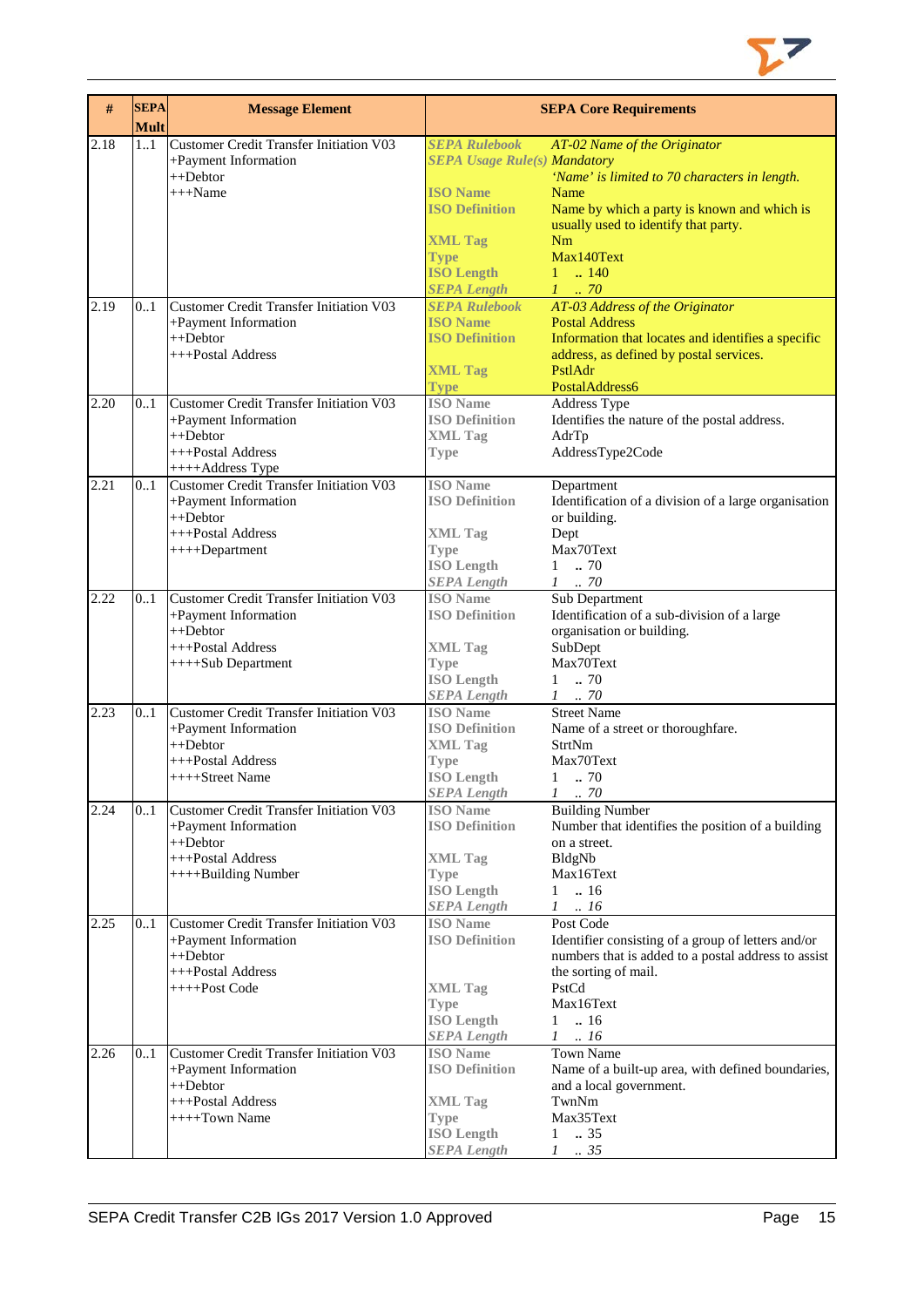| # | SEPA Mult | Message Element | SEPA Core Requirements |
|---|---|---|---|
| 2.18 | 1..1 | Customer Credit Transfer Initiation V03<br>+Payment Information<br>++Debtor<br>+++Name | ***SEPA Rulebook*** *AT-02 Name of the Originator*<br>***SEPA Usage Rule(s)*** *Mandatory*<br>*'Name' is limited to 70 characters in length.*<br>**ISO Name** Name<br>**ISO Definition** Name by which a party is known and which is usually used to identify that party.<br>**XML Tag** Nm<br>**Type** Max140Text<br>**ISO Length** 1 .. 140<br>***SEPA Length*** *1 .. 70* |
| 2.19 | 0..1 | Customer Credit Transfer Initiation V03<br>+Payment Information<br>++Debtor<br>+++Postal Address | ***SEPA Rulebook*** *AT-03 Address of the Originator*<br>**ISO Name** Postal Address<br>**ISO Definition** Information that locates and identifies a specific address, as defined by postal services.<br>**XML Tag** PstlAdr<br>**Type** PostalAddress6 |
| 2.20 | 0..1 | Customer Credit Transfer Initiation V03<br>+Payment Information<br>++Debtor<br>+++Postal Address<br>++++Address Type | **ISO Name** Address Type<br>**ISO Definition** Identifies the nature of the postal address.<br>**XML Tag** AdrTp<br>**Type** AddressType2Code |
| 2.21 | 0..1 | Customer Credit Transfer Initiation V03<br>+Payment Information<br>++Debtor<br>+++Postal Address<br>++++Department | **ISO Name** Department<br>**ISO Definition** Identification of a division of a large organisation or building.<br>**XML Tag** Dept<br>**Type** Max70Text<br>**ISO Length** 1 .. 70<br>***SEPA Length*** *1 .. 70* |
| 2.22 | 0..1 | Customer Credit Transfer Initiation V03<br>+Payment Information<br>++Debtor<br>+++Postal Address<br>++++Sub Department | **ISO Name** Sub Department<br>**ISO Definition** Identification of a sub-division of a large organisation or building.<br>**XML Tag** SubDept<br>**Type** Max70Text<br>**ISO Length** 1 .. 70<br>***SEPA Length*** *1 .. 70* |
| 2.23 | 0..1 | Customer Credit Transfer Initiation V03<br>+Payment Information<br>++Debtor<br>+++Postal Address<br>++++Street Name | **ISO Name** Street Name<br>**ISO Definition** Name of a street or thoroughfare.<br>**XML Tag** StrtNm<br>**Type** Max70Text<br>**ISO Length** 1 .. 70<br>***SEPA Length*** *1 .. 70* |
| 2.24 | 0..1 | Customer Credit Transfer Initiation V03<br>+Payment Information<br>++Debtor<br>+++Postal Address<br>++++Building Number | **ISO Name** Building Number<br>**ISO Definition** Number that identifies the position of a building on a street.<br>**XML Tag** BldgNb<br>**Type** Max16Text<br>**ISO Length** 1 .. 16<br>***SEPA Length*** *1 .. 16* |
| 2.25 | 0..1 | Customer Credit Transfer Initiation V03<br>+Payment Information<br>++Debtor<br>+++Postal Address<br>++++Post Code | **ISO Name** Post Code<br>**ISO Definition** Identifier consisting of a group of letters and/or numbers that is added to a postal address to assist the sorting of mail.<br>**XML Tag** PstCd<br>**Type** Max16Text<br>**ISO Length** 1 .. 16<br>***SEPA Length*** *1 .. 16* |
| 2.26 | 0..1 | Customer Credit Transfer Initiation V03<br>+Payment Information<br>++Debtor<br>+++Postal Address<br>++++Town Name | **ISO Name** Town Name<br>**ISO Definition** Name of a built-up area, with defined boundaries, and a local government.<br>**XML Tag** TwnNm<br>**Type** Max35Text<br>**ISO Length** 1 .. 35<br>***SEPA Length*** *1 .. 35* |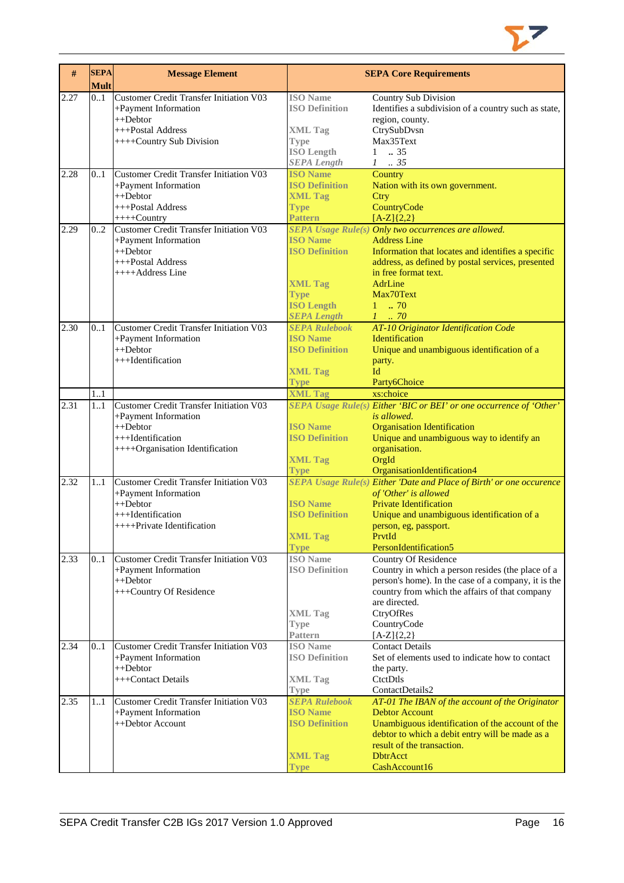| # | SEPA Mult | Message Element | SEPA Core Requirements | |
|---|---|---|---|---|
| 2.27 | 0..1 | Customer Credit Transfer Initiation V03<br>+Payment Information<br>++Debtor<br>+++Postal Address<br>++++Country Sub Division | **ISO Name**<br>**ISO Definition**<br><br>**XML Tag**<br>**Type**<br>**ISO Length**<br>***SEPA Length*** | Country Sub Division<br>Identifies a subdivision of a country such as state, region, county.<br>CtrySubDvsn<br>Max35Text<br>1 .. 35<br>*1 .. 35* |
| 2.28 | 0..1 | Customer Credit Transfer Initiation V03<br>+Payment Information<br>++Debtor<br>+++Postal Address<br>++++Country | **ISO Name**<br>**ISO Definition**<br>**XML Tag**<br>**Type**<br>**Pattern** | Country<br>Nation with its own government.<br>Ctry<br>CountryCode<br>[A-Z]{2,2} |
| 2.29 | 0..2 | Customer Credit Transfer Initiation V03<br>+Payment Information<br>++Debtor<br>+++Postal Address<br>++++Address Line | ***SEPA Usage Rule(s)***<br>**ISO Name**<br>**ISO Definition**<br><br><br>**XML Tag**<br>**Type**<br>**ISO Length**<br>***SEPA Length*** | *Only two occurrences are allowed.*<br>Address Line<br>Information that locates and identifies a specific address, as defined by postal services, presented in free format text.<br>AdrLine<br>Max70Text<br>1 .. 70<br>*1 .. 70* |
| 2.30 | 0..1 | Customer Credit Transfer Initiation V03<br>+Payment Information<br>++Debtor<br>+++Identification | ***SEPA Rulebook***<br>**ISO Name**<br>**ISO Definition**<br><br>**XML Tag**<br>**Type** | *AT-10 Originator Identification Code*<br>Identification<br>Unique and unambiguous identification of a party.<br>Id<br>Party6Choice |
| | 1..1 | | **XML Tag** | xs:choice |
| 2.31 | 1..1 | Customer Credit Transfer Initiation V03<br>+Payment Information<br>++Debtor<br>+++Identification<br>++++Organisation Identification | ***SEPA Usage Rule(s)***<br><br>**ISO Name**<br>**ISO Definition**<br><br>**XML Tag**<br>**Type** | *Either 'BIC or BEI' or one occurrence of 'Other' is allowed.*<br>Organisation Identification<br>Unique and unambiguous way to identify an organisation.<br>OrgId<br>OrganisationIdentification4 |
| 2.32 | 1..1 | Customer Credit Transfer Initiation V03<br>+Payment Information<br>++Debtor<br>+++Identification<br>++++Private Identification | ***SEPA Usage Rule(s)***<br><br>**ISO Name**<br>**ISO Definition**<br><br>**XML Tag**<br>**Type** | *Either 'Date and Place of Birth' or one occurence of 'Other' is allowed*<br>Private Identification<br>Unique and unambiguous identification of a person, eg, passport.<br>PrvtId<br>PersonIdentification5 |
| 2.33 | 0..1 | Customer Credit Transfer Initiation V03<br>+Payment Information<br>++Debtor<br>+++Country Of Residence | **ISO Name**<br>**ISO Definition**<br><br><br><br>**XML Tag**<br>**Type**<br>**Pattern** | Country Of Residence<br>Country in which a person resides (the place of a person's home). In the case of a company, it is the country from which the affairs of that company are directed.<br>CtryOfRes<br>CountryCode<br>[A-Z]{2,2} |
| 2.34 | 0..1 | Customer Credit Transfer Initiation V03<br>+Payment Information<br>++Debtor<br>+++Contact Details | **ISO Name**<br>**ISO Definition**<br><br>**XML Tag**<br>**Type** | Contact Details<br>Set of elements used to indicate how to contact the party.<br>CtctDtls<br>ContactDetails2 |
| 2.35 | 1..1 | Customer Credit Transfer Initiation V03<br>+Payment Information<br>++Debtor Account | ***SEPA Rulebook***<br>**ISO Name**<br>**ISO Definition**<br><br><br>**XML Tag**<br>**Type** | *AT-01 The IBAN of the account of the Originator*<br>Debtor Account<br>Unambiguous identification of the account of the debtor to which a debit entry will be made as a result of the transaction.<br>DbtrAcct<br>CashAccount16 |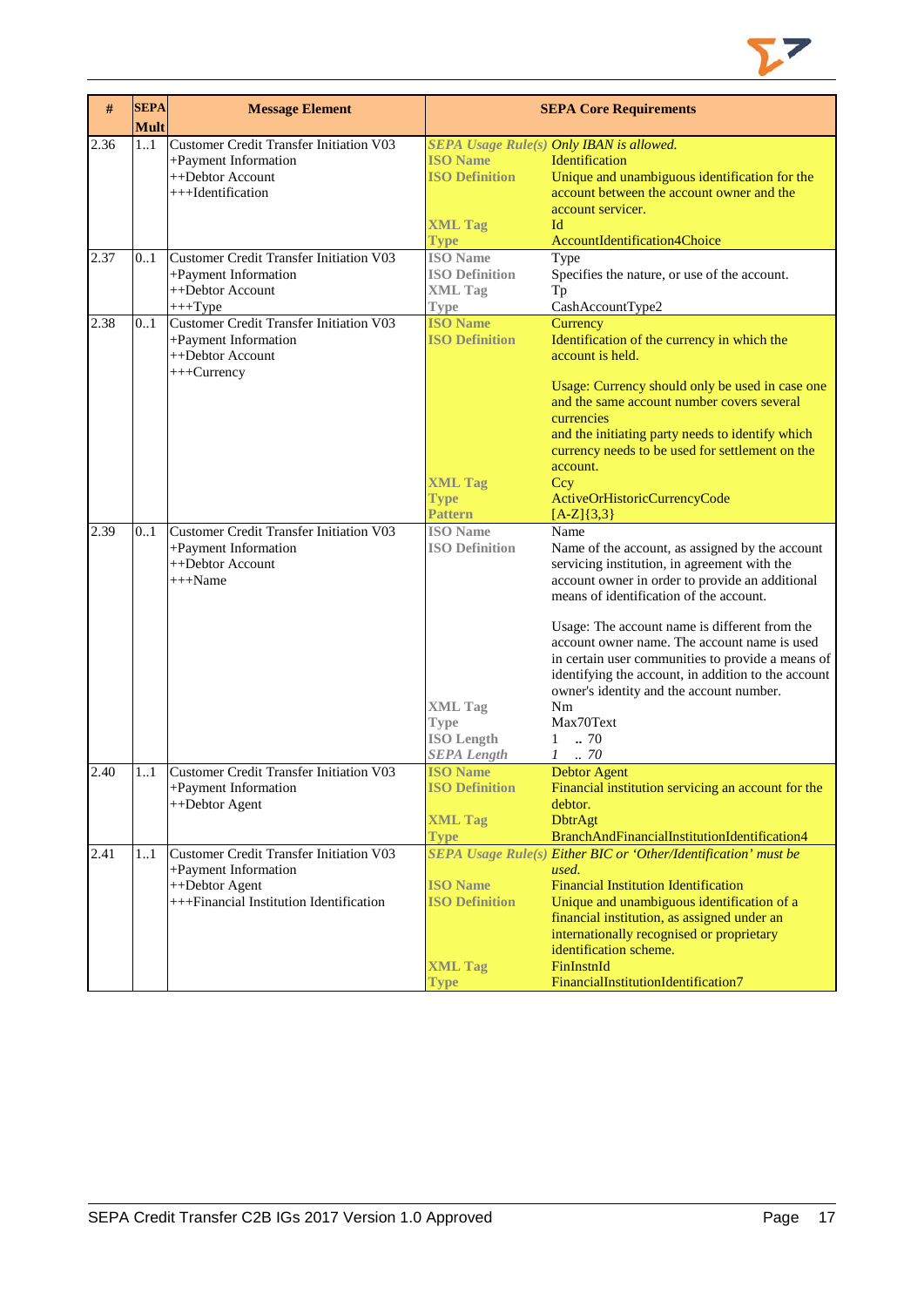| # | SEPA Mult | Message Element | SEPA Core Requirements | |
|---|---|---|---|---|
| 2.36 | 1..1 | Customer Credit Transfer Initiation V03<br>+Payment Information<br>++Debtor Account<br>+++Identification | *SEPA Usage Rule(s)*<br>ISO Name<br>ISO Definition<br><br><br>XML Tag<br>Type | *Only IBAN is allowed.*<br>Identification<br>Unique and unambiguous identification for the account between the account owner and the account servicer.<br>Id<br>AccountIdentification4Choice |
| 2.37 | 0..1 | Customer Credit Transfer Initiation V03<br>+Payment Information<br>++Debtor Account<br>+++Type | ISO Name<br>ISO Definition<br>XML Tag<br>Type | Type<br>Specifies the nature, or use of the account.<br>Tp<br>CashAccountType2 |
| 2.38 | 0..1 | Customer Credit Transfer Initiation V03<br>+Payment Information<br>++Debtor Account<br>+++Currency | ISO Name<br>ISO Definition<br><br><br><br><br><br><br><br>XML Tag<br>Type<br>Pattern | Currency<br>Identification of the currency in which the account is held.<br><br>Usage: Currency should only be used in case one and the same account number covers several currencies<br>and the initiating party needs to identify which currency needs to be used for settlement on the account.<br>Ccy<br>ActiveOrHistoricCurrencyCode<br>[A-Z]{3,3} |
| 2.39 | 0..1 | Customer Credit Transfer Initiation V03<br>+Payment Information<br>++Debtor Account<br>+++Name | ISO Name<br>ISO Definition<br><br><br><br><br><br><br><br><br>XML Tag<br>Type<br>ISO Length<br>*SEPA Length* | Name<br>Name of the account, as assigned by the account servicing institution, in agreement with the account owner in order to provide an additional means of identification of the account.<br><br>Usage: The account name is different from the account owner name. The account name is used in certain user communities to provide a means of identifying the account, in addition to the account owner's identity and the account number.<br>Nm<br>Max70Text<br>1 .. 70<br>*1 .. 70* |
| 2.40 | 1..1 | Customer Credit Transfer Initiation V03<br>+Payment Information<br>++Debtor Agent | ISO Name<br>ISO Definition<br><br>XML Tag<br>Type | Debtor Agent<br>Financial institution servicing an account for the debtor.<br>DbtrAgt<br>BranchAndFinancialInstitutionIdentification4 |
| 2.41 | 1..1 | Customer Credit Transfer Initiation V03<br>+Payment Information<br>++Debtor Agent<br>+++Financial Institution Identification | *SEPA Usage Rule(s)*<br><br>ISO Name<br>ISO Definition<br><br><br><br>XML Tag<br>Type | *Either BIC or 'Other/Identification' must be used.*<br>Financial Institution Identification<br>Unique and unambiguous identification of a financial institution, as assigned under an internationally recognised or proprietary identification scheme.<br>FinInstnId<br>FinancialInstitutionIdentification7 |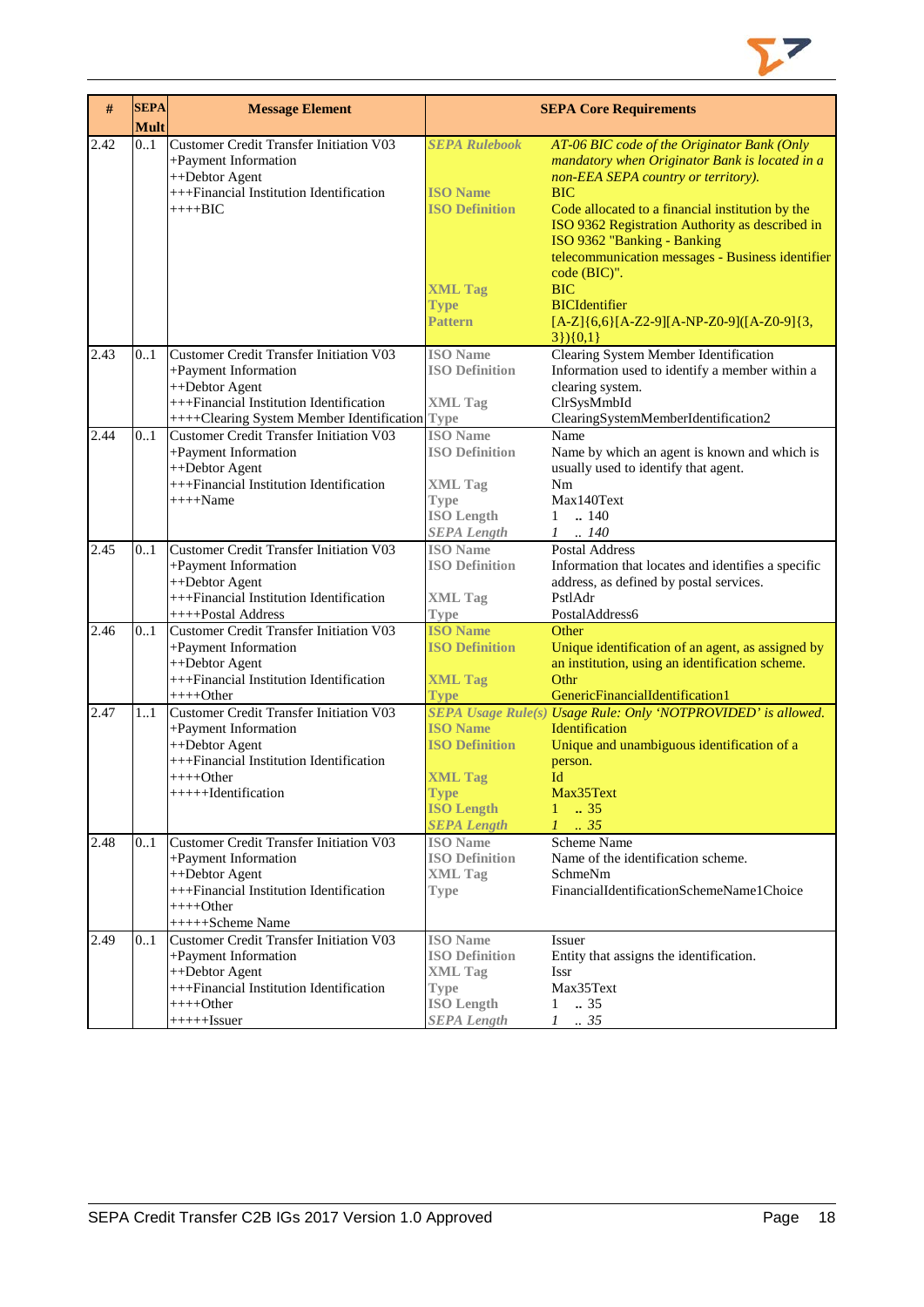| # | SEPA Mult | Message Element | SEPA Core Requirements | |
|---|---|---|---|---|
| 2.42 | 0..1 | Customer Credit Transfer Initiation V03<br>+Payment Information<br>++Debtor Agent<br>+++Financial Institution Identification<br>++++BIC | *SEPA Rulebook*<br><br><br>**ISO Name**<br>**ISO Definition**<br><br><br><br><br>**XML Tag**<br>**Type**<br>**Pattern** | *AT-06 BIC code of the Originator Bank (Only mandatory when Originator Bank is located in a non-EEA SEPA country or territory).*<br>BIC<br>Code allocated to a financial institution by the ISO 9362 Registration Authority as described in ISO 9362 "Banking - Banking telecommunication messages - Business identifier code (BIC)".<br>BIC<br>BICIdentifier<br>[A-Z]{6,6}[A-Z2-9][A-NP-Z0-9]([A-Z0-9]{3,3}){0,1} |
| 2.43 | 0..1 | Customer Credit Transfer Initiation V03<br>+Payment Information<br>++Debtor Agent<br>+++Financial Institution Identification<br>++++Clearing System Member Identification | **ISO Name**<br>**ISO Definition**<br><br>**XML Tag**<br>**Type** | Clearing System Member Identification<br>Information used to identify a member within a clearing system.<br>ClrSysMmbId<br>ClearingSystemMemberIdentification2 |
| 2.44 | 0..1 | Customer Credit Transfer Initiation V03<br>+Payment Information<br>++Debtor Agent<br>+++Financial Institution Identification<br>++++Name | **ISO Name**<br>**ISO Definition**<br><br>**XML Tag**<br>**Type**<br>**ISO Length**<br>*SEPA Length* | Name<br>Name by which an agent is known and which is usually used to identify that agent.<br>Nm<br>Max140Text<br>1 .. 140<br>*1 .. 140* |
| 2.45 | 0..1 | Customer Credit Transfer Initiation V03<br>+Payment Information<br>++Debtor Agent<br>+++Financial Institution Identification<br>++++Postal Address | **ISO Name**<br>**ISO Definition**<br><br>**XML Tag**<br>**Type** | Postal Address<br>Information that locates and identifies a specific address, as defined by postal services.<br>PstlAdr<br>PostalAddress6 |
| 2.46 | 0..1 | Customer Credit Transfer Initiation V03<br>+Payment Information<br>++Debtor Agent<br>+++Financial Institution Identification<br>++++Other | **ISO Name**<br>**ISO Definition**<br><br>**XML Tag**<br>**Type** | Other<br>Unique identification of an agent, as assigned by an institution, using an identification scheme.<br>Othr<br>GenericFinancialIdentification1 |
| 2.47 | 1..1 | Customer Credit Transfer Initiation V03<br>+Payment Information<br>++Debtor Agent<br>+++Financial Institution Identification<br>++++Other<br>+++++Identification | *SEPA Usage Rule(s)*<br>**ISO Name**<br>**ISO Definition**<br><br>**XML Tag**<br>**Type**<br>**ISO Length**<br>*SEPA Length* | *Usage Rule: Only 'NOTPROVIDED' is allowed.*<br>Identification<br>Unique and unambiguous identification of a person.<br>Id<br>Max35Text<br>1 .. 35<br>*1 .. 35* |
| 2.48 | 0..1 | Customer Credit Transfer Initiation V03<br>+Payment Information<br>++Debtor Agent<br>+++Financial Institution Identification<br>++++Other<br>+++++Scheme Name | **ISO Name**<br>**ISO Definition**<br>**XML Tag**<br>**Type** | Scheme Name<br>Name of the identification scheme.<br>SchmeNm<br>FinancialIdentificationSchemeName1Choice |
| 2.49 | 0..1 | Customer Credit Transfer Initiation V03<br>+Payment Information<br>++Debtor Agent<br>+++Financial Institution Identification<br>++++Other<br>+++++Issuer | **ISO Name**<br>**ISO Definition**<br>**XML Tag**<br>**Type**<br>**ISO Length**<br>*SEPA Length* | Issuer<br>Entity that assigns the identification.<br>Issr<br>Max35Text<br>1 .. 35<br>*1 .. 35* |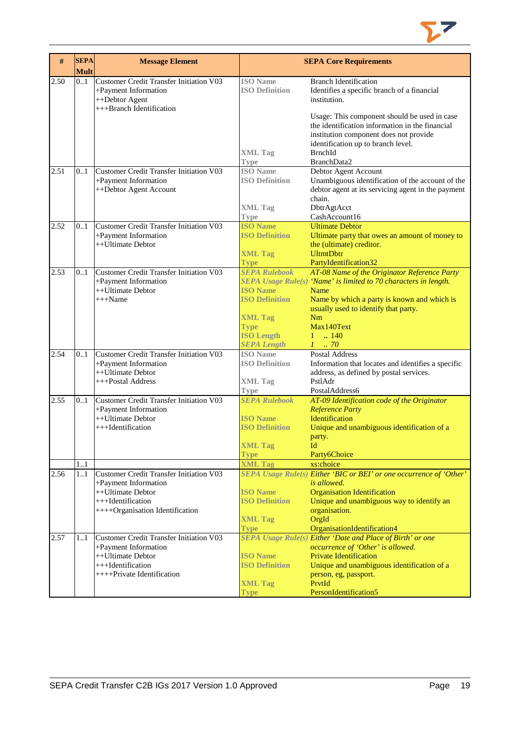| # | SEPA Mult | Message Element | SEPA Core Requirements | |
|---|---|---|---|---|
| 2.50 | 0..1 | Customer Credit Transfer Initiation V03<br>+Payment Information<br>++Debtor Agent<br>+++Branch Identification | ISO Name<br>ISO Definition<br><br><br><br><br><br>XML Tag<br>Type | Branch Identification<br>Identifies a specific branch of a financial institution.<br><br>Usage: This component should be used in case the identification information in the financial institution component does not provide identification up to branch level.<br>BrnchId<br>BranchData2 |
| 2.51 | 0..1 | Customer Credit Transfer Initiation V03<br>+Payment Information<br>++Debtor Agent Account | ISO Name<br>ISO Definition<br><br><br>XML Tag<br>Type | Debtor Agent Account<br>Unambiguous identification of the account of the debtor agent at its servicing agent in the payment chain.<br>DbtrAgtAcct<br>CashAccount16 |
| 2.52 | 0..1 | Customer Credit Transfer Initiation V03<br>+Payment Information<br>++Ultimate Debtor | ISO Name<br>ISO Definition<br><br>XML Tag<br>Type | Ultimate Debtor<br>Ultimate party that owes an amount of money to the (ultimate) creditor.<br>UltmtDbtr<br>PartyIdentification32 |
| 2.53 | 0..1 | Customer Credit Transfer Initiation V03<br>+Payment Information<br>++Ultimate Debtor<br>+++Name | *SEPA Rulebook*<br>*SEPA Usage Rule(s)*<br>ISO Name<br>ISO Definition<br><br>XML Tag<br>Type<br>ISO Length<br>*SEPA Length* | *AT-08 Name of the Originator Reference Party*<br>*'Name' is limited to 70 characters in length.*<br>Name<br>Name by which a party is known and which is usually used to identify that party.<br>Nm<br>Max140Text<br>1 .. 140<br>*1 .. 70* |
| 2.54 | 0..1 | Customer Credit Transfer Initiation V03<br>+Payment Information<br>++Ultimate Debtor<br>+++Postal Address | ISO Name<br>ISO Definition<br><br>XML Tag<br>Type | Postal Address<br>Information that locates and identifies a specific address, as defined by postal services.<br>PstlAdr<br>PostalAddress6 |
| 2.55 | 0..1 | Customer Credit Transfer Initiation V03<br>+Payment Information<br>++Ultimate Debtor<br>+++Identification | *SEPA Rulebook*<br><br>ISO Name<br>ISO Definition<br><br>XML Tag<br>Type | *AT-09 Identification code of the Originator Reference Party*<br>Identification<br>Unique and unambiguous identification of a party.<br>Id<br>Party6Choice |
| | 1..1 | | XML Tag | xs:choice |
| 2.56 | 1..1 | Customer Credit Transfer Initiation V03<br>+Payment Information<br>++Ultimate Debtor<br>+++Identification<br>++++Organisation Identification | *SEPA Usage Rule(s)*<br><br>ISO Name<br>ISO Definition<br><br>XML Tag<br>Type | *Either 'BIC or BEI' or one occurrence of 'Other' is allowed.*<br>Organisation Identification<br>Unique and unambiguous way to identify an organisation.<br>OrgId<br>OrganisationIdentification4 |
| 2.57 | 1..1 | Customer Credit Transfer Initiation V03<br>+Payment Information<br>++Ultimate Debtor<br>+++Identification<br>++++Private Identification | *SEPA Usage Rule(s)*<br><br>ISO Name<br>ISO Definition<br><br>XML Tag<br>Type | *Either 'Date and Place of Birth' or one occurrence of 'Other' is allowed.*<br>Private Identification<br>Unique and unambiguous identification of a person, eg, passport.<br>PrvtId<br>PersonIdentification5 |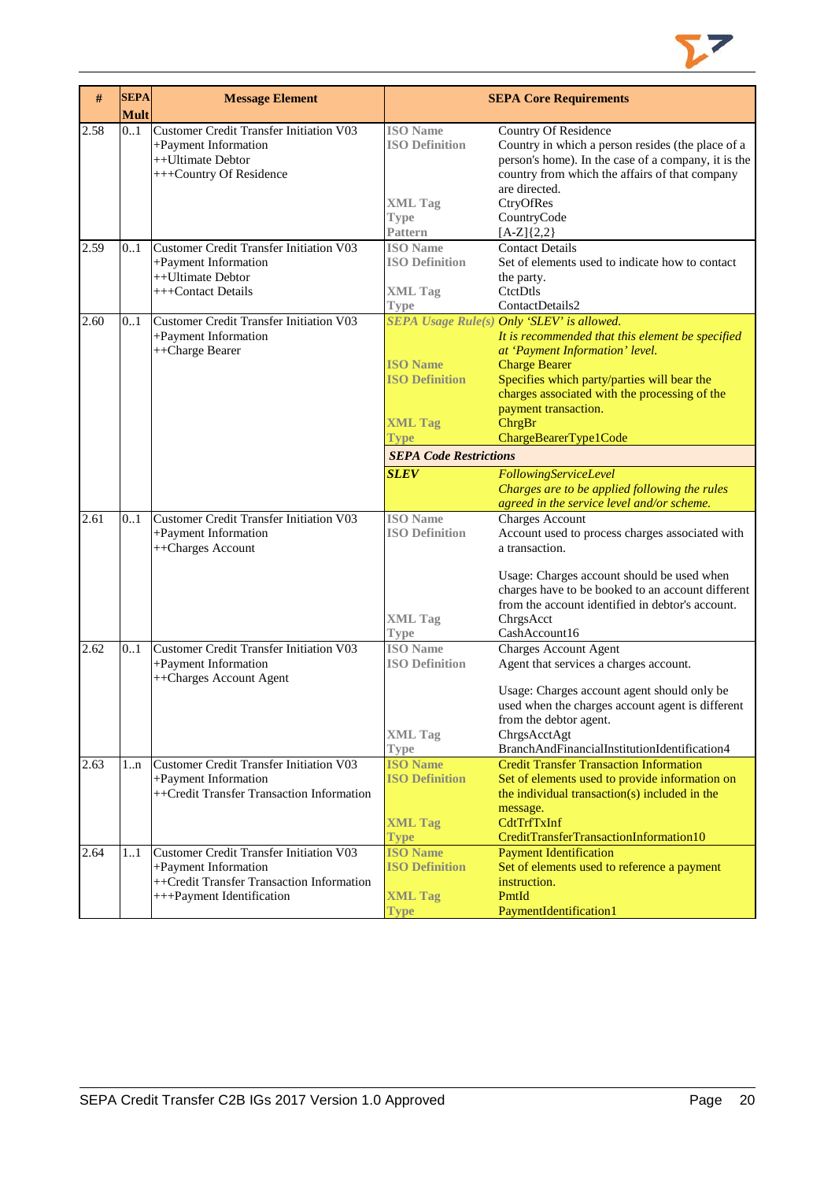| # | SEPA Mult | Message Element | SEPA Core Requirements | |
|---|---|---|---|---|
| 2.58 | 0..1 | Customer Credit Transfer Initiation V03<br>+Payment Information<br>++Ultimate Debtor<br>+++Country Of Residence | ISO Name<br>ISO Definition<br><br><br><br>XML Tag<br>Type<br>Pattern | Country Of Residence<br>Country in which a person resides (the place of a person's home). In the case of a company, it is the country from which the affairs of that company are directed.<br>CtryOfRes<br>CountryCode<br>[A-Z]{2,2} |
| 2.59 | 0..1 | Customer Credit Transfer Initiation V03<br>+Payment Information<br>++Ultimate Debtor<br>+++Contact Details | ISO Name<br>ISO Definition<br><br>XML Tag<br>Type | Contact Details<br>Set of elements used to indicate how to contact the party.<br>CtctDtls<br>ContactDetails2 |
| 2.60 | 0..1 | Customer Credit Transfer Initiation V03<br>+Payment Information<br>++Charge Bearer | *SEPA Usage Rule(s)*<br><br><br>ISO Name<br>ISO Definition<br><br><br>XML Tag<br>Type | *Only 'SLEV' is allowed.*<br>*It is recommended that this element be specified at 'Payment Information' level.*<br>Charge Bearer<br>Specifies which party/parties will bear the charges associated with the processing of the payment transaction.<br>ChrgBr<br>ChargeBearerType1Code |
| | | | ***SEPA Code Restrictions*** | |
| | | | ***SLEV*** | *FollowingServiceLevel*<br>*Charges are to be applied following the rules agreed in the service level and/or scheme.* |
| 2.61 | 0..1 | Customer Credit Transfer Initiation V03<br>+Payment Information<br>++Charges Account | ISO Name<br>ISO Definition<br><br><br><br><br><br>XML Tag<br>Type | Charges Account<br>Account used to process charges associated with a transaction.<br><br>Usage: Charges account should be used when charges have to be booked to an account different from the account identified in debtor's account.<br>ChrgsAcct<br>CashAccount16 |
| 2.62 | 0..1 | Customer Credit Transfer Initiation V03<br>+Payment Information<br>++Charges Account Agent | ISO Name<br>ISO Definition<br><br><br><br><br>XML Tag<br>Type | Charges Account Agent<br>Agent that services a charges account.<br><br>Usage: Charges account agent should only be used when the charges account agent is different from the debtor agent.<br>ChrgsAcctAgt<br>BranchAndFinancialInstitutionIdentification4 |
| 2.63 | 1..n | Customer Credit Transfer Initiation V03<br>+Payment Information<br>++Credit Transfer Transaction Information | ISO Name<br>ISO Definition<br><br><br>XML Tag<br>Type | Credit Transfer Transaction Information<br>Set of elements used to provide information on the individual transaction(s) included in the message.<br>CdtTrfTxInf<br>CreditTransferTransactionInformation10 |
| 2.64 | 1..1 | Customer Credit Transfer Initiation V03<br>+Payment Information<br>++Credit Transfer Transaction Information<br>+++Payment Identification | ISO Name<br>ISO Definition<br><br>XML Tag<br>Type | Payment Identification<br>Set of elements used to reference a payment instruction.<br>PmtId<br>PaymentIdentification1 |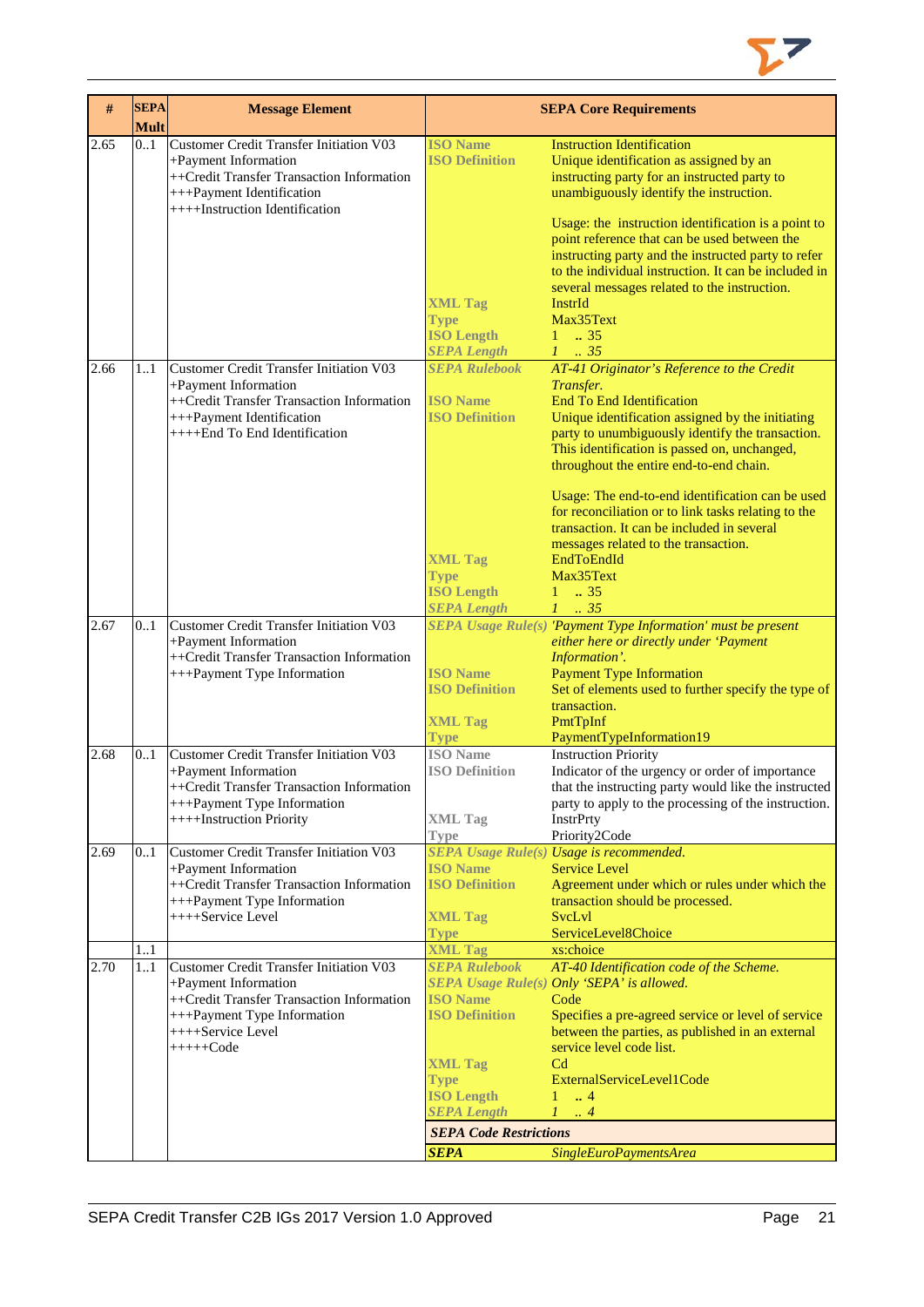| # | SEPA Mult | Message Element | SEPA Core Requirements | |
|---|---|---|---|---|
| 2.65 | 0..1 | Customer Credit Transfer Initiation V03<br>+Payment Information<br>++Credit Transfer Transaction Information<br>+++Payment Identification<br>++++Instruction Identification | **ISO Name**<br>**ISO Definition**<br><br><br><br><br><br><br><br>**XML Tag**<br>**Type**<br>**ISO Length**<br>***SEPA Length*** | Instruction Identification<br>Unique identification as assigned by an instructing party for an instructed party to unambiguously identify the instruction.<br><br>Usage: the instruction identification is a point to point reference that can be used between the instructing party and the instructed party to refer to the individual instruction. It can be included in several messages related to the instruction.<br>InstrId<br>Max35Text<br>1 .. 35<br>*1 .. 35* |
| 2.66 | 1..1 | Customer Credit Transfer Initiation V03<br>+Payment Information<br>++Credit Transfer Transaction Information<br>+++Payment Identification<br>++++End To End Identification | ***SEPA Rulebook***<br><br>**ISO Name**<br>**ISO Definition**<br><br><br><br><br><br><br><br><br>**XML Tag**<br>**Type**<br>**ISO Length**<br>***SEPA Length*** | *AT-41 Originator's Reference to the Credit Transfer.*<br>End To End Identification<br>Unique identification assigned by the initiating party to unumbiguously identify the transaction. This identification is passed on, unchanged, throughout the entire end-to-end chain.<br><br>Usage: The end-to-end identification can be used for reconciliation or to link tasks relating to the transaction. It can be included in several messages related to the transaction.<br>EndToEndId<br>Max35Text<br>1 .. 35<br>*1 .. 35* |
| 2.67 | 0..1 | Customer Credit Transfer Initiation V03<br>+Payment Information<br>++Credit Transfer Transaction Information<br>+++Payment Type Information | ***SEPA Usage Rule(s)***<br><br><br>**ISO Name**<br>**ISO Definition**<br><br>**XML Tag**<br>**Type** | *'Payment Type Information' must be present either here or directly under 'Payment Information'.*<br>Payment Type Information<br>Set of elements used to further specify the type of transaction.<br>PmtTpInf<br>PaymentTypeInformation19 |
| 2.68 | 0..1 | Customer Credit Transfer Initiation V03<br>+Payment Information<br>++Credit Transfer Transaction Information<br>+++Payment Type Information<br>++++Instruction Priority | **ISO Name**<br>**ISO Definition**<br><br><br>**XML Tag**<br>**Type** | Instruction Priority<br>Indicator of the urgency or order of importance that the instructing party would like the instructed party to apply to the processing of the instruction.<br>InstrPrty<br>Priority2Code |
| 2.69 | 0..1 | Customer Credit Transfer Initiation V03<br>+Payment Information<br>++Credit Transfer Transaction Information<br>+++Payment Type Information<br>++++Service Level | ***SEPA Usage Rule(s)***<br>**ISO Name**<br>**ISO Definition**<br><br>**XML Tag**<br>**Type** | *Usage is recommended.*<br>Service Level<br>Agreement under which or rules under which the transaction should be processed.<br>SvcLvl<br>ServiceLevel8Choice |
| | 1..1 | | **XML Tag** | xs:choice |
| 2.70 | 1..1 | Customer Credit Transfer Initiation V03<br>+Payment Information<br>++Credit Transfer Transaction Information<br>+++Payment Type Information<br>++++Service Level<br>+++++Code | ***SEPA Rulebook***<br>***SEPA Usage Rule(s)***<br>**ISO Name**<br>**ISO Definition**<br><br><br>**XML Tag**<br>**Type**<br>**ISO Length**<br>***SEPA Length***<br>***SEPA Code Restrictions***<br>***SEPA*** | *AT-40 Identification code of the Scheme.*<br>*Only 'SEPA' is allowed.*<br>Code<br>Specifies a pre-agreed service or level of service between the parties, as published in an external service level code list.<br>Cd<br>ExternalServiceLevel1Code<br>1 .. 4<br>*1 .. 4*<br><br>*SingleEuroPaymentsArea* |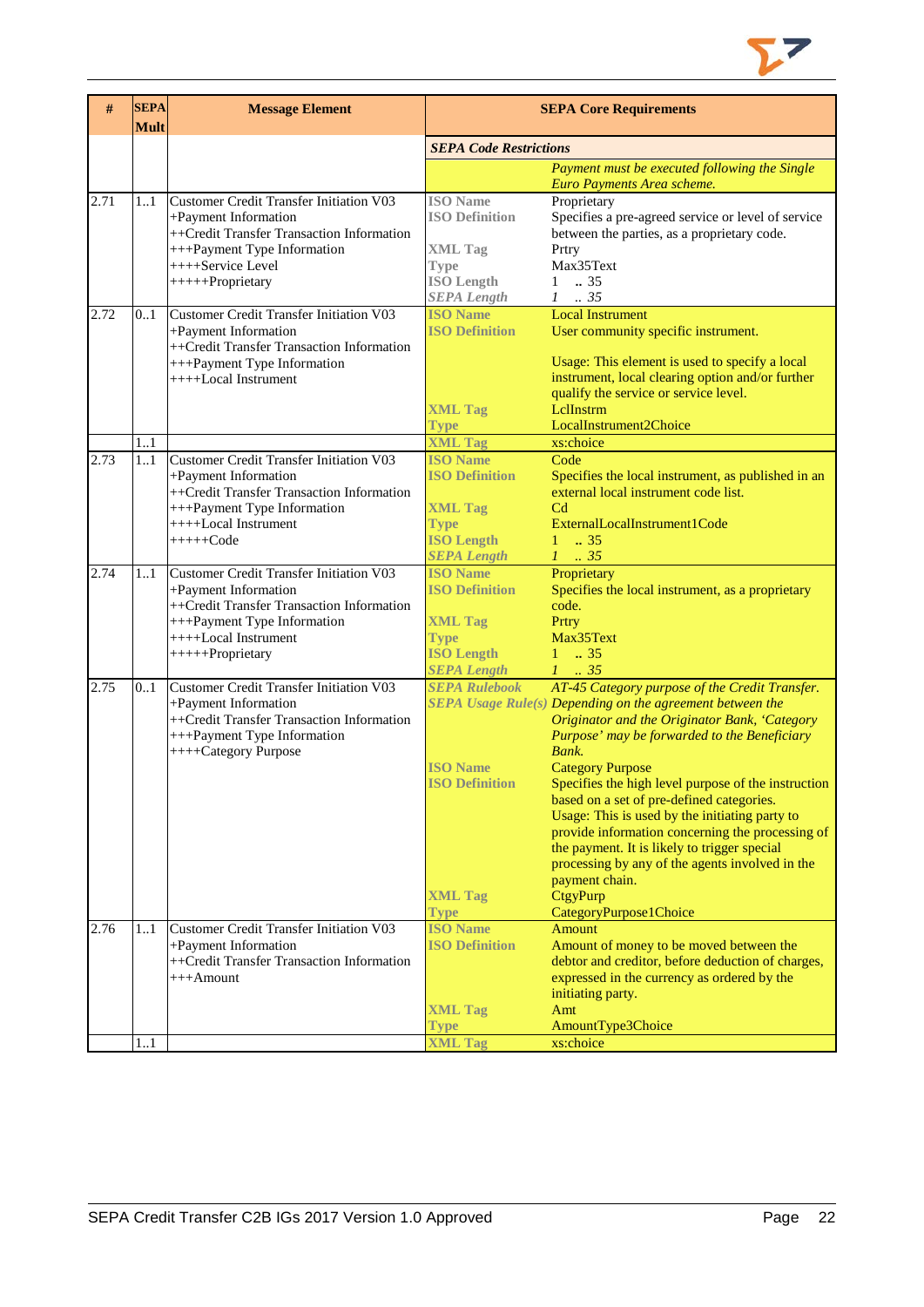| # | SEPA Mult | Message Element | SEPA Core Requirements | |
|---|---|---|---|---|
| | | | ***SEPA Code Restrictions*** | |
| | | | | *Payment must be executed following the Single Euro Payments Area scheme.* |
| 2.71 | 1..1 | Customer Credit Transfer Initiation V03<br>+Payment Information<br>++Credit Transfer Transaction Information<br>+++Payment Type Information<br>++++Service Level<br>+++++Proprietary | **ISO Name**<br>**ISO Definition**<br><br>**XML Tag**<br>**Type**<br>**ISO Length**<br>***SEPA Length*** | Proprietary<br>Specifies a pre-agreed service or level of service between the parties, as a proprietary code.<br>Prtry<br>Max35Text<br>1 .. 35<br>*1 .. 35* |
| 2.72 | 0..1 | Customer Credit Transfer Initiation V03<br>+Payment Information<br>++Credit Transfer Transaction Information<br>+++Payment Type Information<br>++++Local Instrument | **ISO Name**<br>**ISO Definition**<br><br><br><br><br>**XML Tag**<br>**Type** | Local Instrument<br>User community specific instrument.<br><br>Usage: This element is used to specify a local instrument, local clearing option and/or further qualify the service or service level.<br>LclInstrm<br>LocalInstrument2Choice |
| | 1..1 | | **XML Tag** | xs:choice |
| 2.73 | 1..1 | Customer Credit Transfer Initiation V03<br>+Payment Information<br>++Credit Transfer Transaction Information<br>+++Payment Type Information<br>++++Local Instrument<br>+++++Code | **ISO Name**<br>**ISO Definition**<br><br>**XML Tag**<br>**Type**<br>**ISO Length**<br>***SEPA Length*** | Code<br>Specifies the local instrument, as published in an external local instrument code list.<br>Cd<br>ExternalLocalInstrument1Code<br>1 .. 35<br>*1 .. 35* |
| 2.74 | 1..1 | Customer Credit Transfer Initiation V03<br>+Payment Information<br>++Credit Transfer Transaction Information<br>+++Payment Type Information<br>++++Local Instrument<br>+++++Proprietary | **ISO Name**<br>**ISO Definition**<br><br>**XML Tag**<br>**Type**<br>**ISO Length**<br>***SEPA Length*** | Proprietary<br>Specifies the local instrument, as a proprietary code.<br>Prtry<br>Max35Text<br>1 .. 35<br>*1 .. 35* |
| 2.75 | 0..1 | Customer Credit Transfer Initiation V03<br>+Payment Information<br>++Credit Transfer Transaction Information<br>+++Payment Type Information<br>++++Category Purpose | ***SEPA Rulebook***<br>***SEPA Usage Rule(s)***<br><br><br><br>**ISO Name**<br>**ISO Definition**<br><br><br><br><br><br><br><br>**XML Tag**<br>**Type** | *AT-45 Category purpose of the Credit Transfer.*<br>*Depending on the agreement between the Originator and the Originator Bank, 'Category Purpose' may be forwarded to the Beneficiary Bank.*<br>Category Purpose<br>Specifies the high level purpose of the instruction based on a set of pre-defined categories.<br>Usage: This is used by the initiating party to provide information concerning the processing of the payment. It is likely to trigger special processing by any of the agents involved in the payment chain.<br>CtgyPurp<br>CategoryPurpose1Choice |
| 2.76 | 1..1 | Customer Credit Transfer Initiation V03<br>+Payment Information<br>++Credit Transfer Transaction Information<br>+++Amount | **ISO Name**<br>**ISO Definition**<br><br><br><br>**XML Tag**<br>**Type** | Amount<br>Amount of money to be moved between the debtor and creditor, before deduction of charges, expressed in the currency as ordered by the initiating party.<br>Amt<br>AmountType3Choice |
| | 1..1 | | **XML Tag** | xs:choice |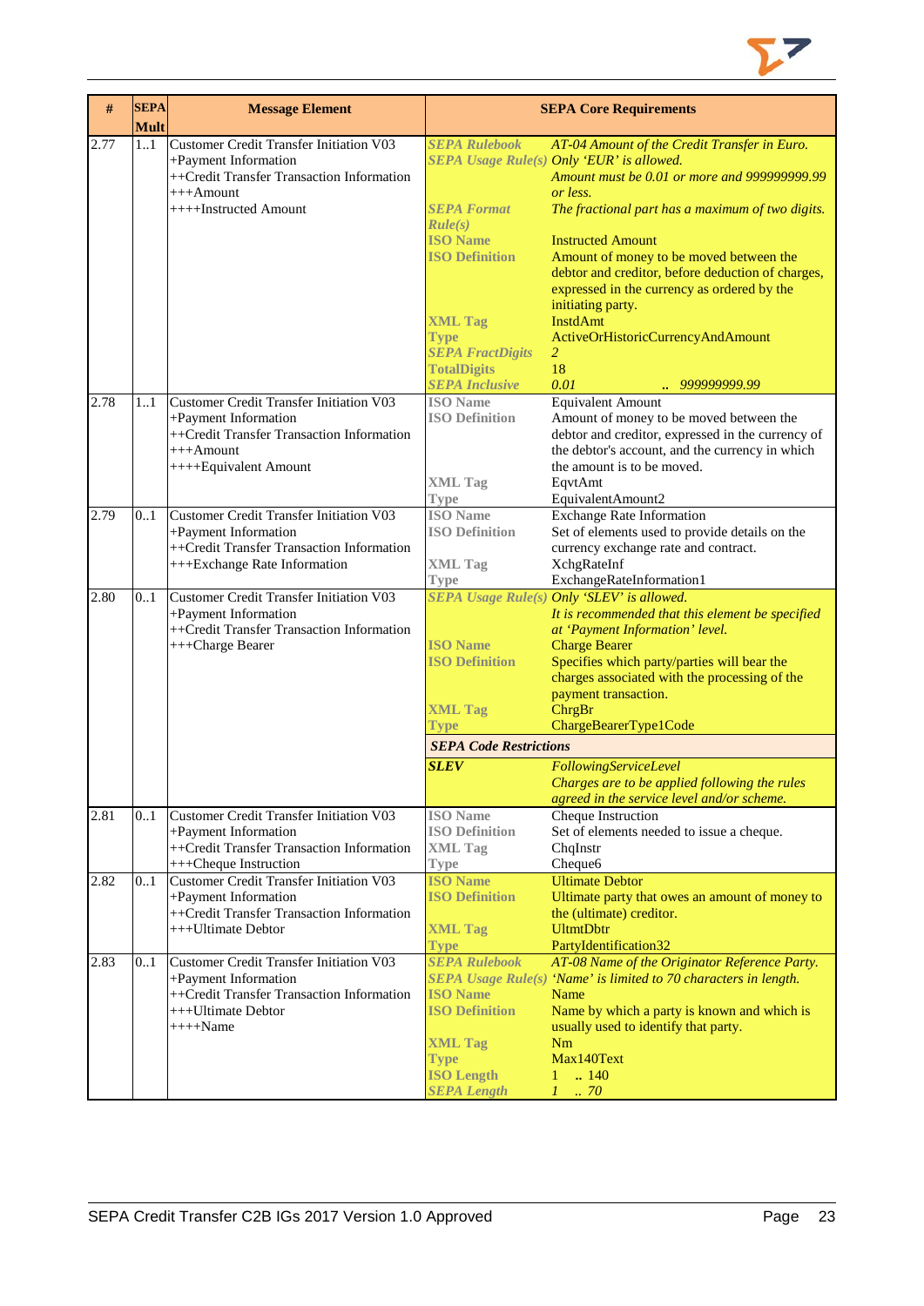| # | SEPA Mult | Message Element | SEPA Core Requirements | |
|---|---|---|---|---|
| 2.77 | 1..1 | Customer Credit Transfer Initiation V03<br>+Payment Information<br>++Credit Transfer Transaction Information<br>+++Amount<br>++++Instructed Amount | *SEPA Rulebook*<br>*SEPA Usage Rule(s)*<br><br><br>*SEPA Format Rule(s)*<br>ISO Name<br>ISO Definition<br><br><br><br>XML Tag<br>Type<br>*SEPA FractDigits*<br>TotalDigits<br>*SEPA Inclusive* | *AT-04 Amount of the Credit Transfer in Euro.*<br>*Only 'EUR' is allowed.*<br>*Amount must be 0.01 or more and 999999999.99 or less.*<br>*The fractional part has a maximum of two digits.*<br>Instructed Amount<br>Amount of money to be moved between the debtor and creditor, before deduction of charges, expressed in the currency as ordered by the initiating party.<br>InstdAmt<br>ActiveOrHistoricCurrencyAndAmount<br>*2*<br>18<br>*0.01 .. 999999999.99* |
| 2.78 | 1..1 | Customer Credit Transfer Initiation V03<br>+Payment Information<br>++Credit Transfer Transaction Information<br>+++Amount<br>++++Equivalent Amount | ISO Name<br>ISO Definition<br><br><br><br>XML Tag<br>Type | Equivalent Amount<br>Amount of money to be moved between the debtor and creditor, expressed in the currency of the debtor's account, and the currency in which the amount is to be moved.<br>EqvtAmt<br>EquivalentAmount2 |
| 2.79 | 0..1 | Customer Credit Transfer Initiation V03<br>+Payment Information<br>++Credit Transfer Transaction Information<br>+++Exchange Rate Information | ISO Name<br>ISO Definition<br><br>XML Tag<br>Type | Exchange Rate Information<br>Set of elements used to provide details on the currency exchange rate and contract.<br>XchgRateInf<br>ExchangeRateInformation1 |
| 2.80 | 0..1 | Customer Credit Transfer Initiation V03<br>+Payment Information<br>++Credit Transfer Transaction Information<br>+++Charge Bearer | *SEPA Usage Rule(s)*<br><br><br>ISO Name<br>ISO Definition<br><br><br>XML Tag<br>Type<br>***SEPA Code Restrictions***<br>***SLEV*** | *Only 'SLEV' is allowed.*<br>*It is recommended that this element be specified at 'Payment Information' level.*<br>Charge Bearer<br>Specifies which party/parties will bear the charges associated with the processing of the payment transaction.<br>ChrgBr<br>ChargeBearerType1Code<br><br>*FollowingServiceLevel*<br>*Charges are to be applied following the rules agreed in the service level and/or scheme.* |
| 2.81 | 0..1 | Customer Credit Transfer Initiation V03<br>+Payment Information<br>++Credit Transfer Transaction Information<br>+++Cheque Instruction | ISO Name<br>ISO Definition<br>XML Tag<br>Type | Cheque Instruction<br>Set of elements needed to issue a cheque.<br>ChqInstr<br>Cheque6 |
| 2.82 | 0..1 | Customer Credit Transfer Initiation V03<br>+Payment Information<br>++Credit Transfer Transaction Information<br>+++Ultimate Debtor | ISO Name<br>ISO Definition<br><br>XML Tag<br>Type | Ultimate Debtor<br>Ultimate party that owes an amount of money to the (ultimate) creditor.<br>UltmtDbtr<br>PartyIdentification32 |
| 2.83 | 0..1 | Customer Credit Transfer Initiation V03<br>+Payment Information<br>++Credit Transfer Transaction Information<br>+++Ultimate Debtor<br>++++Name | *SEPA Rulebook*<br>*SEPA Usage Rule(s)*<br>ISO Name<br>ISO Definition<br><br>XML Tag<br>Type<br>ISO Length<br>*SEPA Length* | *AT-08 Name of the Originator Reference Party.*<br>*'Name' is limited to 70 characters in length.*<br>Name<br>Name by which a party is known and which is usually used to identify that party.<br>Nm<br>Max140Text<br>1 .. 140<br>*1 .. 70* |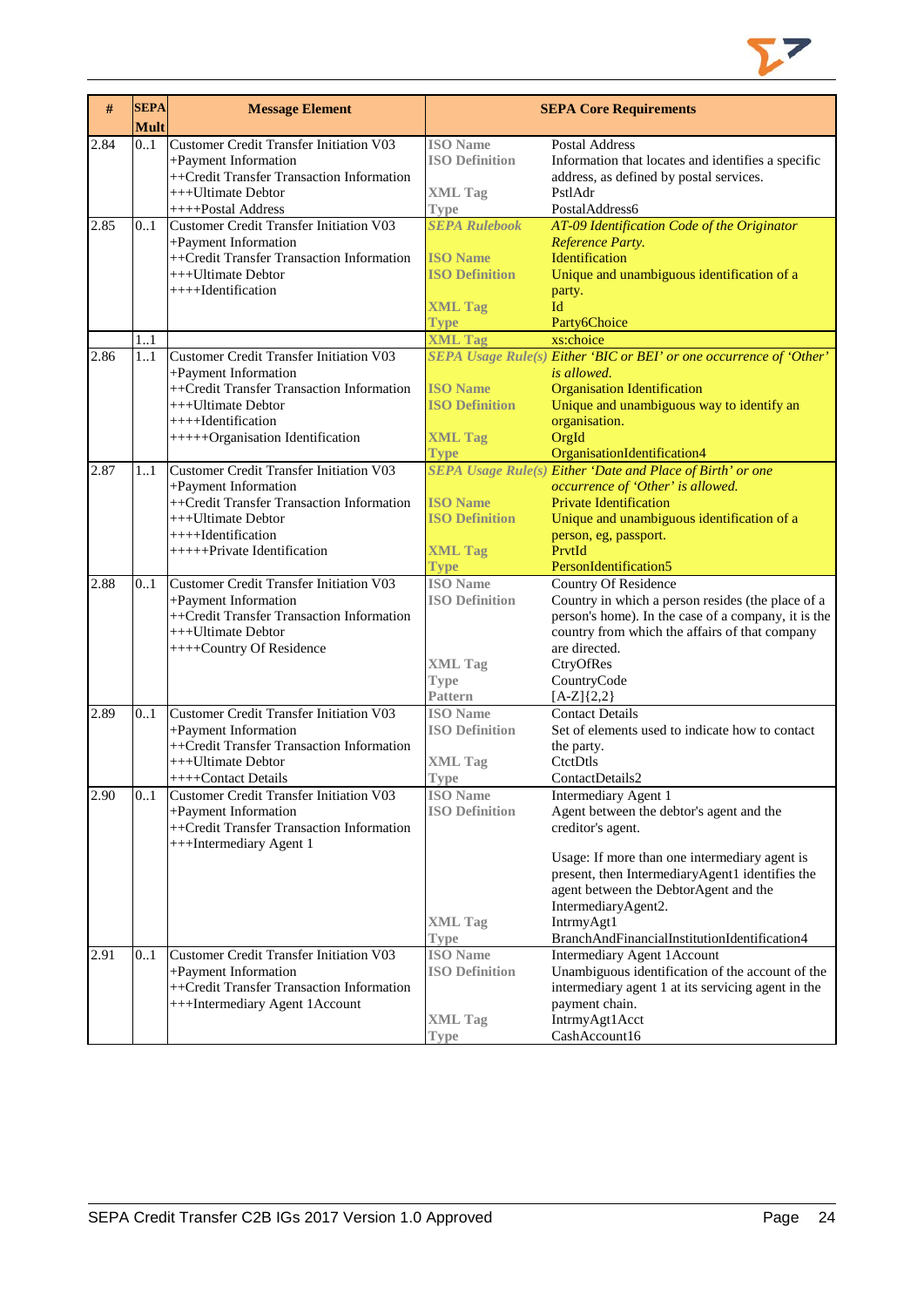| # | SEPA Mult | Message Element | SEPA Core Requirements | |
|---|---|---|---|---|
| 2.84 | 0..1 | Customer Credit Transfer Initiation V03<br>+Payment Information<br>++Credit Transfer Transaction Information<br>+++Ultimate Debtor<br>++++Postal Address | **ISO Name**<br>**ISO Definition**<br><br>**XML Tag**<br>**Type** | Postal Address<br>Information that locates and identifies a specific address, as defined by postal services.<br>PstlAdr<br>PostalAddress6 |
| 2.85 | 0..1 | Customer Credit Transfer Initiation V03<br>+Payment Information<br>++Credit Transfer Transaction Information<br>+++Ultimate Debtor<br>++++Identification | ***SEPA Rulebook***<br><br>**ISO Name**<br>**ISO Definition**<br><br>**XML Tag**<br>**Type** | *AT-09 Identification Code of the Originator Reference Party.*<br>Identification<br>Unique and unambiguous identification of a party.<br>Id<br>Party6Choice |
| | 1..1 | | **XML Tag** | xs:choice |
| 2.86 | 1..1 | Customer Credit Transfer Initiation V03<br>+Payment Information<br>++Credit Transfer Transaction Information<br>+++Ultimate Debtor<br>++++Identification<br>+++++Organisation Identification | ***SEPA Usage Rule(s)***<br><br>**ISO Name**<br>**ISO Definition**<br><br>**XML Tag**<br>**Type** | *Either 'BIC or BEI' or one occurrence of 'Other' is allowed.*<br>Organisation Identification<br>Unique and unambiguous way to identify an organisation.<br>OrgId<br>OrganisationIdentification4 |
| 2.87 | 1..1 | Customer Credit Transfer Initiation V03<br>+Payment Information<br>++Credit Transfer Transaction Information<br>+++Ultimate Debtor<br>++++Identification<br>+++++Private Identification | ***SEPA Usage Rule(s)***<br><br>**ISO Name**<br>**ISO Definition**<br><br>**XML Tag**<br>**Type** | *Either 'Date and Place of Birth' or one occurrence of 'Other' is allowed.*<br>Private Identification<br>Unique and unambiguous identification of a person, eg, passport.<br>PrvtId<br>PersonIdentification5 |
| 2.88 | 0..1 | Customer Credit Transfer Initiation V03<br>+Payment Information<br>++Credit Transfer Transaction Information<br>+++Ultimate Debtor<br>++++Country Of Residence | **ISO Name**<br>**ISO Definition**<br><br><br><br>**XML Tag**<br>**Type**<br>**Pattern** | Country Of Residence<br>Country in which a person resides (the place of a person's home). In the case of a company, it is the country from which the affairs of that company are directed.<br>CtryOfRes<br>CountryCode<br>[A-Z]{2,2} |
| 2.89 | 0..1 | Customer Credit Transfer Initiation V03<br>+Payment Information<br>++Credit Transfer Transaction Information<br>+++Ultimate Debtor<br>++++Contact Details | **ISO Name**<br>**ISO Definition**<br><br>**XML Tag**<br>**Type** | Contact Details<br>Set of elements used to indicate how to contact the party.<br>CtctDtls<br>ContactDetails2 |
| 2.90 | 0..1 | Customer Credit Transfer Initiation V03<br>+Payment Information<br>++Credit Transfer Transaction Information<br>+++Intermediary Agent 1 | **ISO Name**<br>**ISO Definition**<br><br><br><br><br><br>**XML Tag**<br>**Type** | Intermediary Agent 1<br>Agent between the debtor's agent and the creditor's agent.<br><br>Usage: If more than one intermediary agent is present, then IntermediaryAgent1 identifies the agent between the DebtorAgent and the IntermediaryAgent2.<br>IntrmyAgt1<br>BranchAndFinancialInstitutionIdentification4 |
| 2.91 | 0..1 | Customer Credit Transfer Initiation V03<br>+Payment Information<br>++Credit Transfer Transaction Information<br>+++Intermediary Agent 1Account | **ISO Name**<br>**ISO Definition**<br><br><br>**XML Tag**<br>**Type** | Intermediary Agent 1Account<br>Unambiguous identification of the account of the intermediary agent 1 at its servicing agent in the payment chain.<br>IntrmyAgt1Acct<br>CashAccount16 |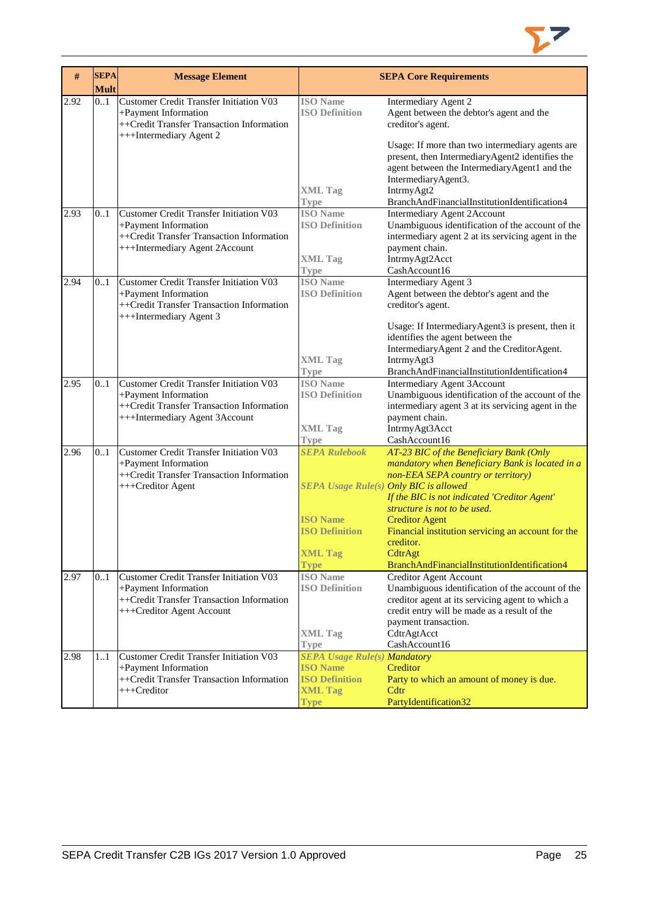| # | SEPA Mult | Message Element | SEPA Core Requirements | |
|---|---|---|---|---|
| 2.92 | 0..1 | Customer Credit Transfer Initiation V03<br>+Payment Information<br>++Credit Transfer Transaction Information<br>+++Intermediary Agent 2 | ISO Name<br>ISO Definition<br><br><br><br><br>XML Tag<br>Type | Intermediary Agent 2<br>Agent between the debtor's agent and the creditor's agent.<br><br>Usage: If more than two intermediary agents are present, then IntermediaryAgent2 identifies the agent between the IntermediaryAgent1 and the IntermediaryAgent3.<br>IntrmyAgt2<br>BranchAndFinancialInstitutionIdentification4 |
| 2.93 | 0..1 | Customer Credit Transfer Initiation V03<br>+Payment Information<br>++Credit Transfer Transaction Information<br>+++Intermediary Agent 2Account | ISO Name<br>ISO Definition<br><br><br>XML Tag<br>Type | Intermediary Agent 2Account<br>Unambiguous identification of the account of the intermediary agent 2 at its servicing agent in the payment chain.<br>IntrmyAgt2Acct<br>CashAccount16 |
| 2.94 | 0..1 | Customer Credit Transfer Initiation V03<br>+Payment Information<br>++Credit Transfer Transaction Information<br>+++Intermediary Agent 3 | ISO Name<br>ISO Definition<br><br><br><br><br>XML Tag<br>Type | Intermediary Agent 3<br>Agent between the debtor's agent and the creditor's agent.<br><br>Usage: If IntermediaryAgent3 is present, then it identifies the agent between the IntermediaryAgent 2 and the CreditorAgent.<br>IntrmyAgt3<br>BranchAndFinancialInstitutionIdentification4 |
| 2.95 | 0..1 | Customer Credit Transfer Initiation V03<br>+Payment Information<br>++Credit Transfer Transaction Information<br>+++Intermediary Agent 3Account | ISO Name<br>ISO Definition<br><br><br>XML Tag<br>Type | Intermediary Agent 3Account<br>Unambiguous identification of the account of the intermediary agent 3 at its servicing agent in the payment chain.<br>IntrmyAgt3Acct<br>CashAccount16 |
| 2.96 | 0..1 | Customer Credit Transfer Initiation V03<br>+Payment Information<br>++Credit Transfer Transaction Information<br>+++Creditor Agent | *SEPA Rulebook*<br><br><br>*SEPA Usage Rule(s)*<br><br><br>ISO Name<br>ISO Definition<br><br>XML Tag<br>Type | *AT-23 BIC of the Beneficiary Bank (Only mandatory when Beneficiary Bank is located in a non-EEA SEPA country or territory)*<br>*Only BIC is allowed*<br>*If the BIC is not indicated 'Creditor Agent' structure is not to be used.*<br>Creditor Agent<br>Financial institution servicing an account for the creditor.<br>CdtrAgt<br>BranchAndFinancialInstitutionIdentification4 |
| 2.97 | 0..1 | Customer Credit Transfer Initiation V03<br>+Payment Information<br>++Credit Transfer Transaction Information<br>+++Creditor Agent Account | ISO Name<br>ISO Definition<br><br><br><br>XML Tag<br>Type | Creditor Agent Account<br>Unambiguous identification of the account of the creditor agent at its servicing agent to which a credit entry will be made as a result of the payment transaction.<br>CdtrAgtAcct<br>CashAccount16 |
| 2.98 | 1..1 | Customer Credit Transfer Initiation V03<br>+Payment Information<br>++Credit Transfer Transaction Information<br>+++Creditor | *SEPA Usage Rule(s)*<br>ISO Name<br>ISO Definition<br>XML Tag<br>Type | *Mandatory*<br>Creditor<br>Party to which an amount of money is due.<br>Cdtr<br>PartyIdentification32 |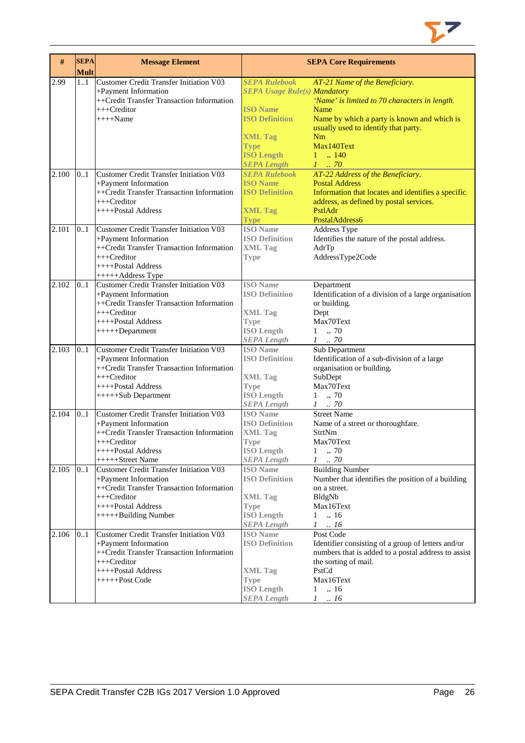| # | SEPA Mult | Message Element | SEPA Core Requirements | |
|---|---|---|---|---|
| 2.99 | 1..1 | Customer Credit Transfer Initiation V03<br>+Payment Information<br>++Credit Transfer Transaction Information<br>+++Creditor<br>++++Name | *SEPA Rulebook*<br>*SEPA Usage Rule(s)*<br><br>ISO Name<br>ISO Definition<br><br>XML Tag<br>Type<br>ISO Length<br>*SEPA Length* | *AT-21 Name of the Beneficiary.*<br>*Mandatory*<br>*'Name' is limited to 70 characters in length.*<br>Name<br>Name by which a party is known and which is usually used to identify that party.<br>Nm<br>Max140Text<br>1 .. 140<br>*1 .. 70* |
| 2.100 | 0..1 | Customer Credit Transfer Initiation V03<br>+Payment Information<br>++Credit Transfer Transaction Information<br>+++Creditor<br>++++Postal Address | *SEPA Rulebook*<br>ISO Name<br>ISO Definition<br><br>XML Tag<br>Type | *AT-22 Address of the Beneficiary.*<br>Postal Address<br>Information that locates and identifies a specific address, as defined by postal services.<br>PstlAdr<br>PostalAddress6 |
| 2.101 | 0..1 | Customer Credit Transfer Initiation V03<br>+Payment Information<br>++Credit Transfer Transaction Information<br>+++Creditor<br>++++Postal Address<br>+++++Address Type | ISO Name<br>ISO Definition<br>XML Tag<br>Type | Address Type<br>Identifies the nature of the postal address.<br>AdrTp<br>AddressType2Code |
| 2.102 | 0..1 | Customer Credit Transfer Initiation V03<br>+Payment Information<br>++Credit Transfer Transaction Information<br>+++Creditor<br>++++Postal Address<br>+++++Department | ISO Name<br>ISO Definition<br><br>XML Tag<br>Type<br>ISO Length<br>*SEPA Length* | Department<br>Identification of a division of a large organisation or building.<br>Dept<br>Max70Text<br>1 .. 70<br>*1 .. 70* |
| 2.103 | 0..1 | Customer Credit Transfer Initiation V03<br>+Payment Information<br>++Credit Transfer Transaction Information<br>+++Creditor<br>++++Postal Address<br>+++++Sub Department | ISO Name<br>ISO Definition<br><br>XML Tag<br>Type<br>ISO Length<br>*SEPA Length* | Sub Department<br>Identification of a sub-division of a large organisation or building.<br>SubDept<br>Max70Text<br>1 .. 70<br>*1 .. 70* |
| 2.104 | 0..1 | Customer Credit Transfer Initiation V03<br>+Payment Information<br>++Credit Transfer Transaction Information<br>+++Creditor<br>++++Postal Address<br>+++++Street Name | ISO Name<br>ISO Definition<br>XML Tag<br>Type<br>ISO Length<br>*SEPA Length* | Street Name<br>Name of a street or thoroughfare.<br>StrtNm<br>Max70Text<br>1 .. 70<br>*1 .. 70* |
| 2.105 | 0..1 | Customer Credit Transfer Initiation V03<br>+Payment Information<br>++Credit Transfer Transaction Information<br>+++Creditor<br>++++Postal Address<br>+++++Building Number | ISO Name<br>ISO Definition<br><br>XML Tag<br>Type<br>ISO Length<br>*SEPA Length* | Building Number<br>Number that identifies the position of a building on a street.<br>BldgNb<br>Max16Text<br>1 .. 16<br>*1 .. 16* |
| 2.106 | 0..1 | Customer Credit Transfer Initiation V03<br>+Payment Information<br>++Credit Transfer Transaction Information<br>+++Creditor<br>++++Postal Address<br>+++++Post Code | ISO Name<br>ISO Definition<br><br><br>XML Tag<br>Type<br>ISO Length<br>*SEPA Length* | Post Code<br>Identifier consisting of a group of letters and/or numbers that is added to a postal address to assist the sorting of mail.<br>PstCd<br>Max16Text<br>1 .. 16<br>*1 .. 16* |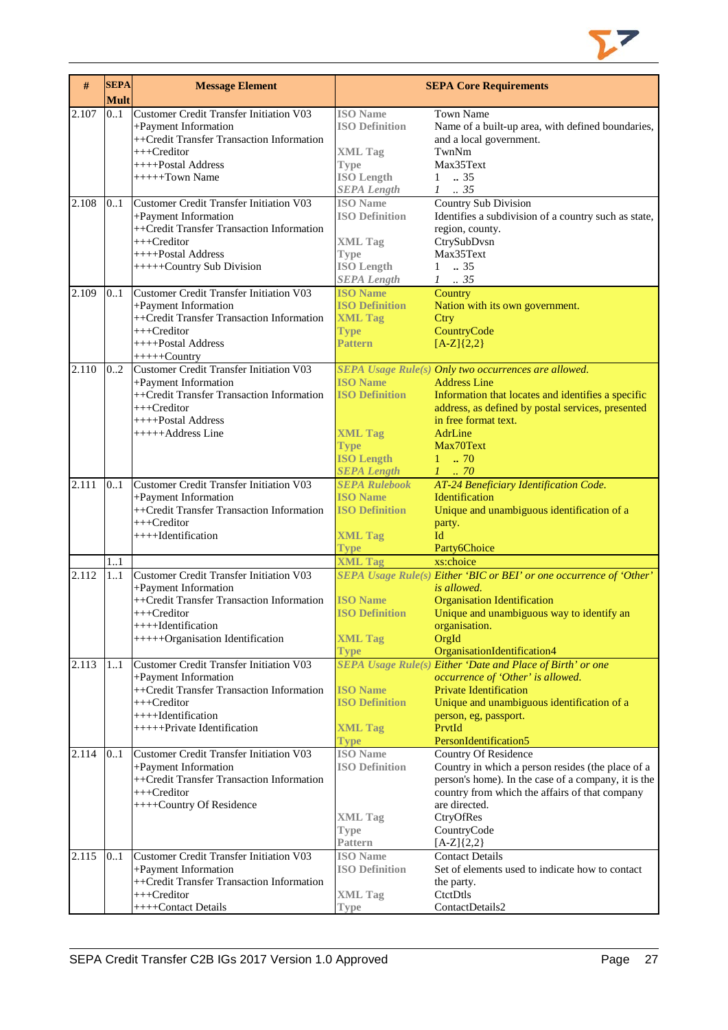| # | SEPA Mult | Message Element | SEPA Core Requirements | |
|---|---|---|---|---|
| 2.107 | 0..1 | Customer Credit Transfer Initiation V03<br>+Payment Information<br>++Credit Transfer Transaction Information<br>+++Creditor<br>++++Postal Address<br>+++++Town Name | **ISO Name**<br>**ISO Definition**<br><br>**XML Tag**<br>**Type**<br>**ISO Length**<br>***SEPA Length*** | Town Name<br>Name of a built-up area, with defined boundaries, and a local government.<br>TwnNm<br>Max35Text<br>1 .. 35<br>*1 .. 35* |
| 2.108 | 0..1 | Customer Credit Transfer Initiation V03<br>+Payment Information<br>++Credit Transfer Transaction Information<br>+++Creditor<br>++++Postal Address<br>+++++Country Sub Division | **ISO Name**<br>**ISO Definition**<br><br>**XML Tag**<br>**Type**<br>**ISO Length**<br>***SEPA Length*** | Country Sub Division<br>Identifies a subdivision of a country such as state, region, county.<br>CtrySubDvsn<br>Max35Text<br>1 .. 35<br>*1 .. 35* |
| 2.109 | 0..1 | Customer Credit Transfer Initiation V03<br>+Payment Information<br>++Credit Transfer Transaction Information<br>+++Creditor<br>++++Postal Address<br>+++++Country | **ISO Name**<br>**ISO Definition**<br>**XML Tag**<br>**Type**<br>**Pattern** | Country<br>Nation with its own government.<br>Ctry<br>CountryCode<br>[A-Z]{2,2} |
| 2.110 | 0..2 | Customer Credit Transfer Initiation V03<br>+Payment Information<br>++Credit Transfer Transaction Information<br>+++Creditor<br>++++Postal Address<br>+++++Address Line | ***SEPA Usage Rule(s)***<br>**ISO Name**<br>**ISO Definition**<br><br><br>**XML Tag**<br>**Type**<br>**ISO Length**<br>***SEPA Length*** | *Only two occurrences are allowed.*<br>Address Line<br>Information that locates and identifies a specific address, as defined by postal services, presented in free format text.<br>AdrLine<br>Max70Text<br>1 .. 70<br>*1 .. 70* |
| 2.111 | 0..1 | Customer Credit Transfer Initiation V03<br>+Payment Information<br>++Credit Transfer Transaction Information<br>+++Creditor<br>++++Identification | ***SEPA Rulebook***<br>**ISO Name**<br>**ISO Definition**<br><br>**XML Tag**<br>**Type** | *AT-24 Beneficiary Identification Code.*<br>Identification<br>Unique and unambiguous identification of a party.<br>Id<br>Party6Choice |
| | 1..1 | | **XML Tag** | xs:choice |
| 2.112 | 1..1 | Customer Credit Transfer Initiation V03<br>+Payment Information<br>++Credit Transfer Transaction Information<br>+++Creditor<br>++++Identification<br>+++++Organisation Identification | ***SEPA Usage Rule(s)***<br><br>**ISO Name**<br>**ISO Definition**<br><br>**XML Tag**<br>**Type** | *Either 'BIC or BEI' or one occurrence of 'Other' is allowed.*<br>Organisation Identification<br>Unique and unambiguous way to identify an organisation.<br>OrgId<br>OrganisationIdentification4 |
| 2.113 | 1..1 | Customer Credit Transfer Initiation V03<br>+Payment Information<br>++Credit Transfer Transaction Information<br>+++Creditor<br>++++Identification<br>+++++Private Identification | ***SEPA Usage Rule(s)***<br><br>**ISO Name**<br>**ISO Definition**<br><br>**XML Tag**<br>**Type** | *Either 'Date and Place of Birth' or one occurrence of 'Other' is allowed.*<br>Private Identification<br>Unique and unambiguous identification of a person, eg, passport.<br>PrvtId<br>PersonIdentification5 |
| 2.114 | 0..1 | Customer Credit Transfer Initiation V03<br>+Payment Information<br>++Credit Transfer Transaction Information<br>+++Creditor<br>++++Country Of Residence | **ISO Name**<br>**ISO Definition**<br><br><br><br>**XML Tag**<br>**Type**<br>**Pattern** | Country Of Residence<br>Country in which a person resides (the place of a person's home). In the case of a company, it is the country from which the affairs of that company are directed.<br>CtryOfRes<br>CountryCode<br>[A-Z]{2,2} |
| 2.115 | 0..1 | Customer Credit Transfer Initiation V03<br>+Payment Information<br>++Credit Transfer Transaction Information<br>+++Creditor<br>++++Contact Details | **ISO Name**<br>**ISO Definition**<br><br>**XML Tag**<br>**Type** | Contact Details<br>Set of elements used to indicate how to contact the party.<br>CtctDtls<br>ContactDetails2 |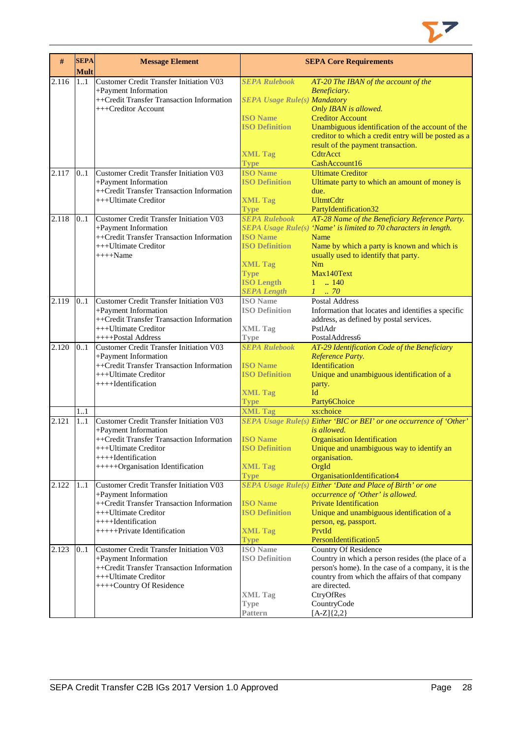| # | SEPA Mult | Message Element | SEPA Core Requirements | |
|---|---|---|---|---|
| 2.116 | 1..1 | Customer Credit Transfer Initiation V03<br>+Payment Information<br>++Credit Transfer Transaction Information<br>+++Creditor Account | *SEPA Rulebook*<br>*SEPA Usage Rule(s)*<br><br>ISO Name<br>ISO Definition<br><br><br>XML Tag<br>Type | *AT-20 The IBAN of the account of the Beneficiary.*<br>*Mandatory*<br>*Only IBAN is allowed.*<br>Creditor Account<br>Unambiguous identification of the account of the creditor to which a credit entry will be posted as a result of the payment transaction.<br>CdtrAcct<br>CashAccount16 |
| 2.117 | 0..1 | Customer Credit Transfer Initiation V03<br>+Payment Information<br>++Credit Transfer Transaction Information<br>+++Ultimate Creditor | ISO Name<br>ISO Definition<br><br>XML Tag<br>Type | Ultimate Creditor<br>Ultimate party to which an amount of money is due.<br>UltmtCdtr<br>PartyIdentification32 |
| 2.118 | 0..1 | Customer Credit Transfer Initiation V03<br>+Payment Information<br>++Credit Transfer Transaction Information<br>+++Ultimate Creditor<br>++++Name | *SEPA Rulebook*<br>*SEPA Usage Rule(s)*<br>ISO Name<br>ISO Definition<br><br>XML Tag<br>Type<br>ISO Length<br>*SEPA Length* | *AT-28 Name of the Beneficiary Reference Party.*<br>*'Name' is limited to 70 characters in length.*<br>Name<br>Name by which a party is known and which is usually used to identify that party.<br>Nm<br>Max140Text<br>1 .. 140<br>*1 .. 70* |
| 2.119 | 0..1 | Customer Credit Transfer Initiation V03<br>+Payment Information<br>++Credit Transfer Transaction Information<br>+++Ultimate Creditor<br>++++Postal Address | ISO Name<br>ISO Definition<br><br>XML Tag<br>Type | Postal Address<br>Information that locates and identifies a specific address, as defined by postal services.<br>PstlAdr<br>PostalAddress6 |
| 2.120 | 0..1 | Customer Credit Transfer Initiation V03<br>+Payment Information<br>++Credit Transfer Transaction Information<br>+++Ultimate Creditor<br>++++Identification | *SEPA Rulebook*<br><br>ISO Name<br>ISO Definition<br><br>XML Tag<br>Type | *AT-29 Identification Code of the Beneficiary Reference Party.*<br>Identification<br>Unique and unambiguous identification of a party.<br>Id<br>Party6Choice |
| | 1..1 | | XML Tag | xs:choice |
| 2.121 | 1..1 | Customer Credit Transfer Initiation V03<br>+Payment Information<br>++Credit Transfer Transaction Information<br>+++Ultimate Creditor<br>++++Identification<br>+++++Organisation Identification | *SEPA Usage Rule(s)*<br><br>ISO Name<br>ISO Definition<br><br>XML Tag<br>Type | *Either 'BIC or BEI' or one occurrence of 'Other' is allowed.*<br>Organisation Identification<br>Unique and unambiguous way to identify an organisation.<br>OrgId<br>OrganisationIdentification4 |
| 2.122 | 1..1 | Customer Credit Transfer Initiation V03<br>+Payment Information<br>++Credit Transfer Transaction Information<br>+++Ultimate Creditor<br>++++Identification<br>+++++Private Identification | *SEPA Usage Rule(s)*<br><br>ISO Name<br>ISO Definition<br><br>XML Tag<br>Type | *Either 'Date and Place of Birth' or one occurrence of 'Other' is allowed.*<br>Private Identification<br>Unique and unambiguous identification of a person, eg, passport.<br>PrvtId<br>PersonIdentification5 |
| 2.123 | 0..1 | Customer Credit Transfer Initiation V03<br>+Payment Information<br>++Credit Transfer Transaction Information<br>+++Ultimate Creditor<br>++++Country Of Residence | ISO Name<br>ISO Definition<br><br><br><br>XML Tag<br>Type<br>Pattern | Country Of Residence<br>Country in which a person resides (the place of a person's home). In the case of a company, it is the country from which the affairs of that company are directed.<br>CtryOfRes<br>CountryCode<br>[A-Z]{2,2} |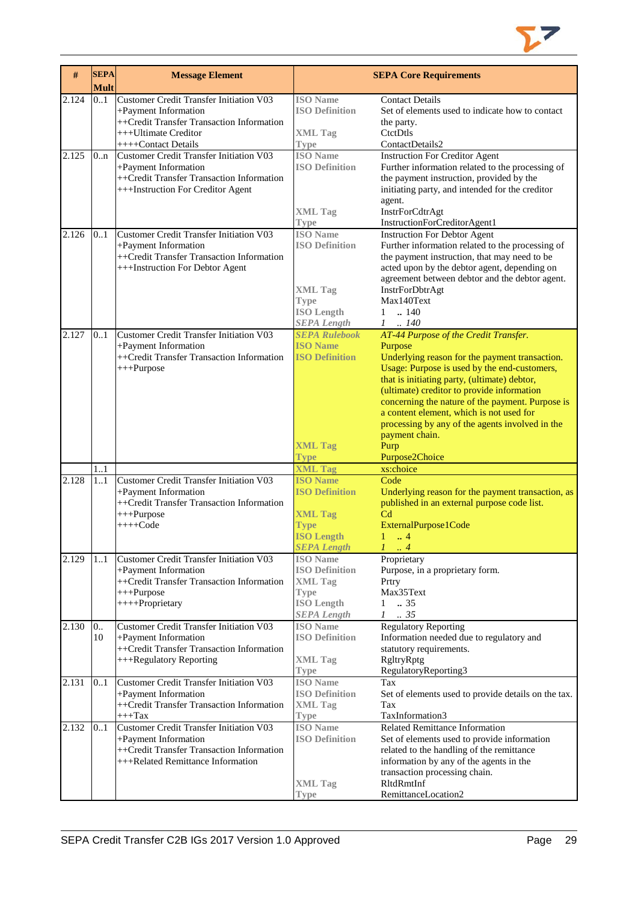| # | SEPA Mult | Message Element | SEPA Core Requirements | |
|---|---|---|---|---|
| 2.124 | 0..1 | Customer Credit Transfer Initiation V03<br>+Payment Information<br>++Credit Transfer Transaction Information<br>+++Ultimate Creditor<br>++++Contact Details | ISO Name<br>ISO Definition<br><br>XML Tag<br>Type | Contact Details<br>Set of elements used to indicate how to contact the party.<br>CtctDtls<br>ContactDetails2 |
| 2.125 | 0..n | Customer Credit Transfer Initiation V03<br>+Payment Information<br>++Credit Transfer Transaction Information<br>+++Instruction For Creditor Agent | ISO Name<br>ISO Definition<br><br><br><br>XML Tag<br>Type | Instruction For Creditor Agent<br>Further information related to the processing of the payment instruction, provided by the initiating party, and intended for the creditor agent.<br>InstrForCdtrAgt<br>InstructionForCreditorAgent1 |
| 2.126 | 0..1 | Customer Credit Transfer Initiation V03<br>+Payment Information<br>++Credit Transfer Transaction Information<br>+++Instruction For Debtor Agent | ISO Name<br>ISO Definition<br><br><br><br>XML Tag<br>Type<br>ISO Length<br>*SEPA Length* | Instruction For Debtor Agent<br>Further information related to the processing of the payment instruction, that may need to be acted upon by the debtor agent, depending on agreement between debtor and the debtor agent.<br>InstrForDbtrAgt<br>Max140Text<br>1 .. 140<br>*1 .. 140* |
| 2.127 | 0..1 | Customer Credit Transfer Initiation V03<br>+Payment Information<br>++Credit Transfer Transaction Information<br>+++Purpose | *SEPA Rulebook*<br>ISO Name<br>ISO Definition<br><br><br><br><br><br><br><br>XML Tag<br>Type | *AT-44 Purpose of the Credit Transfer.*<br>Purpose<br>Underlying reason for the payment transaction. Usage: Purpose is used by the end-customers, that is initiating party, (ultimate) debtor, (ultimate) creditor to provide information concerning the nature of the payment. Purpose is a content element, which is not used for processing by any of the agents involved in the payment chain.<br>Purp<br>Purpose2Choice |
| | 1..1 | | XML Tag | xs:choice |
| 2.128 | 1..1 | Customer Credit Transfer Initiation V03<br>+Payment Information<br>++Credit Transfer Transaction Information<br>+++Purpose<br>++++Code | ISO Name<br>ISO Definition<br><br>XML Tag<br>Type<br>ISO Length<br>*SEPA Length* | Code<br>Underlying reason for the payment transaction, as published in an external purpose code list.<br>Cd<br>ExternalPurpose1Code<br>1 .. 4<br>*1 .. 4* |
| 2.129 | 1..1 | Customer Credit Transfer Initiation V03<br>+Payment Information<br>++Credit Transfer Transaction Information<br>+++Purpose<br>++++Proprietary | ISO Name<br>ISO Definition<br>XML Tag<br>Type<br>ISO Length<br>*SEPA Length* | Proprietary<br>Purpose, in a proprietary form.<br>Prtry<br>Max35Text<br>1 .. 35<br>*1 .. 35* |
| 2.130 | 0..10 | Customer Credit Transfer Initiation V03<br>+Payment Information<br>++Credit Transfer Transaction Information<br>+++Regulatory Reporting | ISO Name<br>ISO Definition<br><br>XML Tag<br>Type | Regulatory Reporting<br>Information needed due to regulatory and statutory requirements.<br>RgltryRptg<br>RegulatoryReporting3 |
| 2.131 | 0..1 | Customer Credit Transfer Initiation V03<br>+Payment Information<br>++Credit Transfer Transaction Information<br>+++Tax | ISO Name<br>ISO Definition<br>XML Tag<br>Type | Tax<br>Set of elements used to provide details on the tax.<br>Tax<br>TaxInformation3 |
| 2.132 | 0..1 | Customer Credit Transfer Initiation V03<br>+Payment Information<br>++Credit Transfer Transaction Information<br>+++Related Remittance Information | ISO Name<br>ISO Definition<br><br><br><br>XML Tag<br>Type | Related Remittance Information<br>Set of elements used to provide information related to the handling of the remittance information by any of the agents in the transaction processing chain.<br>RltdRmtInf<br>RemittanceLocation2 |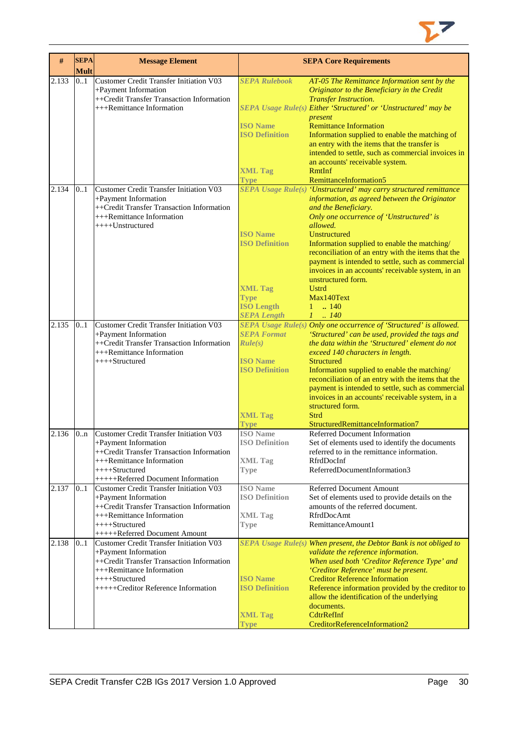| # | SEPA Mult | Message Element | SEPA Core Requirements | |
|---|---|---|---|---|
| 2.133 | 0..1 | Customer Credit Transfer Initiation V03<br>+Payment Information<br>++Credit Transfer Transaction Information<br>+++Remittance Information | **SEPA Rulebook**<br><br><br>**SEPA Usage Rule(s)**<br><br>**ISO Name**<br>**ISO Definition**<br><br><br><br>**XML Tag**<br>**Type** | *AT-05 The Remittance Information sent by the Originator to the Beneficiary in the Credit Transfer Instruction.*<br>*Either 'Structured' or 'Unstructured' may be present*<br>Remittance Information<br>Information supplied to enable the matching of an entry with the items that the transfer is intended to settle, such as commercial invoices in an accounts' receivable system.<br>RmtInf<br>RemittanceInformation5 |
| 2.134 | 0..1 | Customer Credit Transfer Initiation V03<br>+Payment Information<br>++Credit Transfer Transaction Information<br>+++Remittance Information<br>++++Unstructured | **SEPA Usage Rule(s)**<br><br><br><br><br>**ISO Name**<br>**ISO Definition**<br><br><br><br><br>**XML Tag**<br>**Type**<br>**ISO Length**<br>**SEPA Length** | *'Unstructured' may carry structured remittance information, as agreed between the Originator and the Beneficiary.*<br>*Only one occurrence of 'Unstructured' is allowed.*<br>Unstructured<br>Information supplied to enable the matching/ reconciliation of an entry with the items that the payment is intended to settle, such as commercial invoices in an accounts' receivable system, in an unstructured form.<br>Ustrd<br>Max140Text<br>1 .. 140<br>*1 .. 140* |
| 2.135 | 0..1 | Customer Credit Transfer Initiation V03<br>+Payment Information<br>++Credit Transfer Transaction Information<br>+++Remittance Information<br>++++Structured | **SEPA Usage Rule(s)**<br>**SEPA Format Rule(s)**<br><br><br>**ISO Name**<br>**ISO Definition**<br><br><br><br><br>**XML Tag**<br>**Type** | *Only one occurrence of 'Structured' is allowed.*<br>*'Structured' can be used, provided the tags and the data within the 'Structured' element do not exceed 140 characters in length.*<br>Structured<br>Information supplied to enable the matching/ reconciliation of an entry with the items that the payment is intended to settle, such as commercial invoices in an accounts' receivable system, in a structured form.<br>Strd<br>StructuredRemittanceInformation7 |
| 2.136 | 0..n | Customer Credit Transfer Initiation V03<br>+Payment Information<br>++Credit Transfer Transaction Information<br>+++Remittance Information<br>++++Structured<br>+++++Referred Document Information | **ISO Name**<br>**ISO Definition**<br><br>**XML Tag**<br>**Type** | Referred Document Information<br>Set of elements used to identify the documents referred to in the remittance information.<br>RfrdDocInf<br>ReferredDocumentInformation3 |
| 2.137 | 0..1 | Customer Credit Transfer Initiation V03<br>+Payment Information<br>++Credit Transfer Transaction Information<br>+++Remittance Information<br>++++Structured<br>+++++Referred Document Amount | **ISO Name**<br>**ISO Definition**<br><br>**XML Tag**<br>**Type** | Referred Document Amount<br>Set of elements used to provide details on the amounts of the referred document.<br>RfrdDocAmt<br>RemittanceAmount1 |
| 2.138 | 0..1 | Customer Credit Transfer Initiation V03<br>+Payment Information<br>++Credit Transfer Transaction Information<br>+++Remittance Information<br>++++Structured<br>+++++Creditor Reference Information | **SEPA Usage Rule(s)**<br><br><br><br>**ISO Name**<br>**ISO Definition**<br><br><br>**XML Tag**<br>**Type** | *When present, the Debtor Bank is not obliged to validate the reference information.*<br>*When used both 'Creditor Reference Type' and 'Creditor Reference' must be present.*<br>Creditor Reference Information<br>Reference information provided by the creditor to allow the identification of the underlying documents.<br>CdtrRefInf<br>CreditorReferenceInformation2 |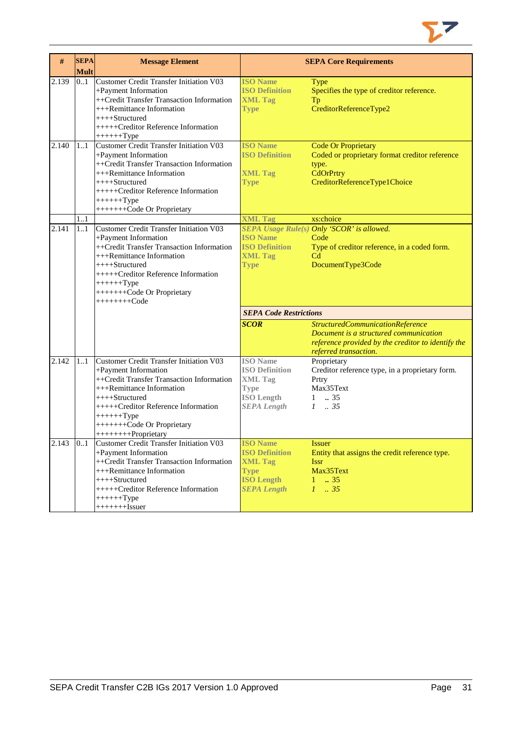| # | SEPA Mult | Message Element | SEPA Core Requirements |
|---|---|---|---|
| 2.139 | 0..1 | Customer Credit Transfer Initiation V03<br>+Payment Information<br>++Credit Transfer Transaction Information<br>+++Remittance Information<br>++++Structured<br>+++++Creditor Reference Information<br>++++++Type | **ISO Name** Type<br>**ISO Definition** Specifies the type of creditor reference.<br>**XML Tag** Tp<br>**Type** CreditorReferenceType2 |
| 2.140 | 1..1 | Customer Credit Transfer Initiation V03<br>+Payment Information<br>++Credit Transfer Transaction Information<br>+++Remittance Information<br>++++Structured<br>+++++Creditor Reference Information<br>++++++Type<br>+++++++Code Or Proprietary | **ISO Name** Code Or Proprietary<br>**ISO Definition** Coded or proprietary format creditor reference type.<br>**XML Tag** CdOrPrtry<br>**Type** CreditorReferenceType1Choice |
| | 1..1 | | **XML Tag** xs:choice |
| 2.141 | 1..1 | Customer Credit Transfer Initiation V03<br>+Payment Information<br>++Credit Transfer Transaction Information<br>+++Remittance Information<br>++++Structured<br>+++++Creditor Reference Information<br>++++++Type<br>+++++++Code Or Proprietary<br>++++++++Code | ***SEPA Usage Rule(s)*** *Only 'SCOR' is allowed.*<br>**ISO Name** Code<br>**ISO Definition** Type of creditor reference, in a coded form.<br>**XML Tag** Cd<br>**Type** DocumentType3Code<br><br>***SEPA Code Restrictions***<br>***SCOR*** *StructuredCommunicationReference*<br>*Document is a structured communication reference provided by the creditor to identify the referred transaction.* |
| 2.142 | 1..1 | Customer Credit Transfer Initiation V03<br>+Payment Information<br>++Credit Transfer Transaction Information<br>+++Remittance Information<br>++++Structured<br>+++++Creditor Reference Information<br>++++++Type<br>+++++++Code Or Proprietary<br>++++++++Proprietary | **ISO Name** Proprietary<br>**ISO Definition** Creditor reference type, in a proprietary form.<br>**XML Tag** Prtry<br>**Type** Max35Text<br>**ISO Length** 1 .. 35<br>***SEPA Length*** *1 .. 35* |
| 2.143 | 0..1 | Customer Credit Transfer Initiation V03<br>+Payment Information<br>++Credit Transfer Transaction Information<br>+++Remittance Information<br>++++Structured<br>+++++Creditor Reference Information<br>++++++Type<br>+++++++Issuer | **ISO Name** Issuer<br>**ISO Definition** Entity that assigns the credit reference type.<br>**XML Tag** Issr<br>**Type** Max35Text<br>**ISO Length** 1 .. 35<br>***SEPA Length*** *1 .. 35* |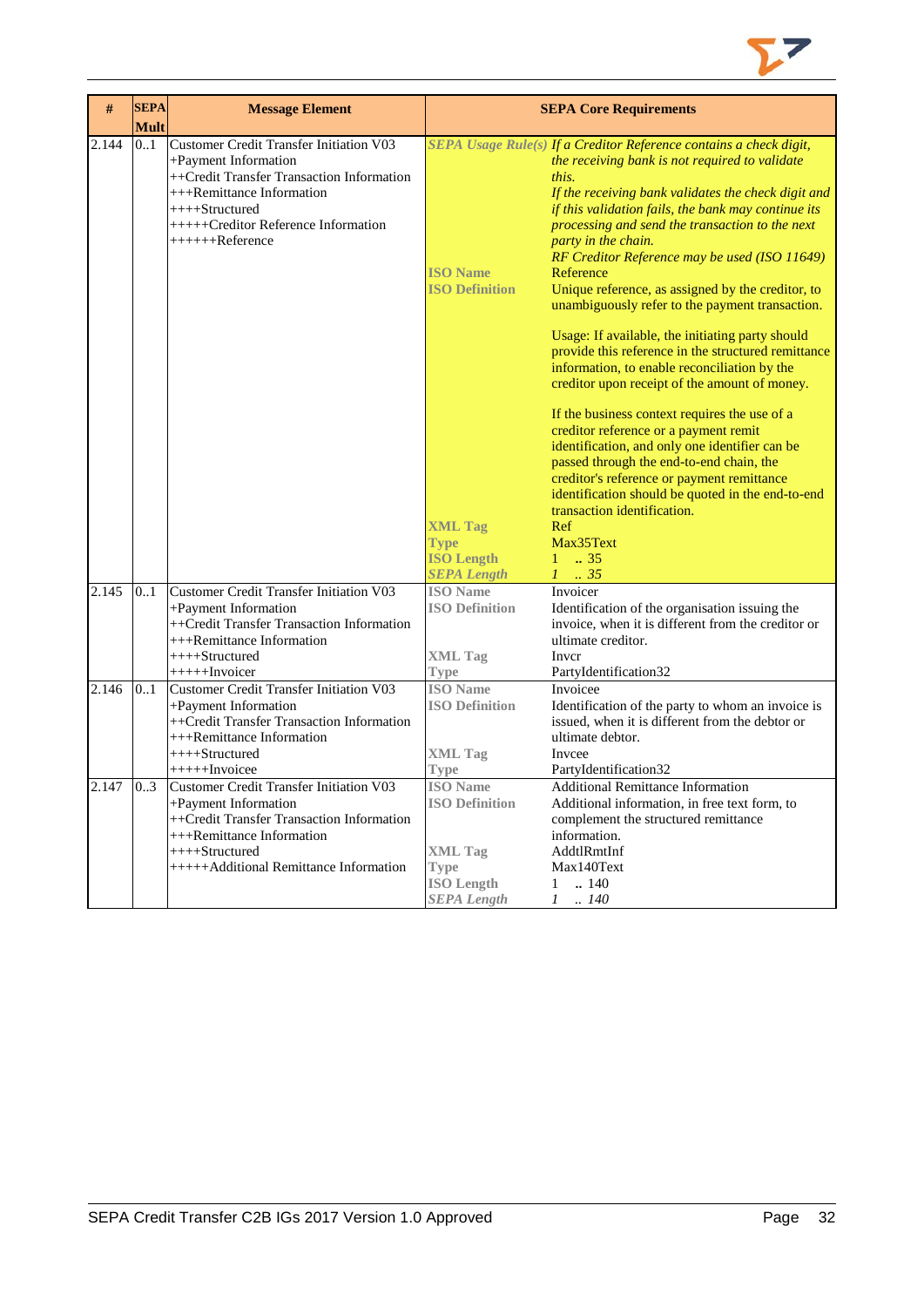| # | SEPA Mult | Message Element | SEPA Core Requirements | |
|---|---|---|---|---|
| 2.144 | 0..1 | Customer Credit Transfer Initiation V03<br>+Payment Information<br>++Credit Transfer Transaction Information<br>+++Remittance Information<br>++++Structured<br>+++++Creditor Reference Information<br>++++++Reference | *SEPA Usage Rule(s)* | *If a Creditor Reference contains a check digit, the receiving bank is not required to validate this.*<br>*If the receiving bank validates the check digit and if this validation fails, the bank may continue its processing and send the transaction to the next party in the chain.*<br>*RF Creditor Reference may be used (ISO 11649)* |
| | | | **ISO Name** | Reference |
| | | | **ISO Definition** | Unique reference, as assigned by the creditor, to unambiguously refer to the payment transaction.<br><br>Usage: If available, the initiating party should provide this reference in the structured remittance information, to enable reconciliation by the creditor upon receipt of the amount of money.<br><br>If the business context requires the use of a creditor reference or a payment remit identification, and only one identifier can be passed through the end-to-end chain, the creditor's reference or payment remittance identification should be quoted in the end-to-end transaction identification. |
| | | | **XML Tag** | Ref |
| | | | **Type** | Max35Text |
| | | | **ISO Length** | 1 .. 35 |
| | | | ***SEPA Length*** | *1 .. 35* |
| 2.145 | 0..1 | Customer Credit Transfer Initiation V03<br>+Payment Information<br>++Credit Transfer Transaction Information<br>+++Remittance Information<br>++++Structured<br>+++++Invoicer | **ISO Name** | Invoicer |
| | | | **ISO Definition** | Identification of the organisation issuing the invoice, when it is different from the creditor or ultimate creditor. |
| | | | **XML Tag** | Invcr |
| | | | **Type** | PartyIdentification32 |
| 2.146 | 0..1 | Customer Credit Transfer Initiation V03<br>+Payment Information<br>++Credit Transfer Transaction Information<br>+++Remittance Information<br>++++Structured<br>+++++Invoicee | **ISO Name** | Invoicee |
| | | | **ISO Definition** | Identification of the party to whom an invoice is issued, when it is different from the debtor or ultimate debtor. |
| | | | **XML Tag** | Invcee |
| | | | **Type** | PartyIdentification32 |
| 2.147 | 0..3 | Customer Credit Transfer Initiation V03<br>+Payment Information<br>++Credit Transfer Transaction Information<br>+++Remittance Information<br>++++Structured<br>+++++Additional Remittance Information | **ISO Name** | Additional Remittance Information |
| | | | **ISO Definition** | Additional information, in free text form, to complement the structured remittance information. |
| | | | **XML Tag** | AddtlRmtInf |
| | | | **Type** | Max140Text |
| | | | **ISO Length** | 1 .. 140 |
| | | | ***SEPA Length*** | *1 .. 140* |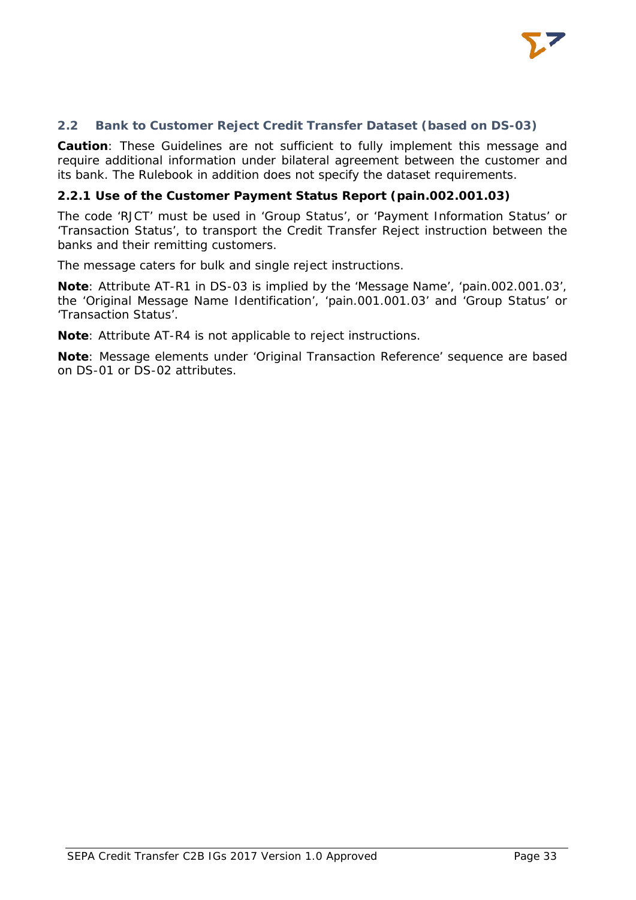## 2.2 Bank to Customer Reject Credit Transfer Dataset (based on DS-03)

**Caution**: These Guidelines are not sufficient to fully implement this message and require additional information under bilateral agreement between the customer and its bank. The Rulebook in addition does not specify the dataset requirements.

### 2.2.1 Use of the Customer Payment Status Report (pain.002.001.03)

The code 'RJCT' must be used in 'Group Status', or 'Payment Information Status' or 'Transaction Status', to transport the Credit Transfer Reject instruction between the banks and their remitting customers.

The message caters for bulk and single reject instructions.

**Note**: Attribute AT-R1 in DS-03 is implied by the 'Message Name', 'pain.002.001.03', the 'Original Message Name Identification', 'pain.001.001.03' and 'Group Status' or 'Transaction Status'.

**Note**: Attribute AT-R4 is not applicable to reject instructions.

**Note**: Message elements under 'Original Transaction Reference' sequence are based on DS-01 or DS-02 attributes.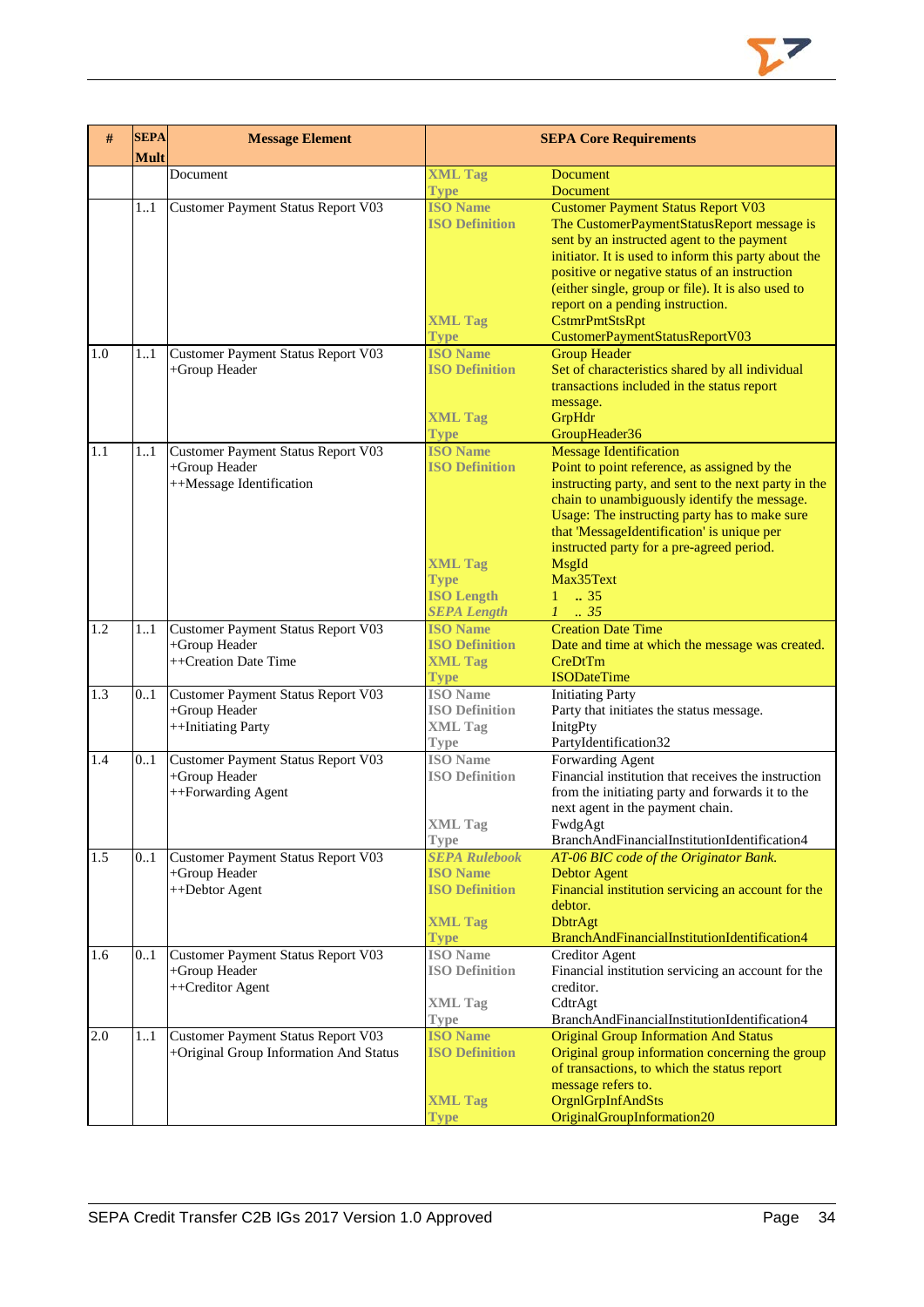| # | SEPA Mult | Message Element | SEPA Core Requirements | |
|---|---|---|---|---|
| | | Document | XML Tag<br>Type | Document<br>Document |
| | 1..1 | Customer Payment Status Report V03 | ISO Name<br>ISO Definition<br><br><br><br><br><br>XML Tag<br>Type | Customer Payment Status Report V03<br>The CustomerPaymentStatusReport message is sent by an instructed agent to the payment initiator. It is used to inform this party about the positive or negative status of an instruction (either single, group or file). It is also used to report on a pending instruction.<br>CstmrPmtStsRpt<br>CustomerPaymentStatusReportV03 |
| 1.0 | 1..1 | Customer Payment Status Report V03<br>+Group Header | ISO Name<br>ISO Definition<br><br><br>XML Tag<br>Type | Group Header<br>Set of characteristics shared by all individual transactions included in the status report message.<br>GrpHdr<br>GroupHeader36 |
| 1.1 | 1..1 | Customer Payment Status Report V03<br>+Group Header<br>++Message Identification | ISO Name<br>ISO Definition<br><br><br><br><br><br>XML Tag<br>Type<br>ISO Length<br>*SEPA Length* | Message Identification<br>Point to point reference, as assigned by the instructing party, and sent to the next party in the chain to unambiguously identify the message. Usage: The instructing party has to make sure that 'MessageIdentification' is unique per instructed party for a pre-agreed period.<br>MsgId<br>Max35Text<br>1 .. 35<br>*1 .. 35* |
| 1.2 | 1..1 | Customer Payment Status Report V03<br>+Group Header<br>++Creation Date Time | ISO Name<br>ISO Definition<br>XML Tag<br>Type | Creation Date Time<br>Date and time at which the message was created.<br>CreDtTm<br>ISODateTime |
| 1.3 | 0..1 | Customer Payment Status Report V03<br>+Group Header<br>++Initiating Party | ISO Name<br>ISO Definition<br>XML Tag<br>Type | Initiating Party<br>Party that initiates the status message.<br>InitgPty<br>PartyIdentification32 |
| 1.4 | 0..1 | Customer Payment Status Report V03<br>+Group Header<br>++Forwarding Agent | ISO Name<br>ISO Definition<br><br><br>XML Tag<br>Type | Forwarding Agent<br>Financial institution that receives the instruction from the initiating party and forwards it to the next agent in the payment chain.<br>FwdgAgt<br>BranchAndFinancialInstitutionIdentification4 |
| 1.5 | 0..1 | Customer Payment Status Report V03<br>+Group Header<br>++Debtor Agent | *SEPA Rulebook*<br>ISO Name<br>ISO Definition<br><br>XML Tag<br>Type | *AT-06 BIC code of the Originator Bank.*<br>Debtor Agent<br>Financial institution servicing an account for the debtor.<br>DbtrAgt<br>BranchAndFinancialInstitutionIdentification4 |
| 1.6 | 0..1 | Customer Payment Status Report V03<br>+Group Header<br>++Creditor Agent | ISO Name<br>ISO Definition<br><br>XML Tag<br>Type | Creditor Agent<br>Financial institution servicing an account for the creditor.<br>CdtrAgt<br>BranchAndFinancialInstitutionIdentification4 |
| 2.0 | 1..1 | Customer Payment Status Report V03<br>+Original Group Information And Status | ISO Name<br>ISO Definition<br><br><br>XML Tag<br>Type | Original Group Information And Status<br>Original group information concerning the group of transactions, to which the status report message refers to.<br>OrgnlGrpInfAndSts<br>OriginalGroupInformation20 |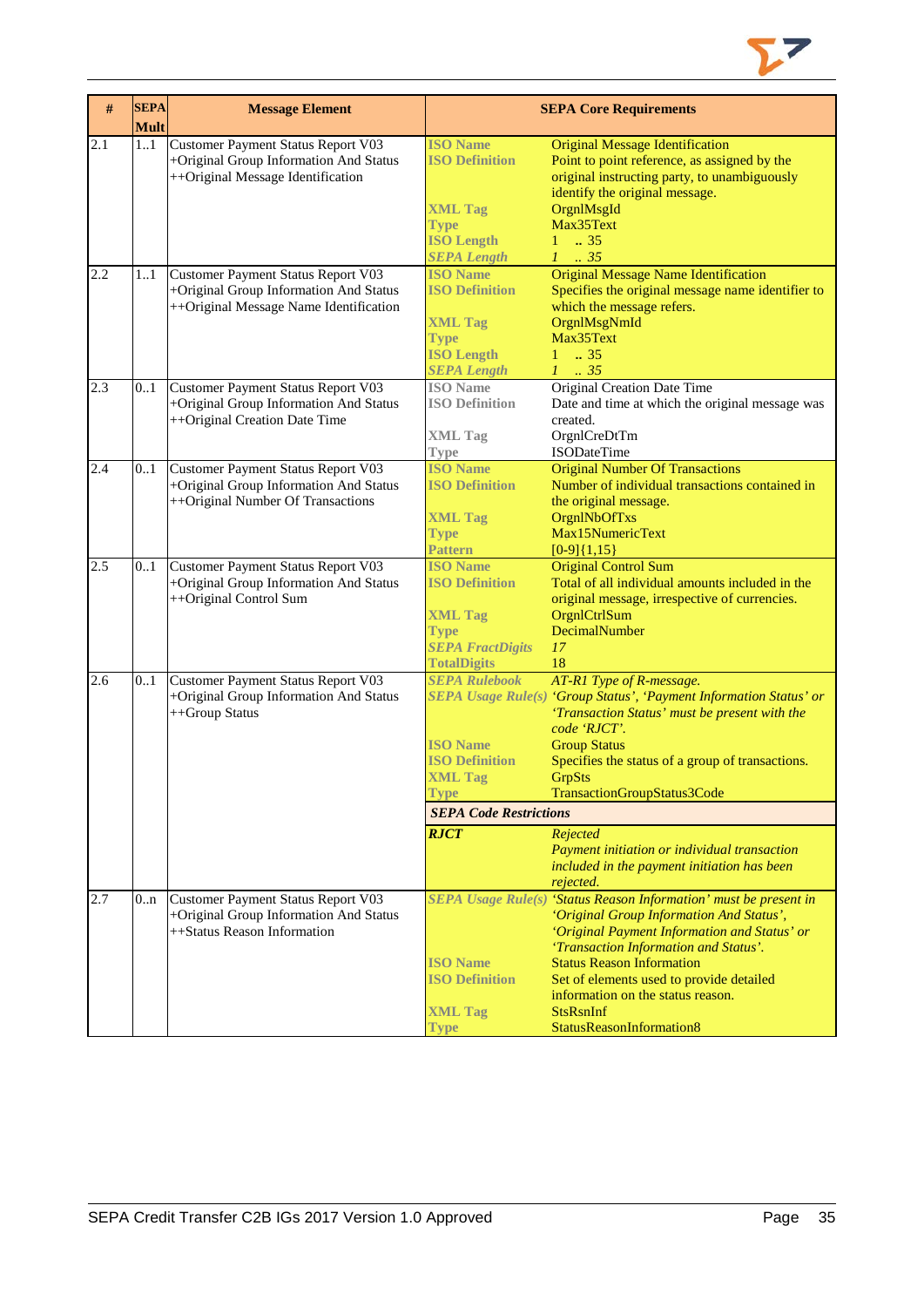| # | SEPA Mult | Message Element | SEPA Core Requirements | |
|---|---|---|---|---|
| 2.1 | 1..1 | Customer Payment Status Report V03 +Original Group Information And Status ++Original Message Identification | **ISO Name** | Original Message Identification |
| | | | **ISO Definition** | Point to point reference, as assigned by the original instructing party, to unambiguously identify the original message. |
| | | | **XML Tag** | OrgnlMsgId |
| | | | **Type** | Max35Text |
| | | | **ISO Length** | 1 .. 35 |
| | | | ***SEPA Length*** | *1 .. 35* |
| 2.2 | 1..1 | Customer Payment Status Report V03 +Original Group Information And Status ++Original Message Name Identification | **ISO Name** | Original Message Name Identification |
| | | | **ISO Definition** | Specifies the original message name identifier to which the message refers. |
| | | | **XML Tag** | OrgnlMsgNmId |
| | | | **Type** | Max35Text |
| | | | **ISO Length** | 1 .. 35 |
| | | | ***SEPA Length*** | *1 .. 35* |
| 2.3 | 0..1 | Customer Payment Status Report V03 +Original Group Information And Status ++Original Creation Date Time | **ISO Name** | Original Creation Date Time |
| | | | **ISO Definition** | Date and time at which the original message was created. |
| | | | **XML Tag** | OrgnlCreDtTm |
| | | | **Type** | ISODateTime |
| 2.4 | 0..1 | Customer Payment Status Report V03 +Original Group Information And Status ++Original Number Of Transactions | **ISO Name** | Original Number Of Transactions |
| | | | **ISO Definition** | Number of individual transactions contained in the original message. |
| | | | **XML Tag** | OrgnlNbOfTxs |
| | | | **Type** | Max15NumericText |
| | | | **Pattern** | [0-9]{1,15} |
| 2.5 | 0..1 | Customer Payment Status Report V03 +Original Group Information And Status ++Original Control Sum | **ISO Name** | Original Control Sum |
| | | | **ISO Definition** | Total of all individual amounts included in the original message, irrespective of currencies. |
| | | | **XML Tag** | OrgnlCtrlSum |
| | | | **Type** | DecimalNumber |
| | | | ***SEPA FractDigits*** | *17* |
| | | | **TotalDigits** | 18 |
| 2.6 | 0..1 | Customer Payment Status Report V03 +Original Group Information And Status ++Group Status | ***SEPA Rulebook*** | *AT-R1 Type of R-message.* |
| | | | ***SEPA Usage Rule(s)*** | *'Group Status', 'Payment Information Status' or 'Transaction Status' must be present with the code 'RJCT'.* |
| | | | **ISO Name** | Group Status |
| | | | **ISO Definition** | Specifies the status of a group of transactions. |
| | | | **XML Tag** | GrpSts |
| | | | **Type** | TransactionGroupStatus3Code |
| | | | ***SEPA Code Restrictions*** | |
| | | | ***RJCT*** | *Rejected* *Payment initiation or individual transaction included in the payment initiation has been rejected.* |
| 2.7 | 0..n | Customer Payment Status Report V03 +Original Group Information And Status ++Status Reason Information | ***SEPA Usage Rule(s)*** | *'Status Reason Information' must be present in 'Original Group Information And Status', 'Original Payment Information and Status' or 'Transaction Information and Status'.* |
| | | | **ISO Name** | Status Reason Information |
| | | | **ISO Definition** | Set of elements used to provide detailed information on the status reason. |
| | | | **XML Tag** | StsRsnInf |
| | | | **Type** | StatusReasonInformation8 |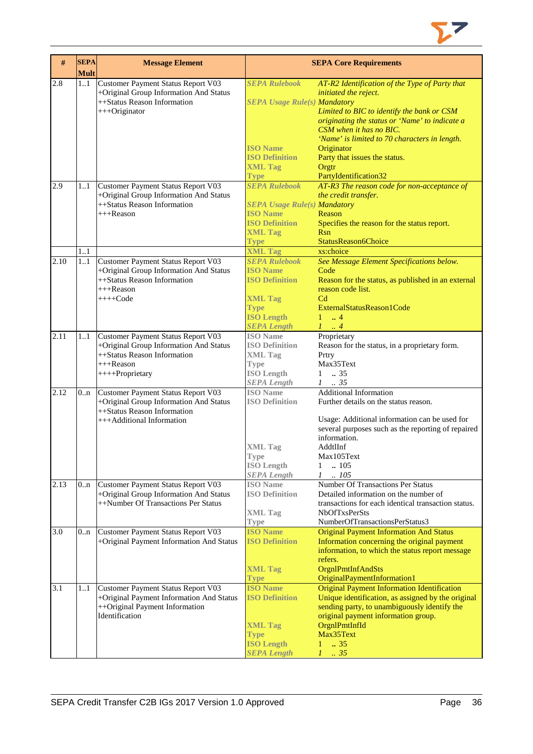| # | SEPA Mult | Message Element | SEPA Core Requirements | |
|---|---|---|---|---|
| 2.8 | 1..1 | Customer Payment Status Report V03<br>+Original Group Information And Status<br>++Status Reason Information<br>+++Originator | *SEPA Rulebook* | *AT-R2 Identification of the Type of Party that initiated the reject.* |
| | | | *SEPA Usage Rule(s)* | *Mandatory*<br>*Limited to BIC to identify the bank or CSM originating the status or 'Name' to indicate a CSM when it has no BIC.*<br>*'Name' is limited to 70 characters in length.* |
| | | | **ISO Name** | Originator |
| | | | **ISO Definition** | Party that issues the status. |
| | | | **XML Tag** | Orgtr |
| | | | **Type** | PartyIdentification32 |
| 2.9 | 1..1 | Customer Payment Status Report V03<br>+Original Group Information And Status<br>++Status Reason Information<br>+++Reason | *SEPA Rulebook* | *AT-R3 The reason code for non-acceptance of the credit transfer.* |
| | | | *SEPA Usage Rule(s)* | *Mandatory* |
| | | | **ISO Name** | Reason |
| | | | **ISO Definition** | Specifies the reason for the status report. |
| | | | **XML Tag** | Rsn |
| | | | **Type** | StatusReason6Choice |
| | 1..1 | | **XML Tag** | xs:choice |
| 2.10 | 1..1 | Customer Payment Status Report V03<br>+Original Group Information And Status<br>++Status Reason Information<br>+++Reason<br>++++Code | *SEPA Rulebook* | *See Message Element Specifications below.* |
| | | | **ISO Name** | Code |
| | | | **ISO Definition** | Reason for the status, as published in an external reason code list. |
| | | | **XML Tag** | Cd |
| | | | **Type** | ExternalStatusReason1Code |
| | | | **ISO Length** | 1 .. 4 |
| | | | *SEPA Length* | *1 .. 4* |
| 2.11 | 1..1 | Customer Payment Status Report V03<br>+Original Group Information And Status<br>++Status Reason Information<br>+++Reason<br>++++Proprietary | **ISO Name** | Proprietary |
| | | | **ISO Definition** | Reason for the status, in a proprietary form. |
| | | | **XML Tag** | Prtry |
| | | | **Type** | Max35Text |
| | | | **ISO Length** | 1 .. 35 |
| | | | *SEPA Length* | *1 .. 35* |
| 2.12 | 0..n | Customer Payment Status Report V03<br>+Original Group Information And Status<br>++Status Reason Information<br>+++Additional Information | **ISO Name** | Additional Information |
| | | | **ISO Definition** | Further details on the status reason.<br><br>Usage: Additional information can be used for several purposes such as the reporting of repaired information. |
| | | | **XML Tag** | AddtlInf |
| | | | **Type** | Max105Text |
| | | | **ISO Length** | 1 .. 105 |
| | | | *SEPA Length* | *1 .. 105* |
| 2.13 | 0..n | Customer Payment Status Report V03<br>+Original Group Information And Status<br>++Number Of Transactions Per Status | **ISO Name** | Number Of Transactions Per Status |
| | | | **ISO Definition** | Detailed information on the number of transactions for each identical transaction status. |
| | | | **XML Tag** | NbOfTxsPerSts |
| | | | **Type** | NumberOfTransactionsPerStatus3 |
| 3.0 | 0..n | Customer Payment Status Report V03<br>+Original Payment Information And Status | **ISO Name** | Original Payment Information And Status |
| | | | **ISO Definition** | Information concerning the original payment information, to which the status report message refers. |
| | | | **XML Tag** | OrgnlPmtInfAndSts |
| | | | **Type** | OriginalPaymentInformation1 |
| 3.1 | 1..1 | Customer Payment Status Report V03<br>+Original Payment Information And Status<br>++Original Payment Information Identification | **ISO Name** | Original Payment Information Identification |
| | | | **ISO Definition** | Unique identification, as assigned by the original sending party, to unambiguously identify the original payment information group. |
| | | | **XML Tag** | OrgnlPmtInfId |
| | | | **Type** | Max35Text |
| | | | **ISO Length** | 1 .. 35 |
| | | | *SEPA Length* | *1 .. 35* |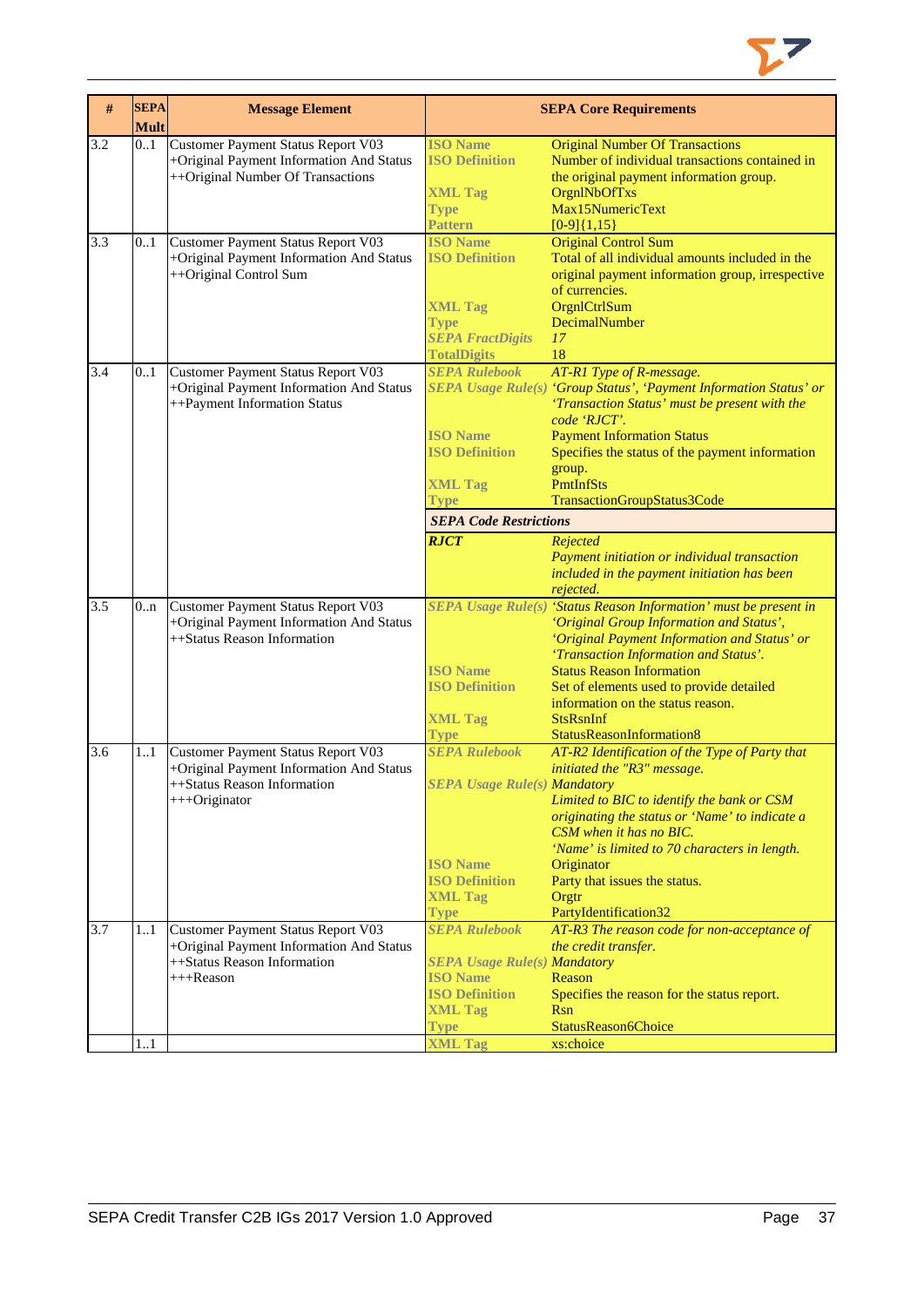| # | SEPA Mult | Message Element | SEPA Core Requirements | |
|---|---|---|---|---|
| 3.2 | 0..1 | Customer Payment Status Report V03<br>+Original Payment Information And Status<br>++Original Number Of Transactions | **ISO Name**<br>**ISO Definition**<br><br>**XML Tag**<br>**Type**<br>**Pattern** | Original Number Of Transactions<br>Number of individual transactions contained in the original payment information group.<br>OrgnlNbOfTxs<br>Max15NumericText<br>[0-9]{1,15} |
| 3.3 | 0..1 | Customer Payment Status Report V03<br>+Original Payment Information And Status<br>++Original Control Sum | **ISO Name**<br>**ISO Definition**<br><br><br>**XML Tag**<br>**Type**<br>***SEPA FractDigits***<br>**TotalDigits** | Original Control Sum<br>Total of all individual amounts included in the original payment information group, irrespective of currencies.<br>OrgnlCtrlSum<br>DecimalNumber<br>*17*<br>18 |
| 3.4 | 0..1 | Customer Payment Status Report V03<br>+Original Payment Information And Status<br>++Payment Information Status | ***SEPA Rulebook***<br>***SEPA Usage Rule(s)***<br><br><br>**ISO Name**<br>**ISO Definition**<br><br>**XML Tag**<br>**Type** | *AT-R1 Type of R-message.*<br>*'Group Status', 'Payment Information Status' or 'Transaction Status' must be present with the code 'RJCT'.*<br>Payment Information Status<br>Specifies the status of the payment information group.<br>PmtInfSts<br>TransactionGroupStatus3Code |
| | | | ***SEPA Code Restrictions*** | |
| | | | ***RJCT*** | *Rejected*<br>*Payment initiation or individual transaction included in the payment initiation has been rejected.* |
| 3.5 | 0..n | Customer Payment Status Report V03<br>+Original Payment Information And Status<br>++Status Reason Information | ***SEPA Usage Rule(s)***<br><br><br><br>**ISO Name**<br>**ISO Definition**<br><br>**XML Tag**<br>**Type** | *'Status Reason Information' must be present in 'Original Group Information and Status', 'Original Payment Information and Status' or 'Transaction Information and Status'.*<br>Status Reason Information<br>Set of elements used to provide detailed information on the status reason.<br>StsRsnInf<br>StatusReasonInformation8 |
| 3.6 | 1..1 | Customer Payment Status Report V03<br>+Original Payment Information And Status<br>++Status Reason Information<br>+++Originator | ***SEPA Rulebook***<br><br>***SEPA Usage Rule(s)***<br><br><br><br><br>**ISO Name**<br>**ISO Definition**<br>**XML Tag**<br>**Type** | *AT-R2 Identification of the Type of Party that initiated the "R3" message.*<br>*Mandatory*<br>*Limited to BIC to identify the bank or CSM originating the status or 'Name' to indicate a CSM when it has no BIC.*<br>*'Name' is limited to 70 characters in length.*<br>Originator<br>Party that issues the status.<br>Orgtr<br>PartyIdentification32 |
| 3.7 | 1..1 | Customer Payment Status Report V03<br>+Original Payment Information And Status<br>++Status Reason Information<br>+++Reason | ***SEPA Rulebook***<br><br>***SEPA Usage Rule(s)***<br>**ISO Name**<br>**ISO Definition**<br>**XML Tag**<br>**Type** | *AT-R3 The reason code for non-acceptance of the credit transfer.*<br>*Mandatory*<br>Reason<br>Specifies the reason for the status report.<br>Rsn<br>StatusReason6Choice |
| | 1..1 | | **XML Tag** | xs:choice |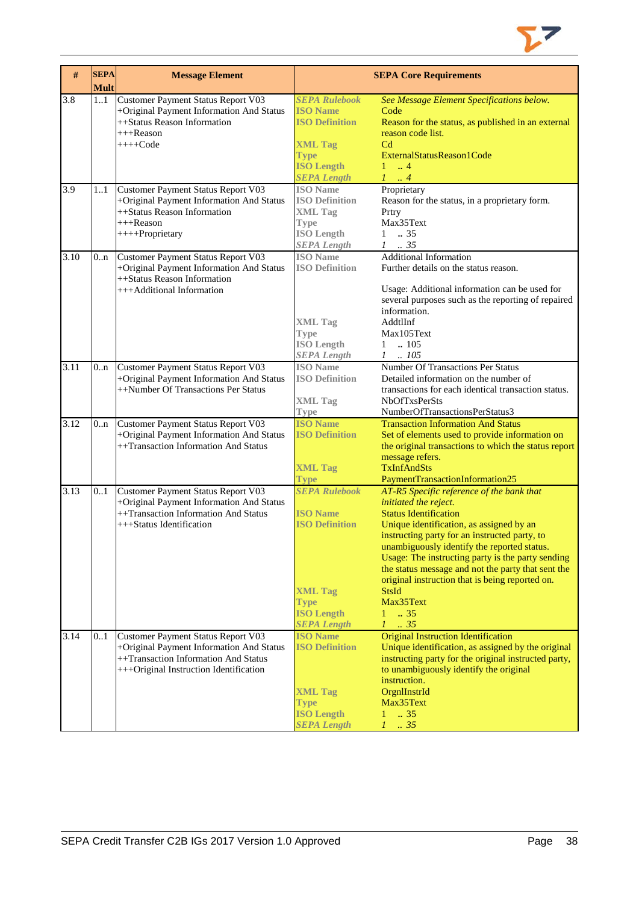| # | SEPA Mult | Message Element | SEPA Core Requirements | |
|---|---|---|---|---|
| 3.8 | 1..1 | Customer Payment Status Report V03<br>+Original Payment Information And Status<br>++Status Reason Information<br>+++Reason<br>++++Code | *SEPA Rulebook*<br>**ISO Name**<br>**ISO Definition**<br><br>**XML Tag**<br>**Type**<br>**ISO Length**<br>*SEPA Length* | *See Message Element Specifications below.*<br>Code<br>Reason for the status, as published in an external reason code list.<br>Cd<br>ExternalStatusReason1Code<br>1 .. 4<br>*1 .. 4* |
| 3.9 | 1..1 | Customer Payment Status Report V03<br>+Original Payment Information And Status<br>++Status Reason Information<br>+++Reason<br>++++Proprietary | **ISO Name**<br>**ISO Definition**<br>**XML Tag**<br>**Type**<br>**ISO Length**<br>*SEPA Length* | Proprietary<br>Reason for the status, in a proprietary form.<br>Prtry<br>Max35Text<br>1 .. 35<br>*1 .. 35* |
| 3.10 | 0..n | Customer Payment Status Report V03<br>+Original Payment Information And Status<br>++Status Reason Information<br>+++Additional Information | **ISO Name**<br>**ISO Definition**<br><br><br><br>**XML Tag**<br>**Type**<br>**ISO Length**<br>*SEPA Length* | Additional Information<br>Further details on the status reason.<br><br>Usage: Additional information can be used for several purposes such as the reporting of repaired information.<br>AddtlInf<br>Max105Text<br>1 .. 105<br>*1 .. 105* |
| 3.11 | 0..n | Customer Payment Status Report V03<br>+Original Payment Information And Status<br>++Number Of Transactions Per Status | **ISO Name**<br>**ISO Definition**<br><br>**XML Tag**<br>**Type** | Number Of Transactions Per Status<br>Detailed information on the number of transactions for each identical transaction status.<br>NbOfTxsPerSts<br>NumberOfTransactionsPerStatus3 |
| 3.12 | 0..n | Customer Payment Status Report V03<br>+Original Payment Information And Status<br>++Transaction Information And Status | **ISO Name**<br>**ISO Definition**<br><br><br>**XML Tag**<br>**Type** | Transaction Information And Status<br>Set of elements used to provide information on the original transactions to which the status report message refers.<br>TxInfAndSts<br>PaymentTransactionInformation25 |
| 3.13 | 0..1 | Customer Payment Status Report V03<br>+Original Payment Information And Status<br>++Transaction Information And Status<br>+++Status Identification | *SEPA Rulebook*<br><br>**ISO Name**<br>**ISO Definition**<br><br><br><br><br><br><br>**XML Tag**<br>**Type**<br>**ISO Length**<br>*SEPA Length* | *AT-R5 Specific reference of the bank that initiated the reject.*<br>Status Identification<br>Unique identification, as assigned by an instructing party for an instructed party, to unambiguously identify the reported status.<br>Usage: The instructing party is the party sending the status message and not the party that sent the original instruction that is being reported on.<br>StsId<br>Max35Text<br>1 .. 35<br>*1 .. 35* |
| 3.14 | 0..1 | Customer Payment Status Report V03<br>+Original Payment Information And Status<br>++Transaction Information And Status<br>+++Original Instruction Identification | **ISO Name**<br>**ISO Definition**<br><br><br><br>**XML Tag**<br>**Type**<br>**ISO Length**<br>*SEPA Length* | Original Instruction Identification<br>Unique identification, as assigned by the original instructing party for the original instructed party, to unambiguously identify the original instruction.<br>OrgnlInstrId<br>Max35Text<br>1 .. 35<br>*1 .. 35* |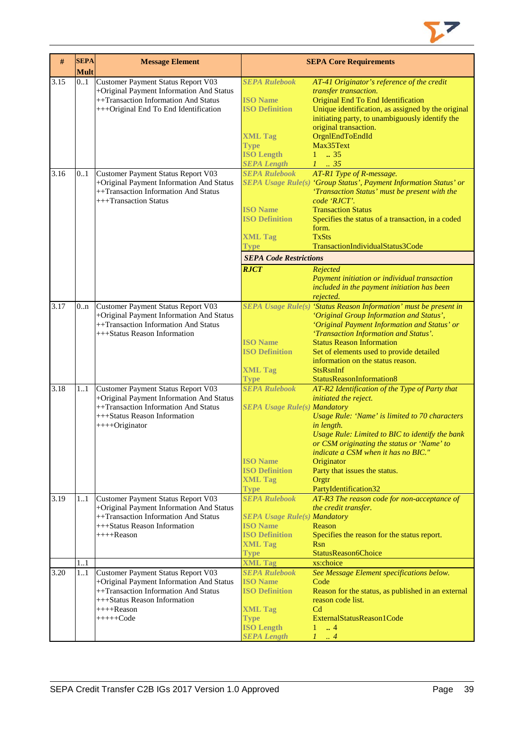| # | SEPA Mult | Message Element | SEPA Core Requirements | |
|---|---|---|---|---|
| 3.15 | 0..1 | Customer Payment Status Report V03<br>+Original Payment Information And Status<br>++Transaction Information And Status<br>+++Original End To End Identification | **SEPA Rulebook** | *AT-41 Originator's reference of the credit transfer transaction.* |
| | | | **ISO Name** | Original End To End Identification |
| | | | **ISO Definition** | Unique identification, as assigned by the original initiating party, to unambiguously identify the original transaction. |
| | | | **XML Tag** | OrgnlEndToEndId |
| | | | **Type** | Max35Text |
| | | | **ISO Length** | 1 .. 35 |
| | | | **SEPA Length** | *1 .. 35* |
| 3.16 | 0..1 | Customer Payment Status Report V03<br>+Original Payment Information And Status<br>++Transaction Information And Status<br>+++Transaction Status | **SEPA Rulebook** | *AT-R1 Type of R-message.* |
| | | | **SEPA Usage Rule(s)** | *'Group Status', Payment Information Status' or 'Transaction Status' must be present with the code 'RJCT'.* |
| | | | **ISO Name** | Transaction Status |
| | | | **ISO Definition** | Specifies the status of a transaction, in a coded form. |
| | | | **XML Tag** | TxSts |
| | | | **Type** | TransactionIndividualStatus3Code |
| | | | ***SEPA Code Restrictions*** | |
| | | | ***RJCT*** | *Rejected*<br>*Payment initiation or individual transaction included in the payment initiation has been rejected.* |
| 3.17 | 0..n | Customer Payment Status Report V03<br>+Original Payment Information And Status<br>++Transaction Information And Status<br>+++Status Reason Information | **SEPA Usage Rule(s)** | *'Status Reason Information' must be present in 'Original Group Information and Status', 'Original Payment Information and Status' or 'Transaction Information and Status'.* |
| | | | **ISO Name** | Status Reason Information |
| | | | **ISO Definition** | Set of elements used to provide detailed information on the status reason. |
| | | | **XML Tag** | StsRsnInf |
| | | | **Type** | StatusReasonInformation8 |
| 3.18 | 1..1 | Customer Payment Status Report V03<br>+Original Payment Information And Status<br>++Transaction Information And Status<br>+++Status Reason Information<br>++++Originator | **SEPA Rulebook** | *AT-R2 Identification of the Type of Party that initiated the reject.* |
| | | | **SEPA Usage Rule(s)** | *Mandatory*<br>*Usage Rule: 'Name' is limited to 70 characters in length.*<br>*Usage Rule: Limited to BIC to identify the bank or CSM originating the status or 'Name' to indicate a CSM when it has no BIC."* |
| | | | **ISO Name** | Originator |
| | | | **ISO Definition** | Party that issues the status. |
| | | | **XML Tag** | Orgtr |
| | | | **Type** | PartyIdentification32 |
| 3.19 | 1..1 | Customer Payment Status Report V03<br>+Original Payment Information And Status<br>++Transaction Information And Status<br>+++Status Reason Information<br>++++Reason | **SEPA Rulebook** | *AT-R3 The reason code for non-acceptance of the credit transfer.* |
| | | | **SEPA Usage Rule(s)** | *Mandatory* |
| | | | **ISO Name** | Reason |
| | | | **ISO Definition** | Specifies the reason for the status report. |
| | | | **XML Tag** | Rsn |
| | | | **Type** | StatusReason6Choice |
| | 1..1 | | **XML Tag** | xs:choice |
| 3.20 | 1..1 | Customer Payment Status Report V03<br>+Original Payment Information And Status<br>++Transaction Information And Status<br>+++Status Reason Information<br>++++Reason<br>+++++Code | **SEPA Rulebook** | *See Message Element specifications below.* |
| | | | **ISO Name** | Code |
| | | | **ISO Definition** | Reason for the status, as published in an external reason code list. |
| | | | **XML Tag** | Cd |
| | | | **Type** | ExternalStatusReason1Code |
| | | | **ISO Length** | 1 .. 4 |
| | | | **SEPA Length** | *1 .. 4* |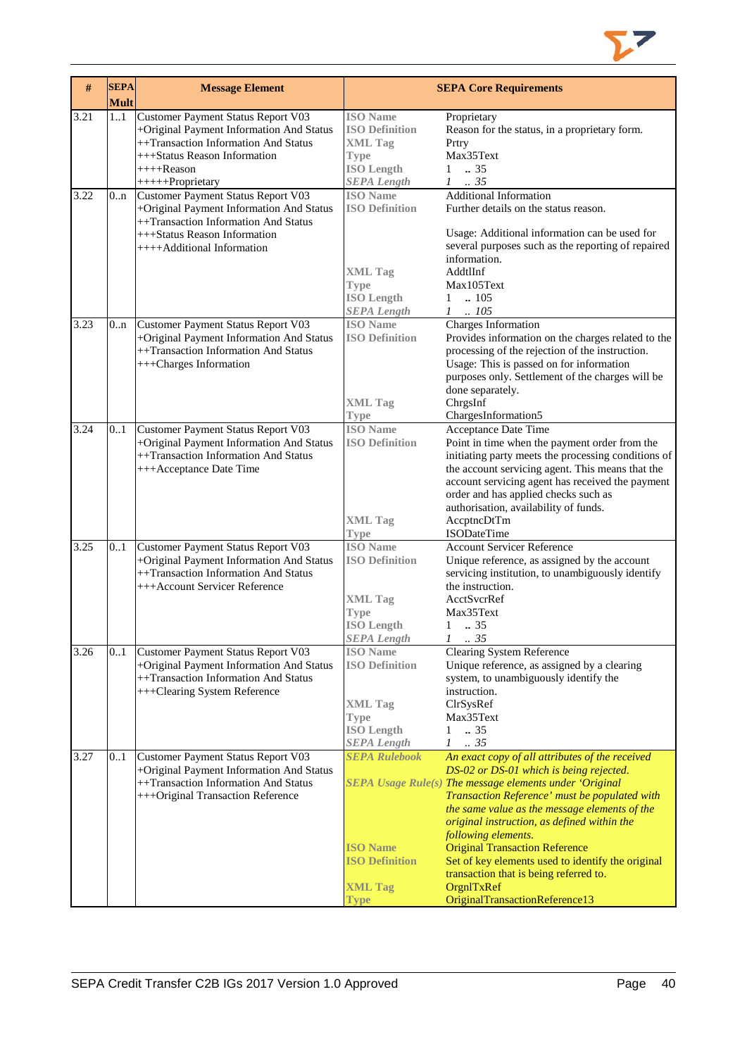| # | SEPA Mult | Message Element | SEPA Core Requirements | |
|---|---|---|---|---|
| 3.21 | 1..1 | Customer Payment Status Report V03<br>+Original Payment Information And Status<br>++Transaction Information And Status<br>+++Status Reason Information<br>++++Reason<br>+++++Proprietary | ISO Name<br>ISO Definition<br>XML Tag<br>Type<br>ISO Length<br>*SEPA Length* | Proprietary<br>Reason for the status, in a proprietary form.<br>Prtry<br>Max35Text<br>1 .. 35<br>*1 .. 35* |
| 3.22 | 0..n | Customer Payment Status Report V03<br>+Original Payment Information And Status<br>++Transaction Information And Status<br>+++Status Reason Information<br>++++Additional Information | ISO Name<br>ISO Definition<br><br><br><br>XML Tag<br>Type<br>ISO Length<br>*SEPA Length* | Additional Information<br>Further details on the status reason.<br><br>Usage: Additional information can be used for several purposes such as the reporting of repaired information.<br>AddtlInf<br>Max105Text<br>1 .. 105<br>*1 .. 105* |
| 3.23 | 0..n | Customer Payment Status Report V03<br>+Original Payment Information And Status<br>++Transaction Information And Status<br>+++Charges Information | ISO Name<br>ISO Definition<br><br><br><br><br>XML Tag<br>Type | Charges Information<br>Provides information on the charges related to the processing of the rejection of the instruction.<br>Usage: This is passed on for information purposes only. Settlement of the charges will be done separately.<br>ChrgsInf<br>ChargesInformation5 |
| 3.24 | 0..1 | Customer Payment Status Report V03<br>+Original Payment Information And Status<br>++Transaction Information And Status<br>+++Acceptance Date Time | ISO Name<br>ISO Definition<br><br><br><br><br><br>XML Tag<br>Type | Acceptance Date Time<br>Point in time when the payment order from the initiating party meets the processing conditions of the account servicing agent. This means that the account servicing agent has received the payment order and has applied checks such as authorisation, availability of funds.<br>AccptncDtTm<br>ISODateTime |
| 3.25 | 0..1 | Customer Payment Status Report V03<br>+Original Payment Information And Status<br>++Transaction Information And Status<br>+++Account Servicer Reference | ISO Name<br>ISO Definition<br><br><br>XML Tag<br>Type<br>ISO Length<br>*SEPA Length* | Account Servicer Reference<br>Unique reference, as assigned by the account servicing institution, to unambiguously identify the instruction.<br>AcctSvcrRef<br>Max35Text<br>1 .. 35<br>*1 .. 35* |
| 3.26 | 0..1 | Customer Payment Status Report V03<br>+Original Payment Information And Status<br>++Transaction Information And Status<br>+++Clearing System Reference | ISO Name<br>ISO Definition<br><br><br>XML Tag<br>Type<br>ISO Length<br>*SEPA Length* | Clearing System Reference<br>Unique reference, as assigned by a clearing system, to unambiguously identify the instruction.<br>ClrSysRef<br>Max35Text<br>1 .. 35<br>*1 .. 35* |
| 3.27 | 0..1 | Customer Payment Status Report V03<br>+Original Payment Information And Status<br>++Transaction Information And Status<br>+++Original Transaction Reference | *SEPA Rulebook*<br><br>*SEPA Usage Rule(s)*<br><br><br><br><br>ISO Name<br>ISO Definition<br><br>XML Tag<br>Type | *An exact copy of all attributes of the received DS-02 or DS-01 which is being rejected.*<br>*The message elements under 'Original Transaction Reference' must be populated with the same value as the message elements of the original instruction, as defined within the following elements.*<br>Original Transaction Reference<br>Set of key elements used to identify the original transaction that is being referred to.<br>OrgnlTxRef<br>OriginalTransactionReference13 |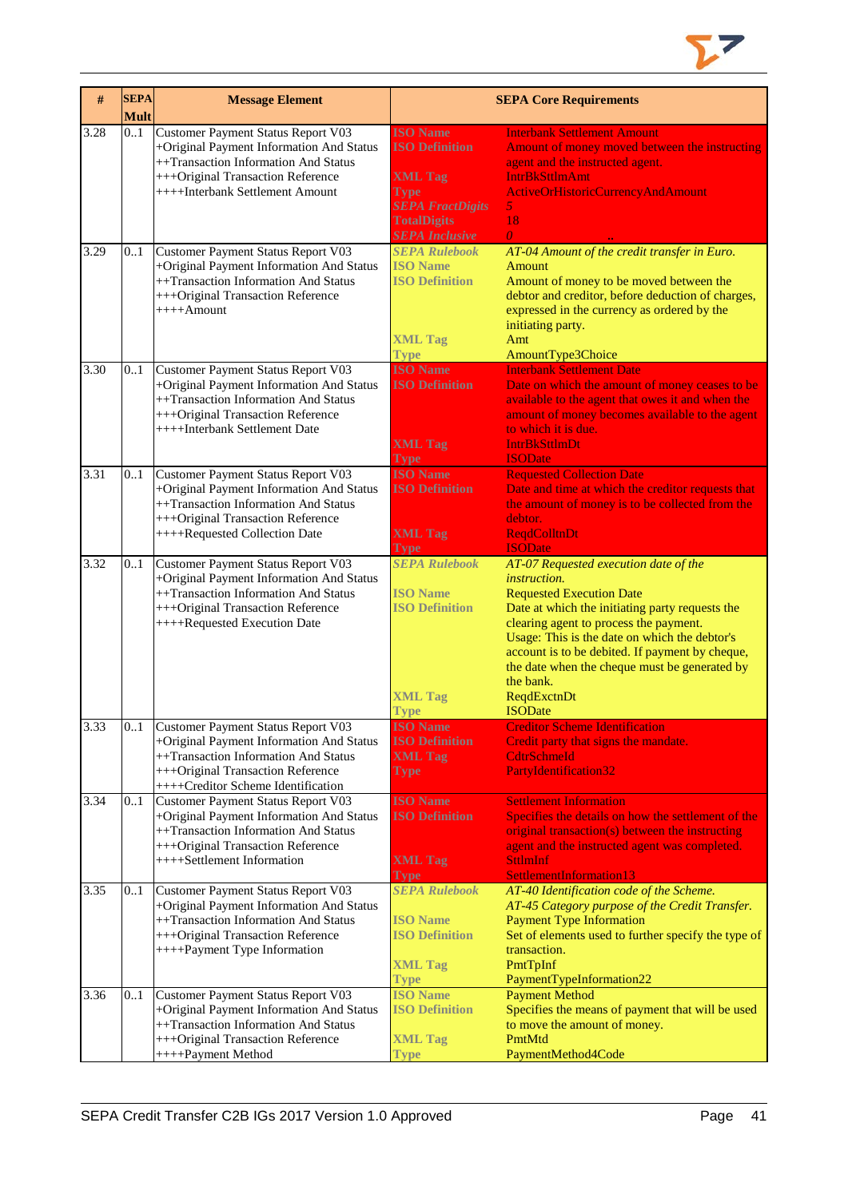| # | SEPA Mult | Message Element | SEPA Core Requirements | |
|---|---|---|---|---|
| 3.28 | 0..1 | Customer Payment Status Report V03<br>+Original Payment Information And Status<br>++Transaction Information And Status<br>+++Original Transaction Reference<br>++++Interbank Settlement Amount | **ISO Name**<br>**ISO Definition**<br><br>**XML Tag**<br>**Type**<br>***SEPA FractDigits***<br>**TotalDigits**<br>***SEPA Inclusive*** | Interbank Settlement Amount<br>Amount of money moved between the instructing agent and the instructed agent.<br>IntrBkSttlmAmt<br>ActiveOrHistoricCurrencyAndAmount<br>*5*<br>18<br>*0* |
| 3.29 | 0..1 | Customer Payment Status Report V03<br>+Original Payment Information And Status<br>++Transaction Information And Status<br>+++Original Transaction Reference<br>++++Amount | ***SEPA Rulebook***<br>**ISO Name**<br>**ISO Definition**<br><br>**XML Tag**<br>**Type** | *AT-04 Amount of the credit transfer in Euro.*<br>Amount<br>Amount of money to be moved between the debtor and creditor, before deduction of charges, expressed in the currency as ordered by the initiating party.<br>Amt<br>AmountType3Choice |
| 3.30 | 0..1 | Customer Payment Status Report V03<br>+Original Payment Information And Status<br>++Transaction Information And Status<br>+++Original Transaction Reference<br>++++Interbank Settlement Date | **ISO Name**<br>**ISO Definition**<br><br>**XML Tag**<br>**Type** | Interbank Settlement Date<br>Date on which the amount of money ceases to be available to the agent that owes it and when the amount of money becomes available to the agent to which it is due.<br>IntrBkSttlmDt<br>ISODate |
| 3.31 | 0..1 | Customer Payment Status Report V03<br>+Original Payment Information And Status<br>++Transaction Information And Status<br>+++Original Transaction Reference<br>++++Requested Collection Date | **ISO Name**<br>**ISO Definition**<br><br>**XML Tag**<br>**Type** | Requested Collection Date<br>Date and time at which the creditor requests that the amount of money is to be collected from the debtor.<br>ReqdColltnDt<br>ISODate |
| 3.32 | 0..1 | Customer Payment Status Report V03<br>+Original Payment Information And Status<br>++Transaction Information And Status<br>+++Original Transaction Reference<br>++++Requested Execution Date | ***SEPA Rulebook***<br><br>**ISO Name**<br>**ISO Definition**<br><br>**XML Tag**<br>**Type** | *AT-07 Requested execution date of the instruction.*<br>Requested Execution Date<br>Date at which the initiating party requests the clearing agent to process the payment.<br>Usage: This is the date on which the debtor's account is to be debited. If payment by cheque, the date when the cheque must be generated by the bank.<br>ReqdExctnDt<br>ISODate |
| 3.33 | 0..1 | Customer Payment Status Report V03<br>+Original Payment Information And Status<br>++Transaction Information And Status<br>+++Original Transaction Reference<br>++++Creditor Scheme Identification | **ISO Name**<br>**ISO Definition**<br>**XML Tag**<br>**Type** | Creditor Scheme Identification<br>Credit party that signs the mandate.<br>CdtrSchmeId<br>PartyIdentification32 |
| 3.34 | 0..1 | Customer Payment Status Report V03<br>+Original Payment Information And Status<br>++Transaction Information And Status<br>+++Original Transaction Reference<br>++++Settlement Information | **ISO Name**<br>**ISO Definition**<br><br>**XML Tag**<br>**Type** | Settlement Information<br>Specifies the details on how the settlement of the original transaction(s) between the instructing agent and the instructed agent was completed.<br>SttlmInf<br>SettlementInformation13 |
| 3.35 | 0..1 | Customer Payment Status Report V03<br>+Original Payment Information And Status<br>++Transaction Information And Status<br>+++Original Transaction Reference<br>++++Payment Type Information | ***SEPA Rulebook***<br><br>**ISO Name**<br>**ISO Definition**<br><br>**XML Tag**<br>**Type** | *AT-40 Identification code of the Scheme.*<br>*AT-45 Category purpose of the Credit Transfer.*<br>Payment Type Information<br>Set of elements used to further specify the type of transaction.<br>PmtTpInf<br>PaymentTypeInformation22 |
| 3.36 | 0..1 | Customer Payment Status Report V03<br>+Original Payment Information And Status<br>++Transaction Information And Status<br>+++Original Transaction Reference<br>++++Payment Method | **ISO Name**<br>**ISO Definition**<br><br>**XML Tag**<br>**Type** | Payment Method<br>Specifies the means of payment that will be used to move the amount of money.<br>PmtMtd<br>PaymentMethod4Code |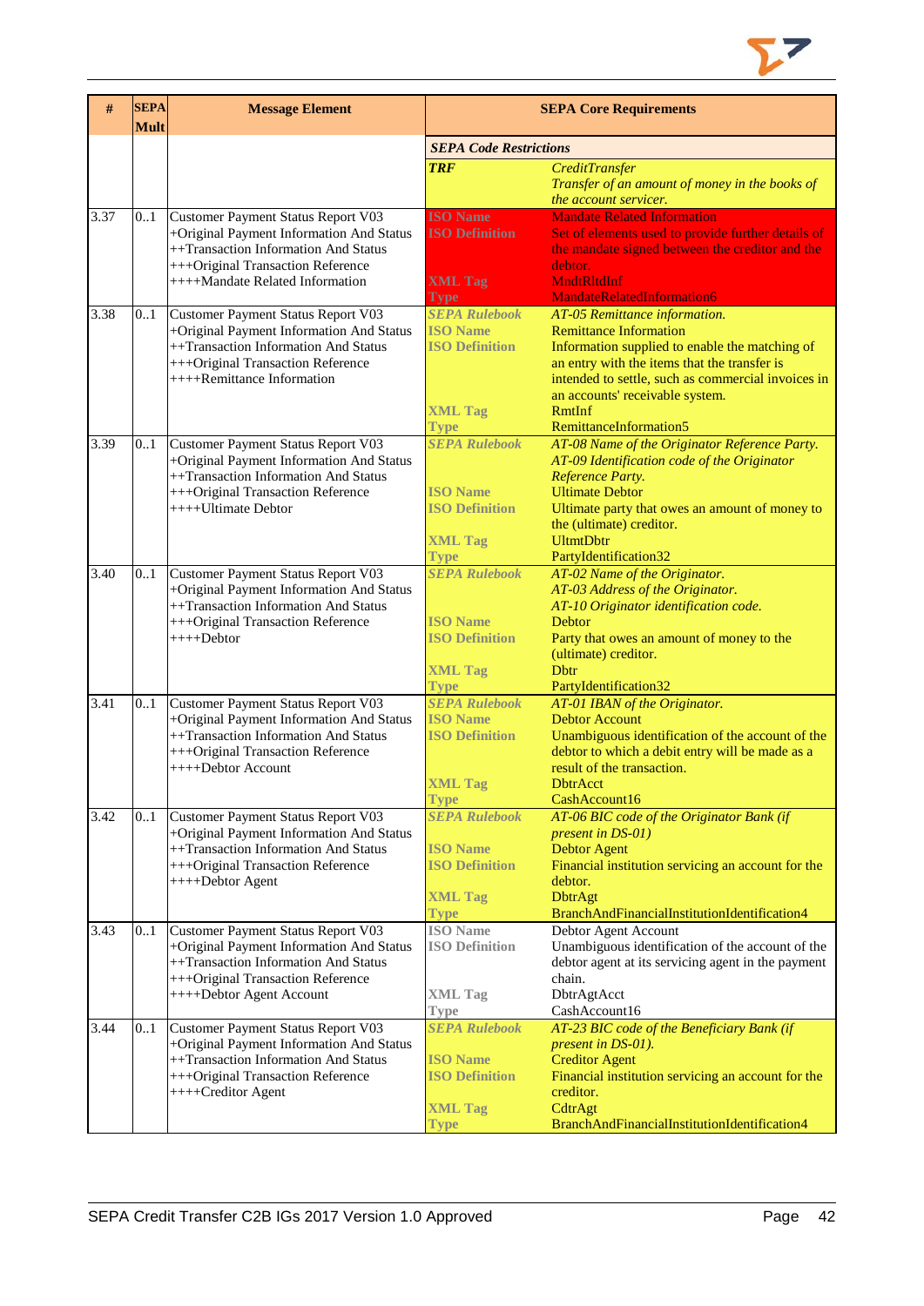| # | SEPA Mult | Message Element | SEPA Core Requirements | |
|---|---|---|---|---|
| | | | ***SEPA Code Restrictions*** | |
| | | | ***TRF*** | *CreditTransfer* *Transfer of an amount of money in the books of the account servicer.* |
| 3.37 | 0..1 | Customer Payment Status Report V03 +Original Payment Information And Status ++Transaction Information And Status +++Original Transaction Reference ++++Mandate Related Information | **ISO Name** **ISO Definition** **XML Tag** **Type** | Mandate Related Information Set of elements used to provide further details of the mandate signed between the creditor and the debtor. MndtRltdInf MandateRelatedInformation6 |
| 3.38 | 0..1 | Customer Payment Status Report V03 +Original Payment Information And Status ++Transaction Information And Status +++Original Transaction Reference ++++Remittance Information | ***SEPA Rulebook*** **ISO Name** **ISO Definition** **XML Tag** **Type** | *AT-05 Remittance information.* Remittance Information Information supplied to enable the matching of an entry with the items that the transfer is intended to settle, such as commercial invoices in an accounts' receivable system. RmtInf RemittanceInformation5 |
| 3.39 | 0..1 | Customer Payment Status Report V03 +Original Payment Information And Status ++Transaction Information And Status +++Original Transaction Reference ++++Ultimate Debtor | ***SEPA Rulebook*** **ISO Name** **ISO Definition** **XML Tag** **Type** | *AT-08 Name of the Originator Reference Party.* *AT-09 Identification code of the Originator Reference Party.* Ultimate Debtor Ultimate party that owes an amount of money to the (ultimate) creditor. UltmtDbtr PartyIdentification32 |
| 3.40 | 0..1 | Customer Payment Status Report V03 +Original Payment Information And Status ++Transaction Information And Status +++Original Transaction Reference ++++Debtor | ***SEPA Rulebook*** **ISO Name** **ISO Definition** **XML Tag** **Type** | *AT-02 Name of the Originator.* *AT-03 Address of the Originator.* *AT-10 Originator identification code.* Debtor Party that owes an amount of money to the (ultimate) creditor. Dbtr PartyIdentification32 |
| 3.41 | 0..1 | Customer Payment Status Report V03 +Original Payment Information And Status ++Transaction Information And Status +++Original Transaction Reference ++++Debtor Account | ***SEPA Rulebook*** **ISO Name** **ISO Definition** **XML Tag** **Type** | *AT-01 IBAN of the Originator.* Debtor Account Unambiguous identification of the account of the debtor to which a debit entry will be made as a result of the transaction. DbtrAcct CashAccount16 |
| 3.42 | 0..1 | Customer Payment Status Report V03 +Original Payment Information And Status ++Transaction Information And Status +++Original Transaction Reference ++++Debtor Agent | ***SEPA Rulebook*** **ISO Name** **ISO Definition** **XML Tag** **Type** | *AT-06 BIC code of the Originator Bank (if present in DS-01)* Debtor Agent Financial institution servicing an account for the debtor. DbtrAgt BranchAndFinancialInstitutionIdentification4 |
| 3.43 | 0..1 | Customer Payment Status Report V03 +Original Payment Information And Status ++Transaction Information And Status +++Original Transaction Reference ++++Debtor Agent Account | **ISO Name** **ISO Definition** **XML Tag** **Type** | Debtor Agent Account Unambiguous identification of the account of the debtor agent at its servicing agent in the payment chain. DbtrAgtAcct CashAccount16 |
| 3.44 | 0..1 | Customer Payment Status Report V03 +Original Payment Information And Status ++Transaction Information And Status +++Original Transaction Reference ++++Creditor Agent | ***SEPA Rulebook*** **ISO Name** **ISO Definition** **XML Tag** **Type** | *AT-23 BIC code of the Beneficiary Bank (if present in DS-01).* Creditor Agent Financial institution servicing an account for the creditor. CdtrAgt BranchAndFinancialInstitutionIdentification4 |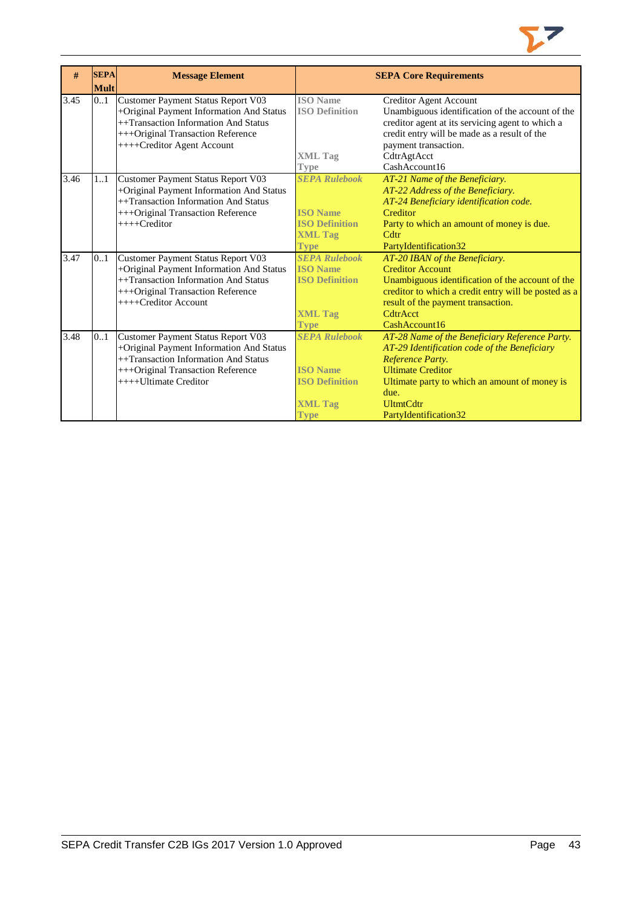| # | SEPA Mult | Message Element | SEPA Core Requirements | |
|---|---|---|---|---|
| 3.45 | 0..1 | Customer Payment Status Report V03<br>+Original Payment Information And Status<br>++Transaction Information And Status<br>+++Original Transaction Reference<br>++++Creditor Agent Account | ISO Name<br>ISO Definition<br><br><br><br>XML Tag<br>Type | Creditor Agent Account<br>Unambiguous identification of the account of the creditor agent at its servicing agent to which a credit entry will be made as a result of the payment transaction.<br>CdtrAgtAcct<br>CashAccount16 |
| 3.46 | 1..1 | Customer Payment Status Report V03<br>+Original Payment Information And Status<br>++Transaction Information And Status<br>+++Original Transaction Reference<br>++++Creditor | *SEPA Rulebook*<br><br><br>ISO Name<br>ISO Definition<br>XML Tag<br>Type | *AT-21 Name of the Beneficiary.*<br>*AT-22 Address of the Beneficiary.*<br>*AT-24 Beneficiary identification code.*<br>Creditor<br>Party to which an amount of money is due.<br>Cdtr<br>PartyIdentification32 |
| 3.47 | 0..1 | Customer Payment Status Report V03<br>+Original Payment Information And Status<br>++Transaction Information And Status<br>+++Original Transaction Reference<br>++++Creditor Account | *SEPA Rulebook*<br>ISO Name<br>ISO Definition<br><br><br>XML Tag<br>Type | *AT-20 IBAN of the Beneficiary.*<br>Creditor Account<br>Unambiguous identification of the account of the creditor to which a credit entry will be posted as a result of the payment transaction.<br>CdtrAcct<br>CashAccount16 |
| 3.48 | 0..1 | Customer Payment Status Report V03<br>+Original Payment Information And Status<br>++Transaction Information And Status<br>+++Original Transaction Reference<br>++++Ultimate Creditor | *SEPA Rulebook*<br><br><br>ISO Name<br>ISO Definition<br><br>XML Tag<br>Type | *AT-28 Name of the Beneficiary Reference Party.*<br>*AT-29 Identification code of the Beneficiary Reference Party.*<br>Ultimate Creditor<br>Ultimate party to which an amount of money is due.<br>UltmtCdtr<br>PartyIdentification32 |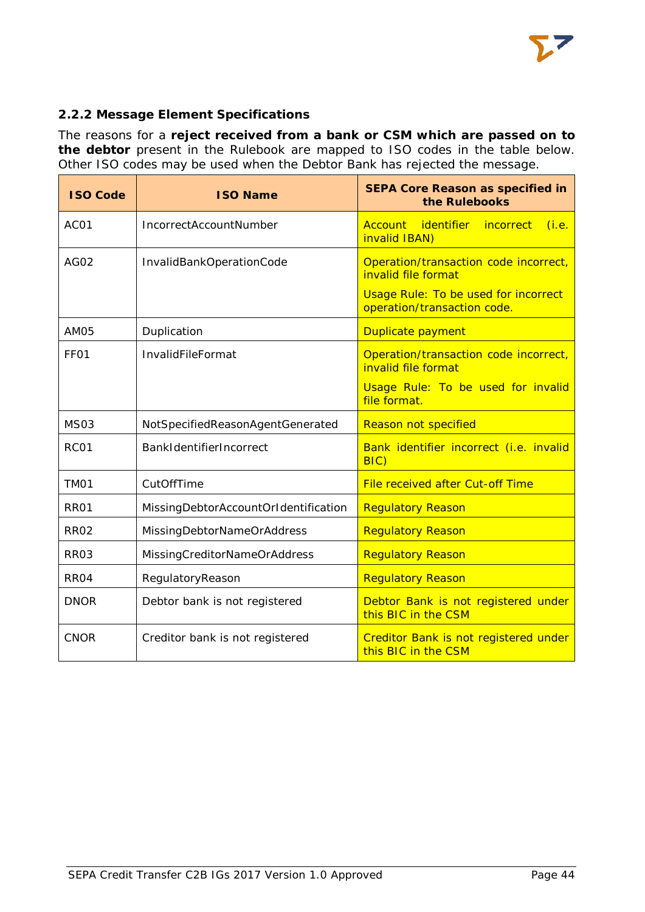### 2.2.2 Message Element Specifications

The reasons for a **reject received from a bank or CSM which are passed on to the debtor** present in the Rulebook are mapped to ISO codes in the table below. Other ISO codes may be used when the Debtor Bank has rejected the message.

| ISO Code | ISO Name | SEPA Core Reason as specified in the Rulebooks |
|---|---|---|
| AC01 | IncorrectAccountNumber | Account identifier incorrect (i.e. invalid IBAN) |
| AG02 | InvalidBankOperationCode | Operation/transaction code incorrect, invalid file format<br><br>Usage Rule: To be used for incorrect operation/transaction code. |
| AM05 | Duplication | Duplicate payment |
| FF01 | InvalidFileFormat | Operation/transaction code incorrect, invalid file format<br><br>Usage Rule: To be used for invalid file format. |
| MS03 | NotSpecifiedReasonAgentGenerated | Reason not specified |
| RC01 | BankIdentifierIncorrect | Bank identifier incorrect (i.e. invalid BIC) |
| TM01 | CutOffTime | File received after Cut-off Time |
| RR01 | MissingDebtorAccountOrIdentification | Regulatory Reason |
| RR02 | MissingDebtorNameOrAddress | Regulatory Reason |
| RR03 | MissingCreditorNameOrAddress | Regulatory Reason |
| RR04 | RegulatoryReason | Regulatory Reason |
| DNOR | Debtor bank is not registered | Debtor Bank is not registered under this BIC in the CSM |
| CNOR | Creditor bank is not registered | Creditor Bank is not registered under this BIC in the CSM |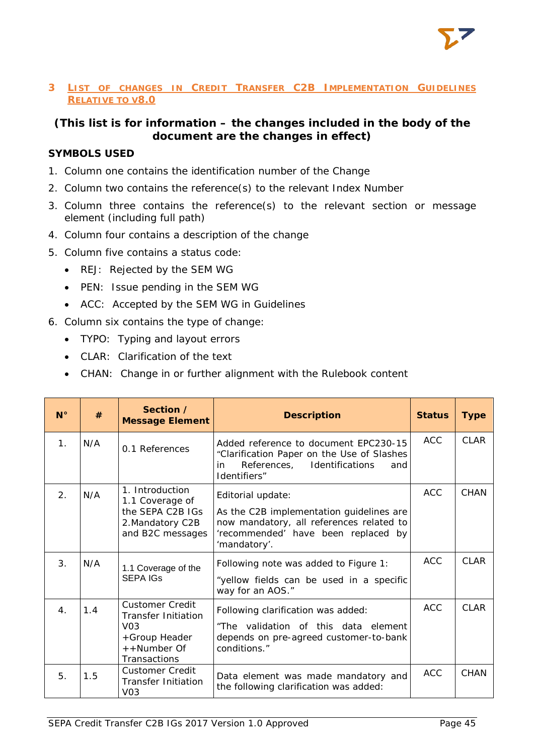## 3 LIST OF CHANGES IN CREDIT TRANSFER C2B IMPLEMENTATION GUIDELINES RELATIVE TO V8.0

**(This list is for information – the changes included in the body of the document are the changes in effect)**

**SYMBOLS USED**

1. Column one contains the identification number of the Change
2. Column two contains the reference(s) to the relevant Index Number
3. Column three contains the reference(s) to the relevant section or message element (including full path)
4. Column four contains a description of the change
5. Column five contains a status code:
   - REJ: Rejected by the SEM WG
   - PEN: Issue pending in the SEM WG
   - ACC: Accepted by the SEM WG in Guidelines
6. Column six contains the type of change:
   - TYPO: Typing and layout errors
   - CLAR: Clarification of the text
   - CHAN: Change in or further alignment with the Rulebook content

| N° | # | Section / Message Element | Description | Status | Type |
|---|---|---|---|---|---|
| 1. | N/A | 0.1 References | Added reference to document EPC230-15 “Clarification Paper on the Use of Slashes in References, Identifications and Identifiers” | ACC | CLAR |
| 2. | N/A | 1. Introduction<br>1.1 Coverage of the SEPA C2B IGs<br>2.Mandatory C2B and B2C messages | Editorial update:<br><br>As the C2B implementation guidelines are now mandatory, all references related to ‘recommended’ have been replaced by ‘mandatory’. | ACC | CHAN |
| 3. | N/A | 1.1 Coverage of the SEPA IGs | Following note was added to Figure 1:<br><br>“yellow fields can be used in a specific way for an AOS.” | ACC | CLAR |
| 4. | 1.4 | Customer Credit Transfer Initiation V03<br>+Group Header<br>++Number Of Transactions | Following clarification was added:<br><br>“The validation of this data element depends on pre-agreed customer-to-bank conditions.” | ACC | CLAR |
| 5. | 1.5 | Customer Credit Transfer Initiation V03 | Data element was made mandatory and the following clarification was added: | ACC | CHAN |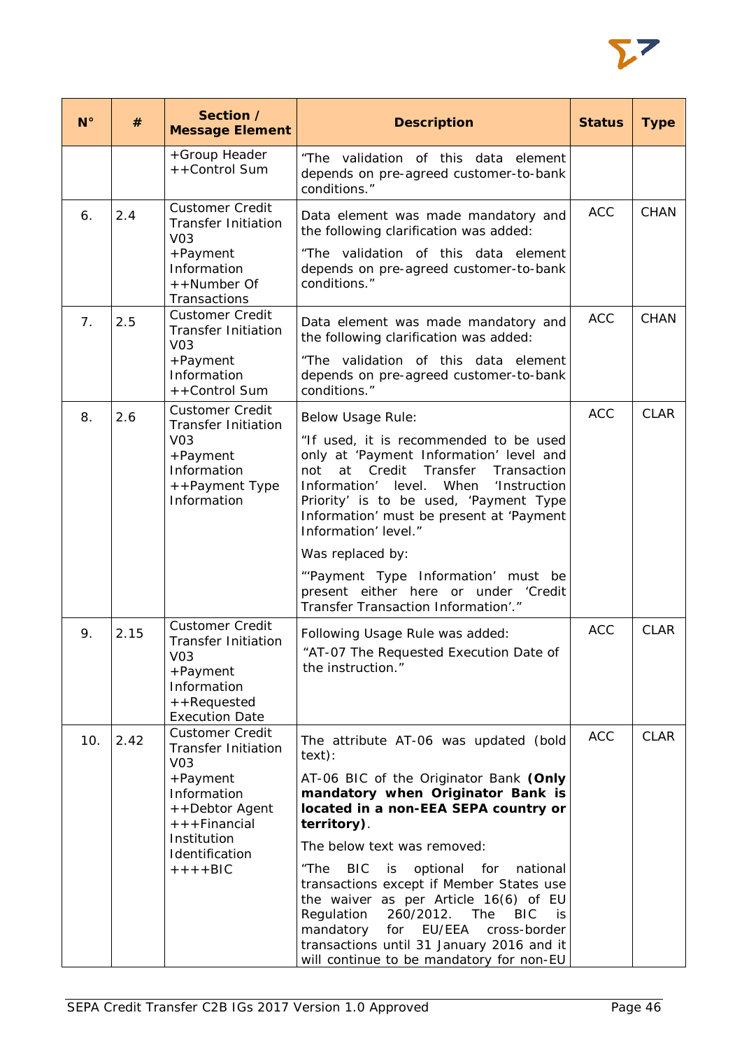| N° | # | Section / Message Element | Description | Status | Type |
|---|---|---|---|---|---|
| | | +Group Header<br>++Control Sum | "The validation of this data element depends on pre-agreed customer-to-bank conditions." | | |
| 6. | 2.4 | Customer Credit Transfer Initiation V03<br>+Payment Information<br>++Number Of Transactions | Data element was made mandatory and the following clarification was added:<br>"The validation of this data element depends on pre-agreed customer-to-bank conditions." | ACC | CHAN |
| 7. | 2.5 | Customer Credit Transfer Initiation V03<br>+Payment Information<br>++Control Sum | Data element was made mandatory and the following clarification was added:<br>"The validation of this data element depends on pre-agreed customer-to-bank conditions." | ACC | CHAN |
| 8. | 2.6 | Customer Credit Transfer Initiation V03<br>+Payment Information<br>++Payment Type Information | Below Usage Rule:<br>"If used, it is recommended to be used only at 'Payment Information' level and not at Credit Transfer Transaction Information' level. When 'Instruction Priority' is to be used, 'Payment Type Information' must be present at 'Payment Information' level."<br>Was replaced by:<br>"'Payment Type Information' must be present either here or under 'Credit Transfer Transaction Information'." | ACC | CLAR |
| 9. | 2.15 | Customer Credit Transfer Initiation V03<br>+Payment Information<br>++Requested Execution Date | Following Usage Rule was added:<br>"AT-07 The Requested Execution Date of the instruction." | ACC | CLAR |
| 10. | 2.42 | Customer Credit Transfer Initiation V03<br>+Payment Information<br>++Debtor Agent<br>+++Financial Institution Identification<br>++++BIC | The attribute AT-06 was updated (bold text):<br>AT-06 BIC of the Originator Bank **(Only mandatory when Originator Bank is located in a non-EEA SEPA country or territory)**.<br>The below text was removed:<br>"The BIC is optional for national transactions except if Member States use the waiver as per Article 16(6) of EU Regulation 260/2012. The BIC is mandatory for EU/EEA cross-border transactions until 31 January 2016 and it will continue to be mandatory for non-EU | ACC | CLAR |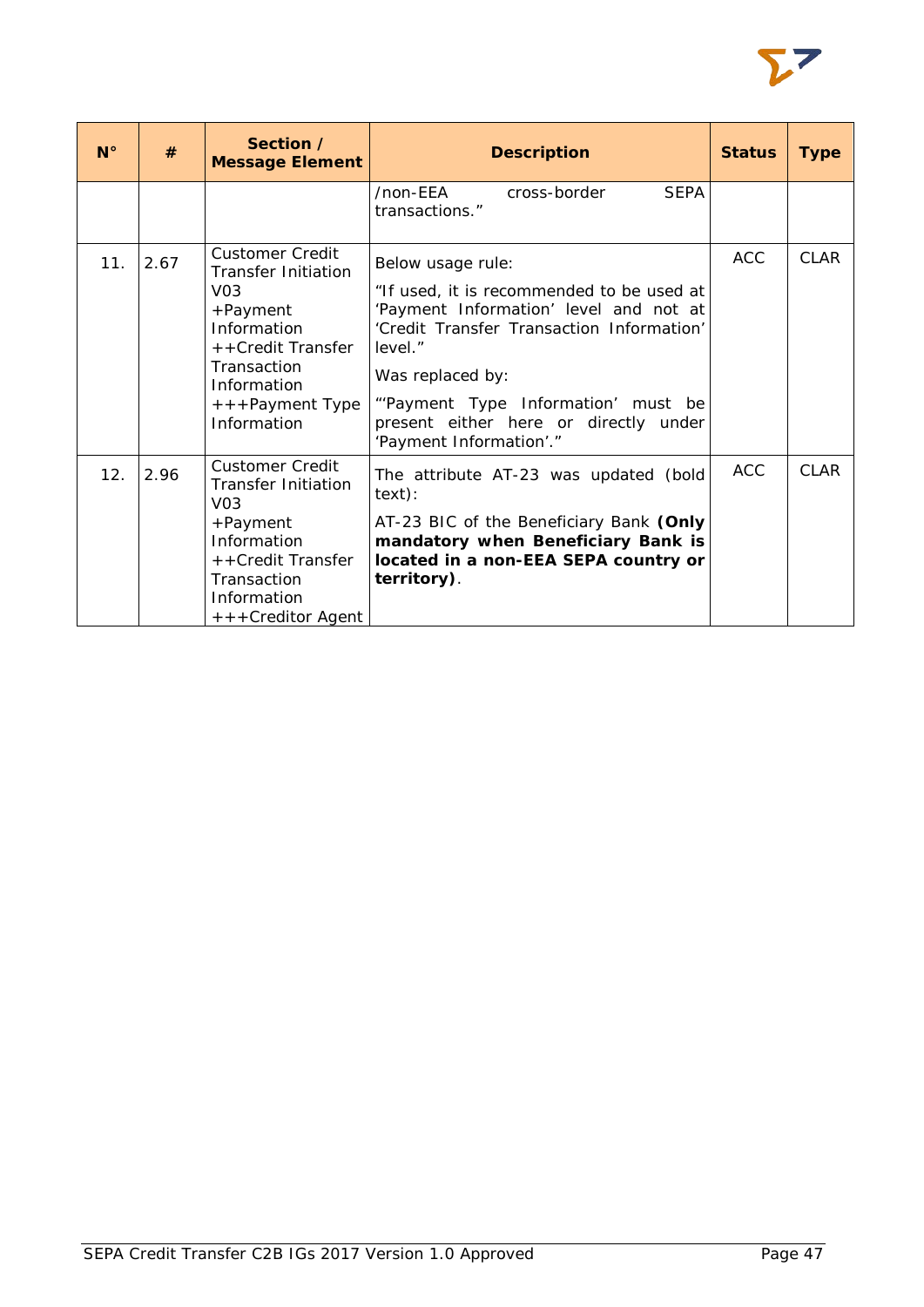| N° | # | Section / Message Element | Description | Status | Type |
|---|---|---|---|---|---|
| | | | /non-EEA cross-border SEPA transactions." | | |
| 11. | 2.67 | Customer Credit Transfer Initiation V03<br>+Payment Information<br>++Credit Transfer Transaction Information<br>+++Payment Type Information | Below usage rule:<br>"If used, it is recommended to be used at 'Payment Information' level and not at 'Credit Transfer Transaction Information' level."<br>Was replaced by:<br>"'Payment Type Information' must be present either here or directly under 'Payment Information'." | ACC | CLAR |
| 12. | 2.96 | Customer Credit Transfer Initiation V03<br>+Payment Information<br>++Credit Transfer Transaction Information<br>+++Creditor Agent | The attribute AT-23 was updated (bold text):<br>AT-23 BIC of the Beneficiary Bank **(Only mandatory when Beneficiary Bank is located in a non-EEA SEPA country or territory)**. | ACC | CLAR |